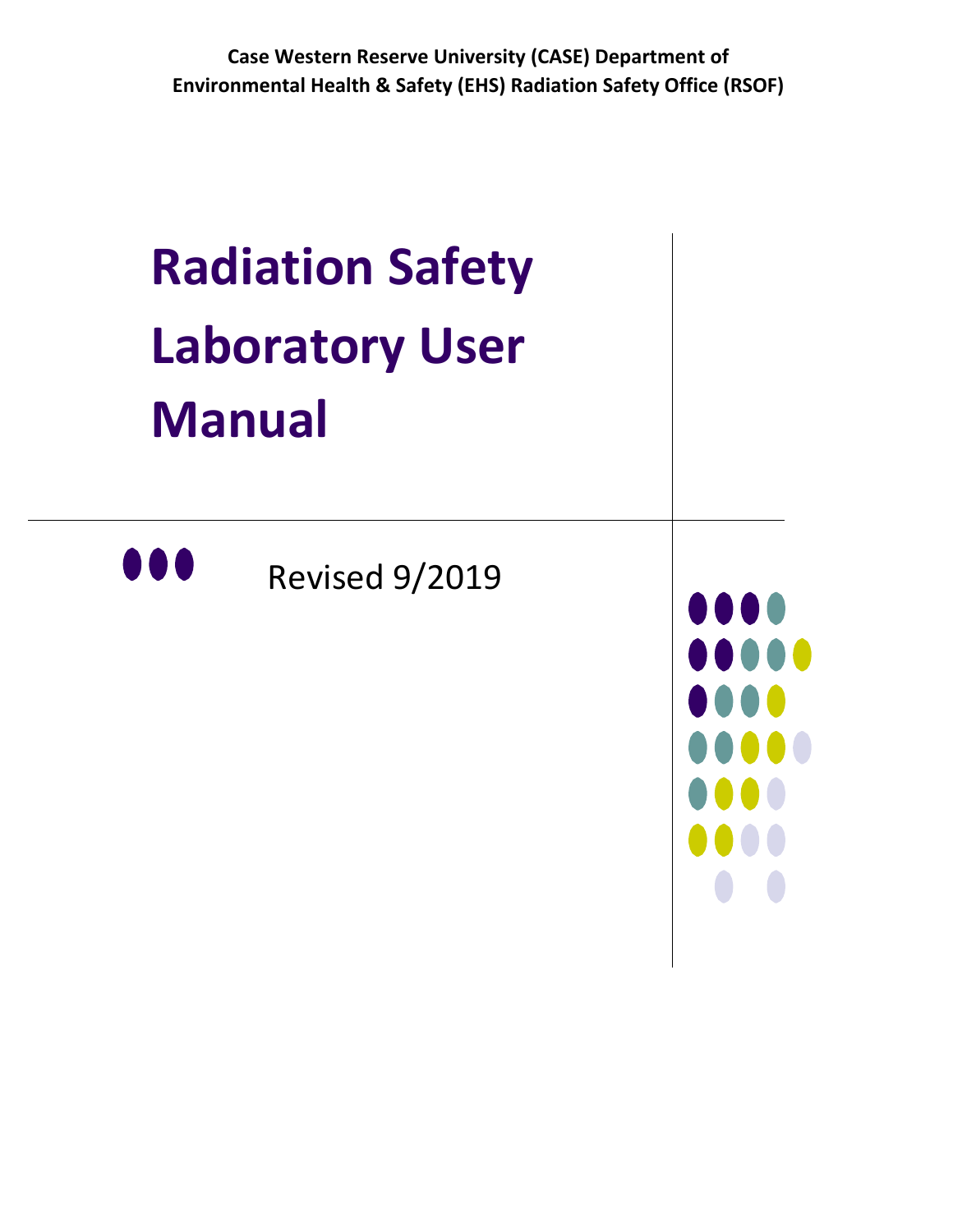**Case Western Reserve University (CASE) Department of Environmental Health & Safety (EHS) Radiation Safety Office (RSOF)**

# Radiation Safety Laboratory User Manual

Revised 9/2019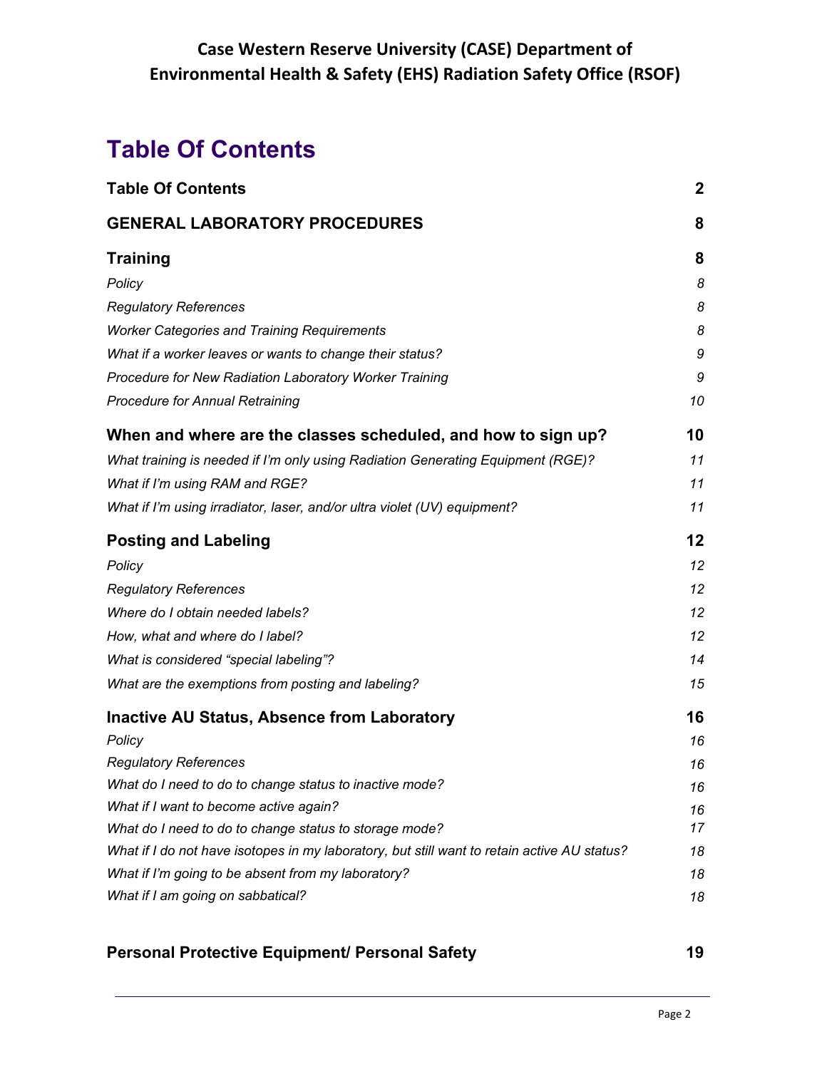# Table Of Contents

| | |
|---|---|
| **Table Of Contents** | **2** |
| **GENERAL LABORATORY PROCEDURES** | **8** |
| **Training** | **8** |
| *Policy* | *8* |
| *Regulatory References* | *8* |
| *Worker Categories and Training Requirements* | *8* |
| *What if a worker leaves or wants to change their status?* | *9* |
| *Procedure for New Radiation Laboratory Worker Training* | *9* |
| *Procedure for Annual Retraining* | *10* |
| **When and where are the classes scheduled, and how to sign up?** | **10** |
| *What training is needed if I'm only using Radiation Generating Equipment (RGE)?* | *11* |
| *What if I'm using RAM and RGE?* | *11* |
| *What if I'm using irradiator, laser, and/or ultra violet (UV) equipment?* | *11* |
| **Posting and Labeling** | **12** |
| *Policy* | *12* |
| *Regulatory References* | *12* |
| *Where do I obtain needed labels?* | *12* |
| *How, what and where do I label?* | *12* |
| *What is considered "special labeling"?* | *14* |
| *What are the exemptions from posting and labeling?* | *15* |
| **Inactive AU Status, Absence from Laboratory** | **16** |
| *Policy* | *16* |
| *Regulatory References* | *16* |
| *What do I need to do to change status to inactive mode?* | *16* |
| *What if I want to become active again?* | *16* |
| *What do I need to do to change status to storage mode?* | *17* |
| *What if I do not have isotopes in my laboratory, but still want to retain active AU status?* | *18* |
| *What if I'm going to be absent from my laboratory?* | *18* |
| *What if I am going on sabbatical?* | *18* |
| **Personal Protective Equipment/ Personal Safety** | **19** |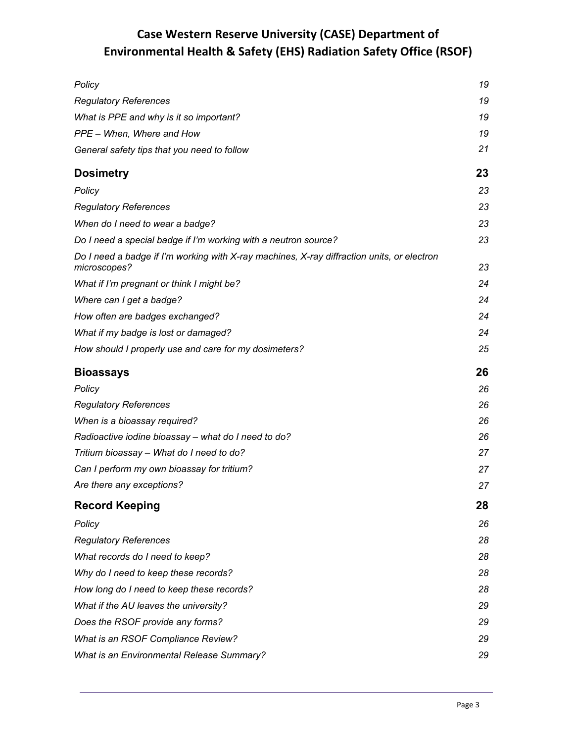| | |
|---|---|
| *Policy* | *19* |
| *Regulatory References* | *19* |
| *What is PPE and why is it so important?* | *19* |
| *PPE – When, Where and How* | *19* |
| *General safety tips that you need to follow* | *21* |
| **Dosimetry** | **23** |
| *Policy* | *23* |
| *Regulatory References* | *23* |
| *When do I need to wear a badge?* | *23* |
| *Do I need a special badge if I'm working with a neutron source?* | *23* |
| *Do I need a badge if I'm working with X-ray machines, X-ray diffraction units, or electron microscopes?* | *23* |
| *What if I'm pregnant or think I might be?* | *24* |
| *Where can I get a badge?* | *24* |
| *How often are badges exchanged?* | *24* |
| *What if my badge is lost or damaged?* | *24* |
| *How should I properly use and care for my dosimeters?* | *25* |
| **Bioassays** | **26** |
| *Policy* | *26* |
| *Regulatory References* | *26* |
| *When is a bioassay required?* | *26* |
| *Radioactive iodine bioassay – what do I need to do?* | *26* |
| *Tritium bioassay – What do I need to do?* | *27* |
| *Can I perform my own bioassay for tritium?* | *27* |
| *Are there any exceptions?* | *27* |
| **Record Keeping** | **28** |
| *Policy* | *26* |
| *Regulatory References* | *28* |
| *What records do I need to keep?* | *28* |
| *Why do I need to keep these records?* | *28* |
| *How long do I need to keep these records?* | *28* |
| *What if the AU leaves the university?* | *29* |
| *Does the RSOF provide any forms?* | *29* |
| *What is an RSOF Compliance Review?* | *29* |
| *What is an Environmental Release Summary?* | *29* |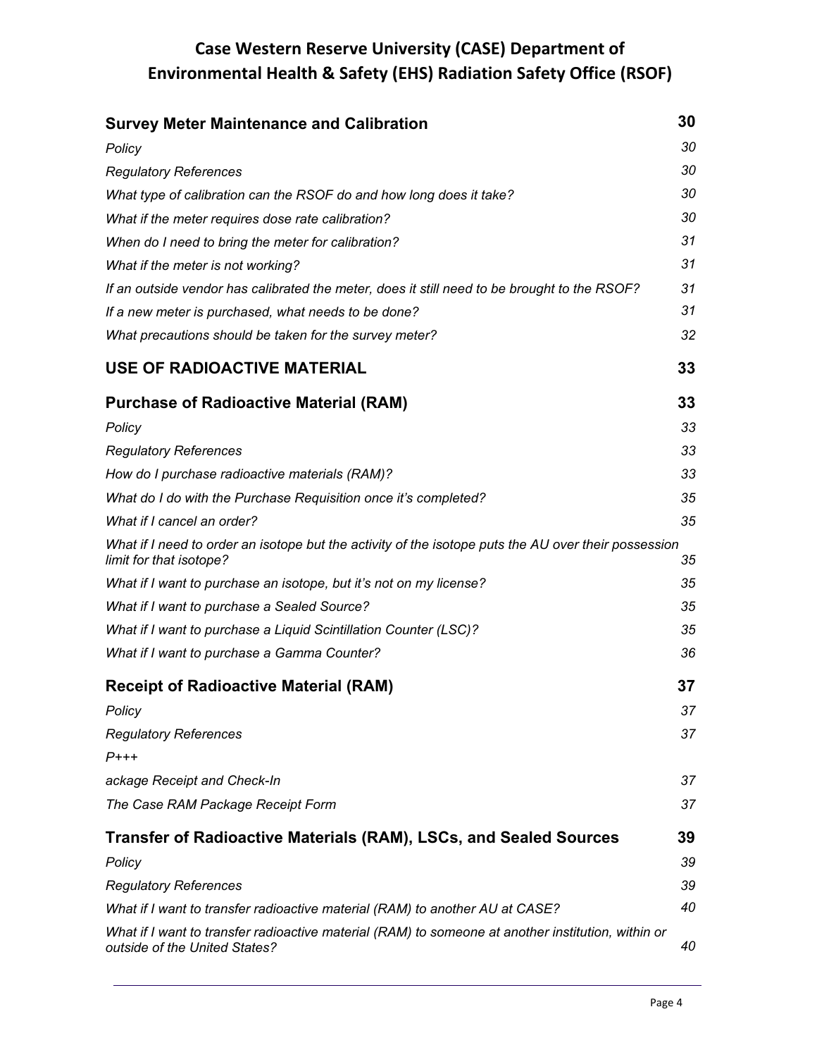# Case Western Reserve University (CASE) Department of Environmental Health & Safety (EHS) Radiation Safety Office (RSOF)

| | |
|---|---|
| **Survey Meter Maintenance and Calibration** | **30** |
| *Policy* | *30* |
| *Regulatory References* | *30* |
| *What type of calibration can the RSOF do and how long does it take?* | *30* |
| *What if the meter requires dose rate calibration?* | *30* |
| *When do I need to bring the meter for calibration?* | *31* |
| *What if the meter is not working?* | *31* |
| *If an outside vendor has calibrated the meter, does it still need to be brought to the RSOF?* | *31* |
| *If a new meter is purchased, what needs to be done?* | *31* |
| *What precautions should be taken for the survey meter?* | *32* |
| **USE OF RADIOACTIVE MATERIAL** | **33** |
| **Purchase of Radioactive Material (RAM)** | **33** |
| *Policy* | *33* |
| *Regulatory References* | *33* |
| *How do I purchase radioactive materials (RAM)?* | *33* |
| *What do I do with the Purchase Requisition once it's completed?* | *35* |
| *What if I cancel an order?* | *35* |
| *What if I need to order an isotope but the activity of the isotope puts the AU over their possession limit for that isotope?* | *35* |
| *What if I want to purchase an isotope, but it's not on my license?* | *35* |
| *What if I want to purchase a Sealed Source?* | *35* |
| *What if I want to purchase a Liquid Scintillation Counter (LSC)?* | *35* |
| *What if I want to purchase a Gamma Counter?* | *36* |
| **Receipt of Radioactive Material (RAM)** | **37** |
| *Policy* | *37* |
| *Regulatory References* | *37* |
| *P+++* | |
| *ackage Receipt and Check-In* | *37* |
| *The Case RAM Package Receipt Form* | *37* |
| **Transfer of Radioactive Materials (RAM), LSCs, and Sealed Sources** | **39** |
| *Policy* | *39* |
| *Regulatory References* | *39* |
| *What if I want to transfer radioactive material (RAM) to another AU at CASE?* | *40* |
| *What if I want to transfer radioactive material (RAM) to someone at another institution, within or outside of the United States?* | *40* |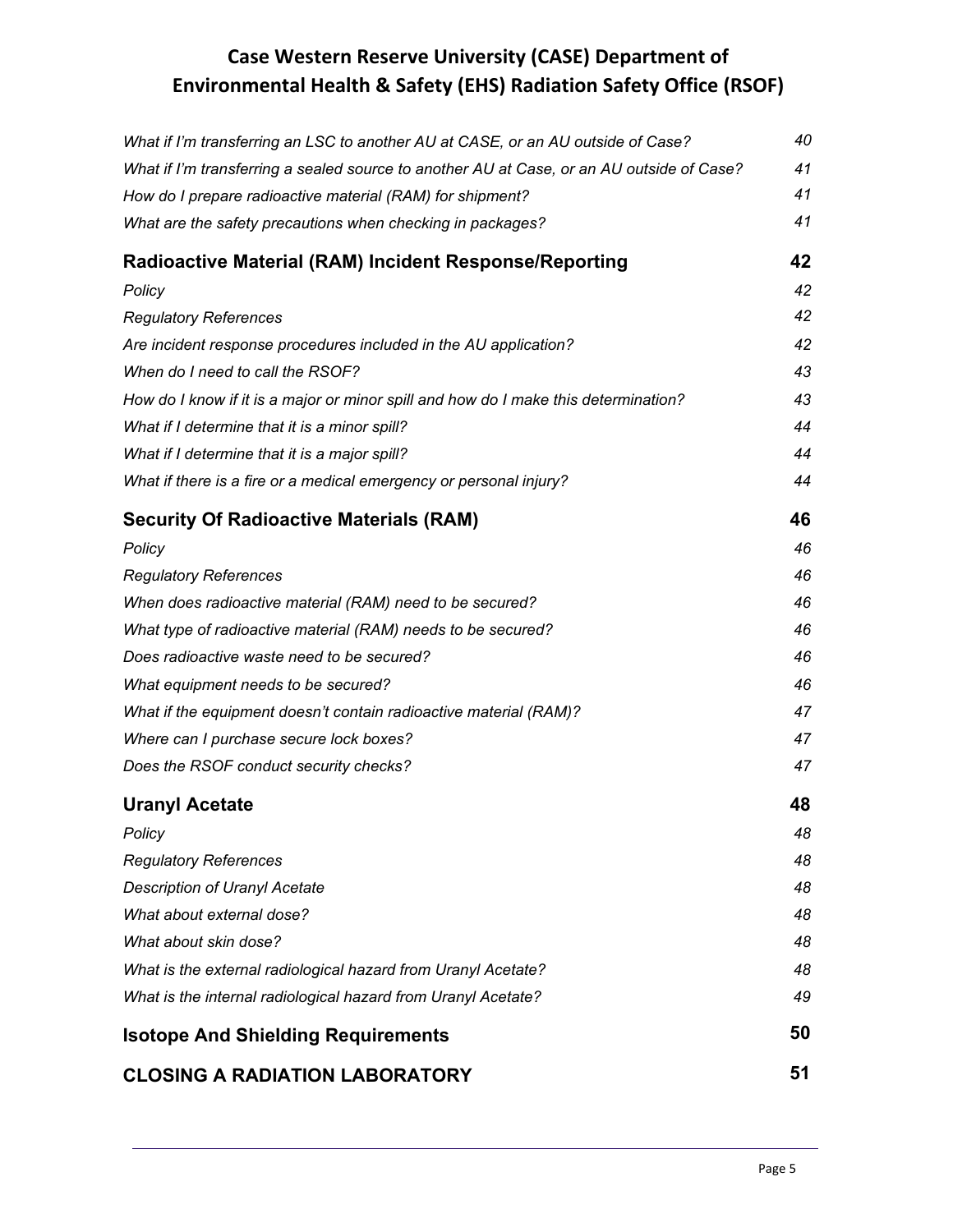*What if I'm transferring an LSC to another AU at CASE, or an AU outside of Case?* 40

*What if I'm transferring a sealed source to another AU at Case, or an AU outside of Case?* 41

*How do I prepare radioactive material (RAM) for shipment?* 41

*What are the safety precautions when checking in packages?* 41

**Radioactive Material (RAM) Incident Response/Reporting** **42**

*Policy* 42

*Regulatory References* 42

*Are incident response procedures included in the AU application?* 42

*When do I need to call the RSOF?* 43

*How do I know if it is a major or minor spill and how do I make this determination?* 43

*What if I determine that it is a minor spill?* 44

*What if I determine that it is a major spill?* 44

*What if there is a fire or a medical emergency or personal injury?* 44

**Security Of Radioactive Materials (RAM)** **46**

*Policy* 46

*Regulatory References* 46

*When does radioactive material (RAM) need to be secured?* 46

*What type of radioactive material (RAM) needs to be secured?* 46

*Does radioactive waste need to be secured?* 46

*What equipment needs to be secured?* 46

*What if the equipment doesn't contain radioactive material (RAM)?* 47

*Where can I purchase secure lock boxes?* 47

*Does the RSOF conduct security checks?* 47

**Uranyl Acetate** **48**

*Policy* 48

*Regulatory References* 48

*Description of Uranyl Acetate* 48

*What about external dose?* 48

*What about skin dose?* 48

*What is the external radiological hazard from Uranyl Acetate?* 48

*What is the internal radiological hazard from Uranyl Acetate?* 49

**Isotope And Shielding Requirements** **50**

**CLOSING A RADIATION LABORATORY** **51**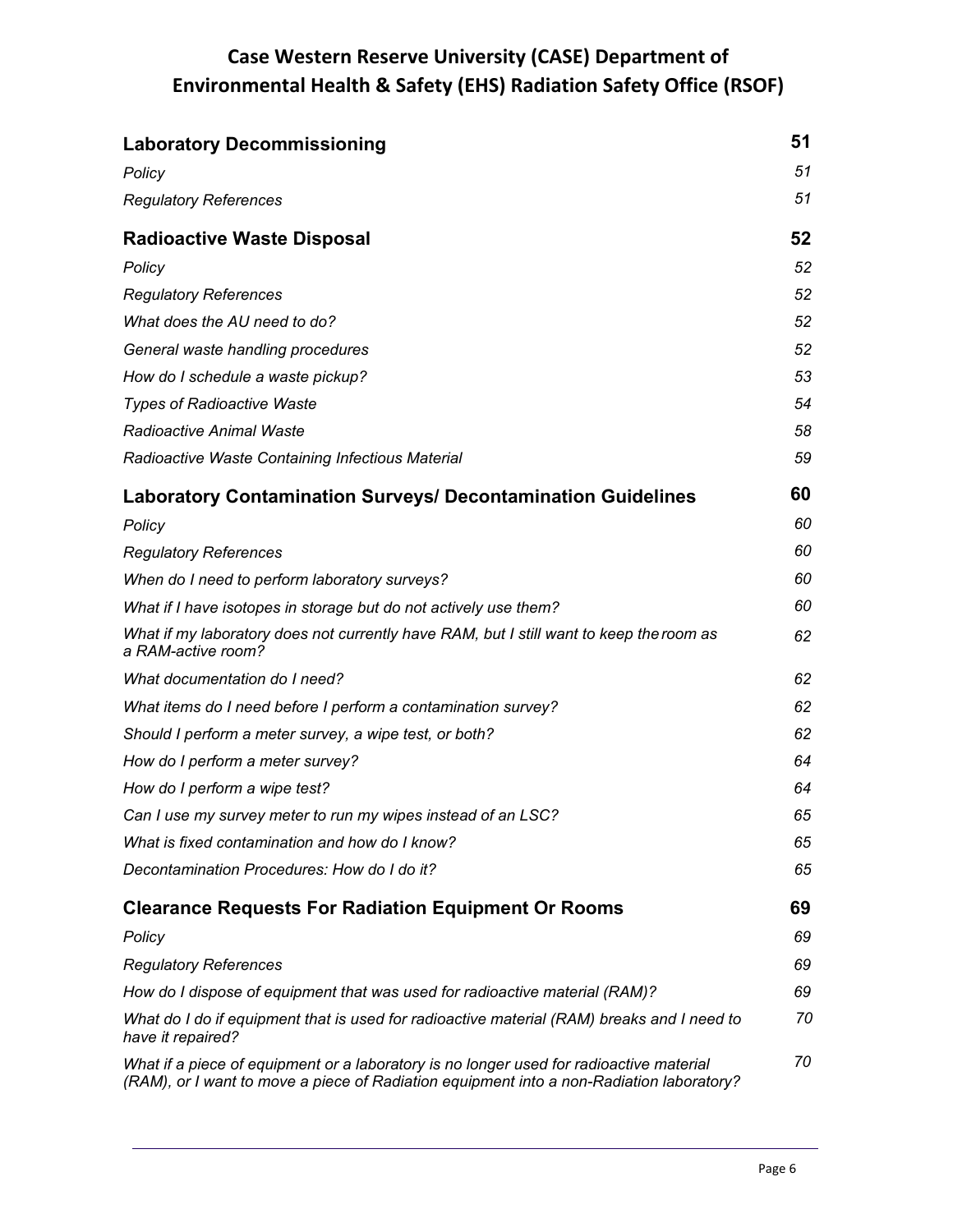| | |
|---|---|
| **Laboratory Decommissioning** | **51** |
| *Policy* | *51* |
| *Regulatory References* | *51* |
| **Radioactive Waste Disposal** | **52** |
| *Policy* | *52* |
| *Regulatory References* | *52* |
| *What does the AU need to do?* | *52* |
| *General waste handling procedures* | *52* |
| *How do I schedule a waste pickup?* | *53* |
| *Types of Radioactive Waste* | *54* |
| *Radioactive Animal Waste* | *58* |
| *Radioactive Waste Containing Infectious Material* | *59* |
| **Laboratory Contamination Surveys/ Decontamination Guidelines** | **60** |
| *Policy* | *60* |
| *Regulatory References* | *60* |
| *When do I need to perform laboratory surveys?* | *60* |
| *What if I have isotopes in storage but do not actively use them?* | *60* |
| *What if my laboratory does not currently have RAM, but I still want to keep the room as a RAM-active room?* | *62* |
| *What documentation do I need?* | *62* |
| *What items do I need before I perform a contamination survey?* | *62* |
| *Should I perform a meter survey, a wipe test, or both?* | *62* |
| *How do I perform a meter survey?* | *64* |
| *How do I perform a wipe test?* | *64* |
| *Can I use my survey meter to run my wipes instead of an LSC?* | *65* |
| *What is fixed contamination and how do I know?* | *65* |
| *Decontamination Procedures: How do I do it?* | *65* |
| **Clearance Requests For Radiation Equipment Or Rooms** | **69** |
| *Policy* | *69* |
| *Regulatory References* | *69* |
| *How do I dispose of equipment that was used for radioactive material (RAM)?* | *69* |
| *What do I do if equipment that is used for radioactive material (RAM) breaks and I need to have it repaired?* | *70* |
| *What if a piece of equipment or a laboratory is no longer used for radioactive material (RAM), or I want to move a piece of Radiation equipment into a non-Radiation laboratory?* | *70* |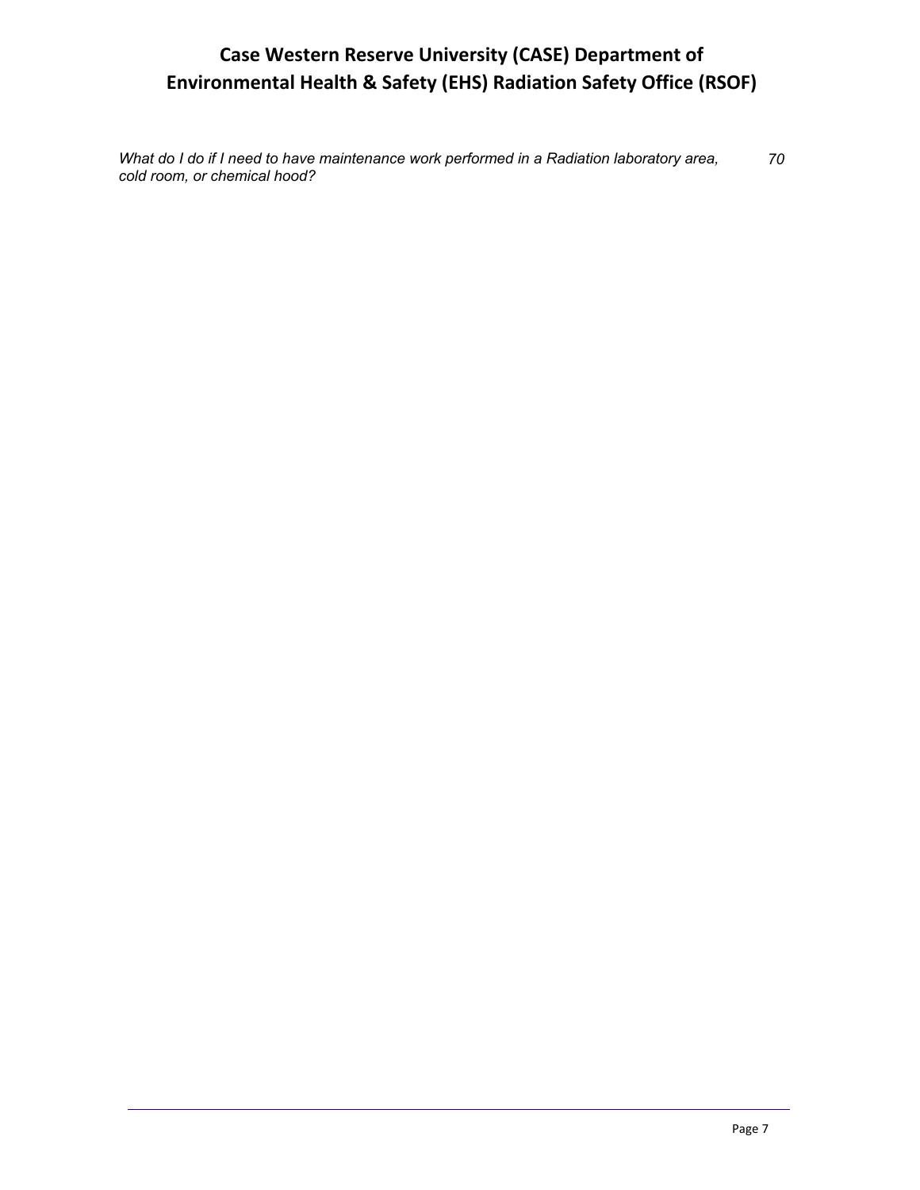*What do I do if I need to have maintenance work performed in a Radiation laboratory area, cold room, or chemical hood?* *70*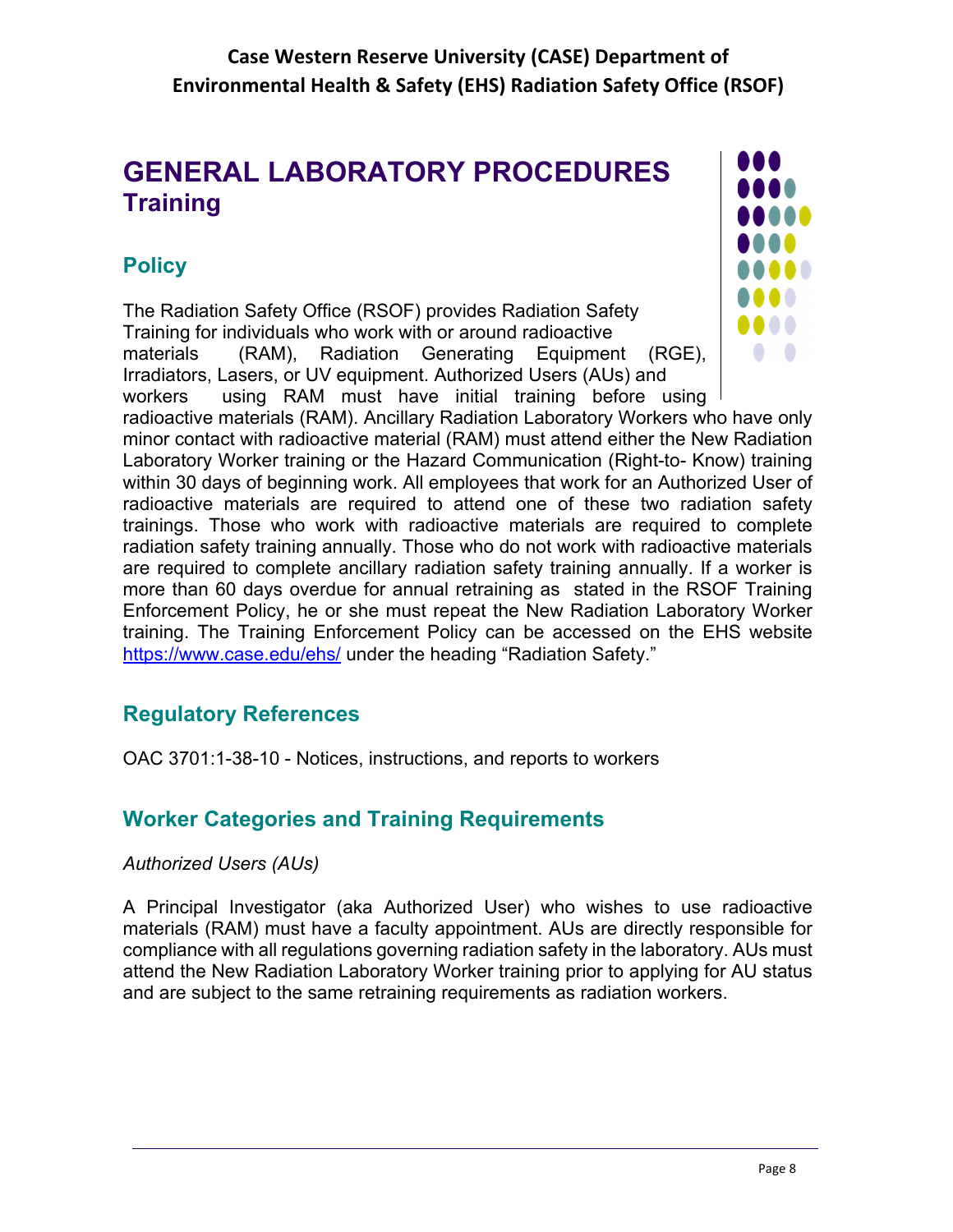# GENERAL LABORATORY PROCEDURES

## Training

### Policy

The Radiation Safety Office (RSOF) provides Radiation Safety Training for individuals who work with or around radioactive materials (RAM), Radiation Generating Equipment (RGE), Irradiators, Lasers, or UV equipment. Authorized Users (AUs) and workers using RAM must have initial training before using radioactive materials (RAM). Ancillary Radiation Laboratory Workers who have only minor contact with radioactive material (RAM) must attend either the New Radiation Laboratory Worker training or the Hazard Communication (Right-to- Know) training within 30 days of beginning work. All employees that work for an Authorized User of radioactive materials are required to attend one of these two radiation safety trainings. Those who work with radioactive materials are required to complete radiation safety training annually. Those who do not work with radioactive materials are required to complete ancillary radiation safety training annually. If a worker is more than 60 days overdue for annual retraining as stated in the RSOF Training Enforcement Policy, he or she must repeat the New Radiation Laboratory Worker training. The Training Enforcement Policy can be accessed on the EHS website https://www.case.edu/ehs/ under the heading "Radiation Safety."

### Regulatory References

OAC 3701:1-38-10 - Notices, instructions, and reports to workers

### Worker Categories and Training Requirements

*Authorized Users (AUs)*

A Principal Investigator (aka Authorized User) who wishes to use radioactive materials (RAM) must have a faculty appointment. AUs are directly responsible for compliance with all regulations governing radiation safety in the laboratory. AUs must attend the New Radiation Laboratory Worker training prior to applying for AU status and are subject to the same retraining requirements as radiation workers.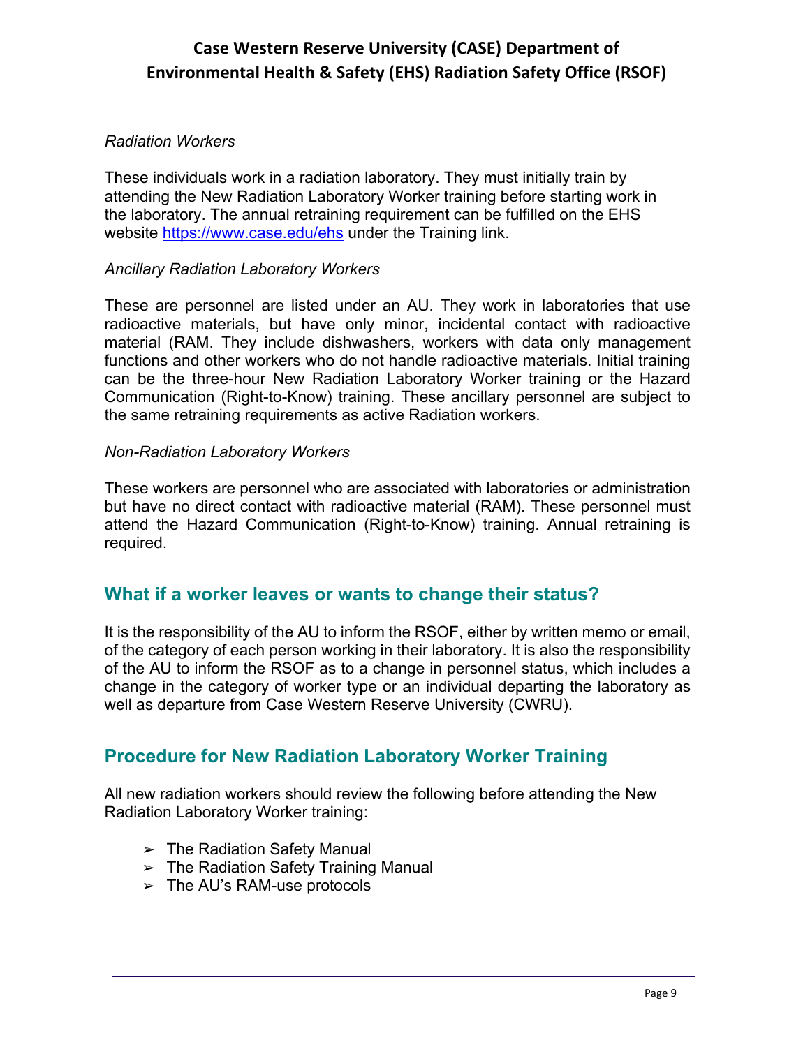*Radiation Workers*

These individuals work in a radiation laboratory. They must initially train by attending the New Radiation Laboratory Worker training before starting work in the laboratory. The annual retraining requirement can be fulfilled on the EHS website https://www.case.edu/ehs under the Training link.

*Ancillary Radiation Laboratory Workers*

These are personnel are listed under an AU. They work in laboratories that use radioactive materials, but have only minor, incidental contact with radioactive material (RAM. They include dishwashers, workers with data only management functions and other workers who do not handle radioactive materials. Initial training can be the three-hour New Radiation Laboratory Worker training or the Hazard Communication (Right-to-Know) training. These ancillary personnel are subject to the same retraining requirements as active Radiation workers.

*Non-Radiation Laboratory Workers*

These workers are personnel who are associated with laboratories or administration but have no direct contact with radioactive material (RAM). These personnel must attend the Hazard Communication (Right-to-Know) training. Annual retraining is required.

## What if a worker leaves or wants to change their status?

It is the responsibility of the AU to inform the RSOF, either by written memo or email, of the category of each person working in their laboratory. It is also the responsibility of the AU to inform the RSOF as to a change in personnel status, which includes a change in the category of worker type or an individual departing the laboratory as well as departure from Case Western Reserve University (CWRU).

## Procedure for New Radiation Laboratory Worker Training

All new radiation workers should review the following before attending the New Radiation Laboratory Worker training:

- The Radiation Safety Manual
- The Radiation Safety Training Manual
- The AU's RAM-use protocols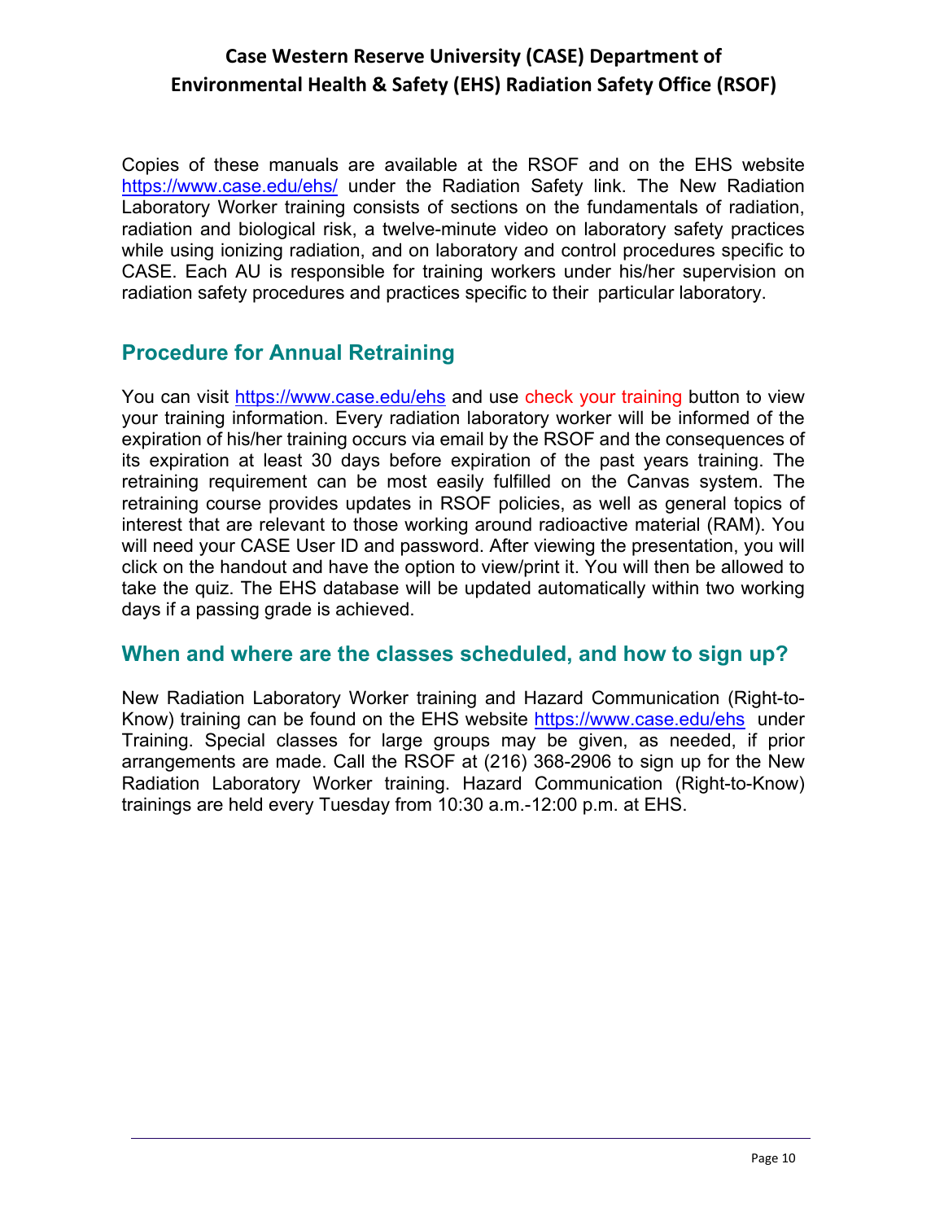Copies of these manuals are available at the RSOF and on the EHS website https://www.case.edu/ehs/ under the Radiation Safety link. The New Radiation Laboratory Worker training consists of sections on the fundamentals of radiation, radiation and biological risk, a twelve-minute video on laboratory safety practices while using ionizing radiation, and on laboratory and control procedures specific to CASE. Each AU is responsible for training workers under his/her supervision on radiation safety procedures and practices specific to their particular laboratory.

## Procedure for Annual Retraining

You can visit https://www.case.edu/ehs and use check your training button to view your training information. Every radiation laboratory worker will be informed of the expiration of his/her training occurs via email by the RSOF and the consequences of its expiration at least 30 days before expiration of the past years training. The retraining requirement can be most easily fulfilled on the Canvas system. The retraining course provides updates in RSOF policies, as well as general topics of interest that are relevant to those working around radioactive material (RAM). You will need your CASE User ID and password. After viewing the presentation, you will click on the handout and have the option to view/print it. You will then be allowed to take the quiz. The EHS database will be updated automatically within two working days if a passing grade is achieved.

## When and where are the classes scheduled, and how to sign up?

New Radiation Laboratory Worker training and Hazard Communication (Right-to-Know) training can be found on the EHS website https://www.case.edu/ehs under Training. Special classes for large groups may be given, as needed, if prior arrangements are made. Call the RSOF at (216) 368-2906 to sign up for the New Radiation Laboratory Worker training. Hazard Communication (Right-to-Know) trainings are held every Tuesday from 10:30 a.m.-12:00 p.m. at EHS.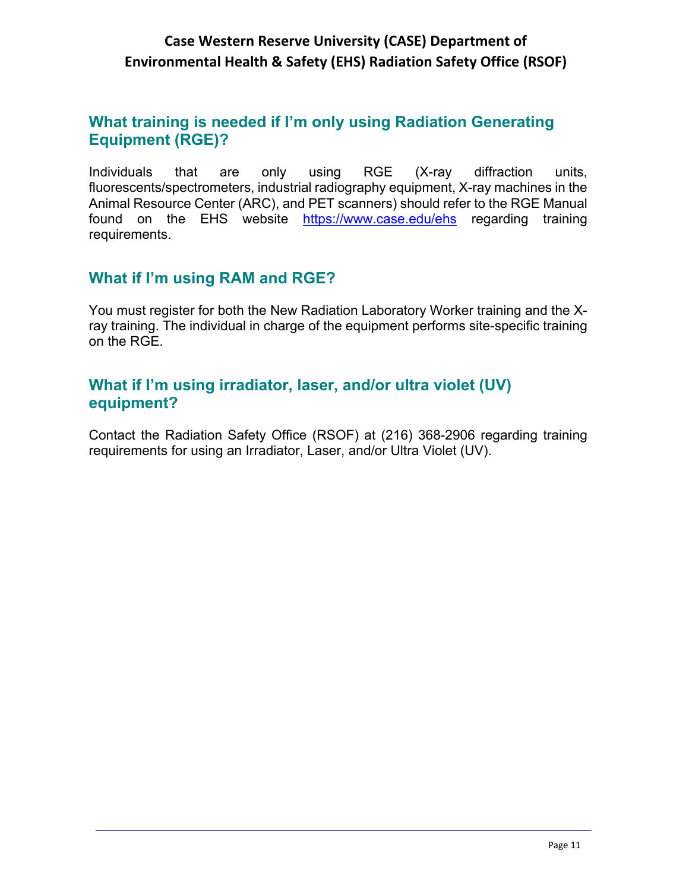## What training is needed if I'm only using Radiation Generating Equipment (RGE)?

Individuals that are only using RGE (X-ray diffraction units, fluorescents/spectrometers, industrial radiography equipment, X-ray machines in the Animal Resource Center (ARC), and PET scanners) should refer to the RGE Manual found on the EHS website https://www.case.edu/ehs regarding training requirements.

## What if I'm using RAM and RGE?

You must register for both the New Radiation Laboratory Worker training and the X-ray training. The individual in charge of the equipment performs site-specific training on the RGE.

## What if I'm using irradiator, laser, and/or ultra violet (UV) equipment?

Contact the Radiation Safety Office (RSOF) at (216) 368-2906 regarding training requirements for using an Irradiator, Laser, and/or Ultra Violet (UV).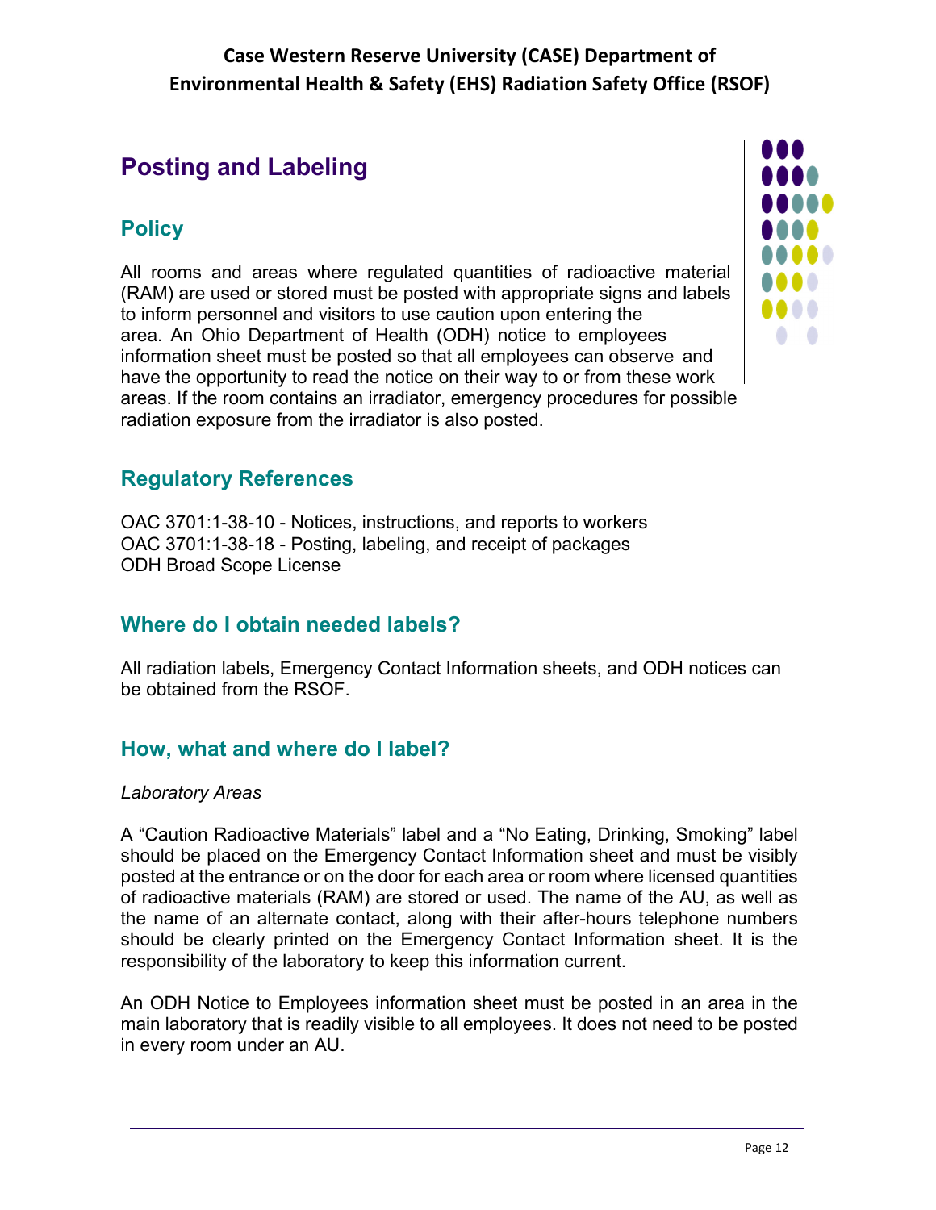# Posting and Labeling

## Policy

All rooms and areas where regulated quantities of radioactive material (RAM) are used or stored must be posted with appropriate signs and labels to inform personnel and visitors to use caution upon entering the area. An Ohio Department of Health (ODH) notice to employees information sheet must be posted so that all employees can observe and have the opportunity to read the notice on their way to or from these work areas. If the room contains an irradiator, emergency procedures for possible radiation exposure from the irradiator is also posted.

## Regulatory References

OAC 3701:1-38-10 - Notices, instructions, and reports to workers
OAC 3701:1-38-18 - Posting, labeling, and receipt of packages
ODH Broad Scope License

## Where do I obtain needed labels?

All radiation labels, Emergency Contact Information sheets, and ODH notices can be obtained from the RSOF.

## How, what and where do I label?

*Laboratory Areas*

A "Caution Radioactive Materials" label and a "No Eating, Drinking, Smoking" label should be placed on the Emergency Contact Information sheet and must be visibly posted at the entrance or on the door for each area or room where licensed quantities of radioactive materials (RAM) are stored or used. The name of the AU, as well as the name of an alternate contact, along with their after-hours telephone numbers should be clearly printed on the Emergency Contact Information sheet. It is the responsibility of the laboratory to keep this information current.

An ODH Notice to Employees information sheet must be posted in an area in the main laboratory that is readily visible to all employees. It does not need to be posted in every room under an AU.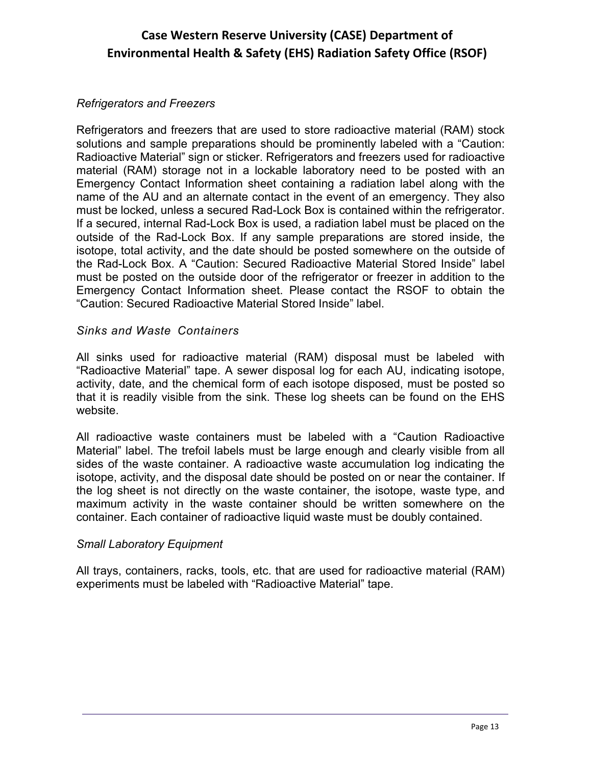*Refrigerators and Freezers*

Refrigerators and freezers that are used to store radioactive material (RAM) stock solutions and sample preparations should be prominently labeled with a “Caution: Radioactive Material” sign or sticker. Refrigerators and freezers used for radioactive material (RAM) storage not in a lockable laboratory need to be posted with an Emergency Contact Information sheet containing a radiation label along with the name of the AU and an alternate contact in the event of an emergency. They also must be locked, unless a secured Rad-Lock Box is contained within the refrigerator. If a secured, internal Rad-Lock Box is used, a radiation label must be placed on the outside of the Rad-Lock Box. If any sample preparations are stored inside, the isotope, total activity, and the date should be posted somewhere on the outside of the Rad-Lock Box. A “Caution: Secured Radioactive Material Stored Inside” label must be posted on the outside door of the refrigerator or freezer in addition to the Emergency Contact Information sheet. Please contact the RSOF to obtain the “Caution: Secured Radioactive Material Stored Inside” label.

*Sinks and Waste Containers*

All sinks used for radioactive material (RAM) disposal must be labeled with “Radioactive Material” tape. A sewer disposal log for each AU, indicating isotope, activity, date, and the chemical form of each isotope disposed, must be posted so that it is readily visible from the sink. These log sheets can be found on the EHS website.

All radioactive waste containers must be labeled with a “Caution Radioactive Material” label. The trefoil labels must be large enough and clearly visible from all sides of the waste container. A radioactive waste accumulation log indicating the isotope, activity, and the disposal date should be posted on or near the container. If the log sheet is not directly on the waste container, the isotope, waste type, and maximum activity in the waste container should be written somewhere on the container. Each container of radioactive liquid waste must be doubly contained.

*Small Laboratory Equipment*

All trays, containers, racks, tools, etc. that are used for radioactive material (RAM) experiments must be labeled with “Radioactive Material” tape.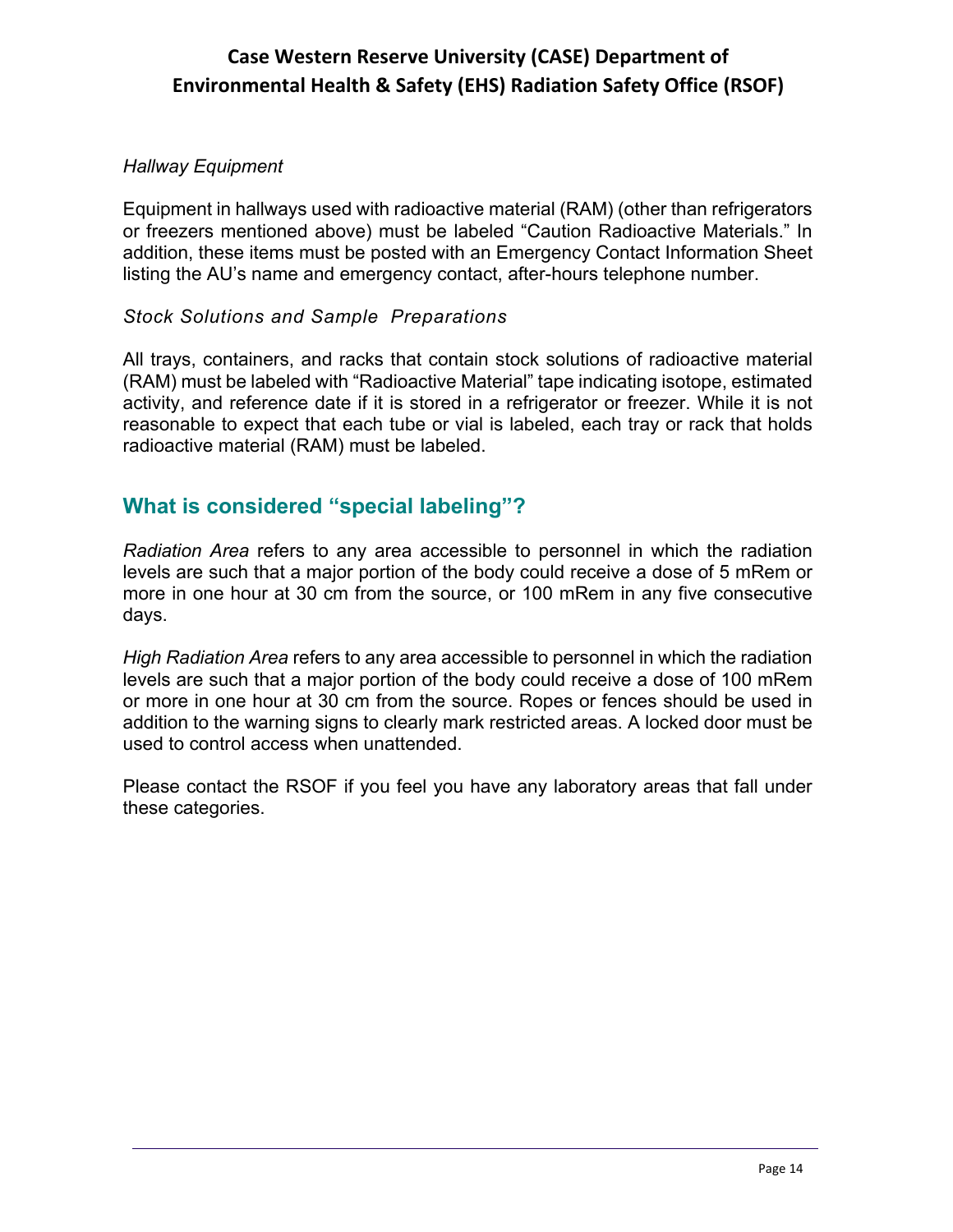*Hallway Equipment*

Equipment in hallways used with radioactive material (RAM) (other than refrigerators or freezers mentioned above) must be labeled “Caution Radioactive Materials.” In addition, these items must be posted with an Emergency Contact Information Sheet listing the AU’s name and emergency contact, after-hours telephone number.

*Stock Solutions and Sample Preparations*

All trays, containers, and racks that contain stock solutions of radioactive material (RAM) must be labeled with “Radioactive Material” tape indicating isotope, estimated activity, and reference date if it is stored in a refrigerator or freezer. While it is not reasonable to expect that each tube or vial is labeled, each tray or rack that holds radioactive material (RAM) must be labeled.

## What is considered “special labeling”?

*Radiation Area* refers to any area accessible to personnel in which the radiation levels are such that a major portion of the body could receive a dose of 5 mRem or more in one hour at 30 cm from the source, or 100 mRem in any five consecutive days.

*High Radiation Area* refers to any area accessible to personnel in which the radiation levels are such that a major portion of the body could receive a dose of 100 mRem or more in one hour at 30 cm from the source. Ropes or fences should be used in addition to the warning signs to clearly mark restricted areas. A locked door must be used to control access when unattended.

Please contact the RSOF if you feel you have any laboratory areas that fall under these categories.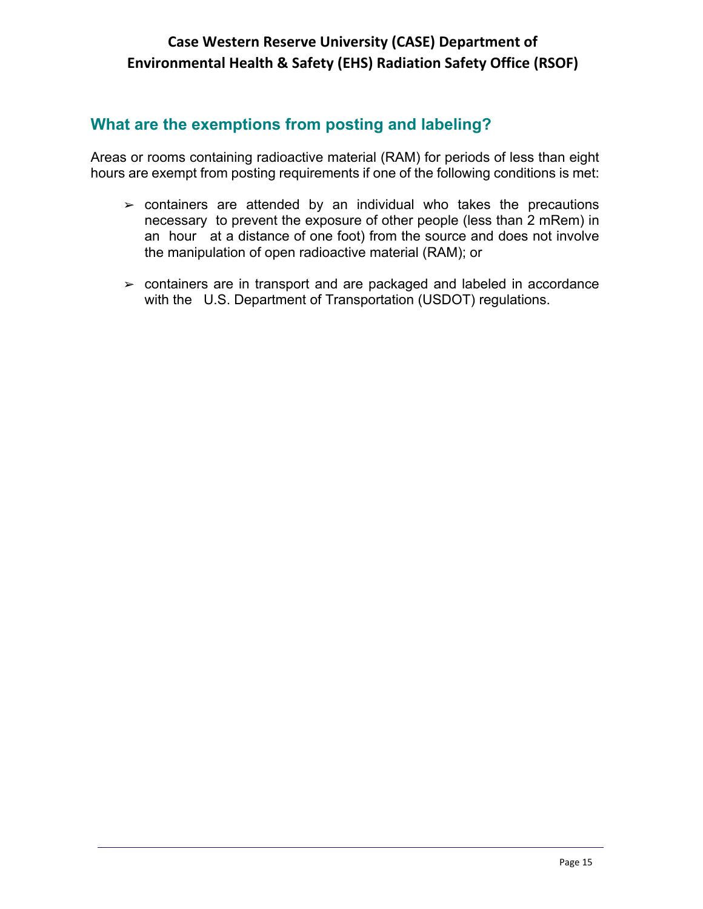## What are the exemptions from posting and labeling?

Areas or rooms containing radioactive material (RAM) for periods of less than eight hours are exempt from posting requirements if one of the following conditions is met:

- containers are attended by an individual who takes the precautions necessary to prevent the exposure of other people (less than 2 mRem) in an hour at a distance of one foot) from the source and does not involve the manipulation of open radioactive material (RAM); or
- containers are in transport and are packaged and labeled in accordance with the U.S. Department of Transportation (USDOT) regulations.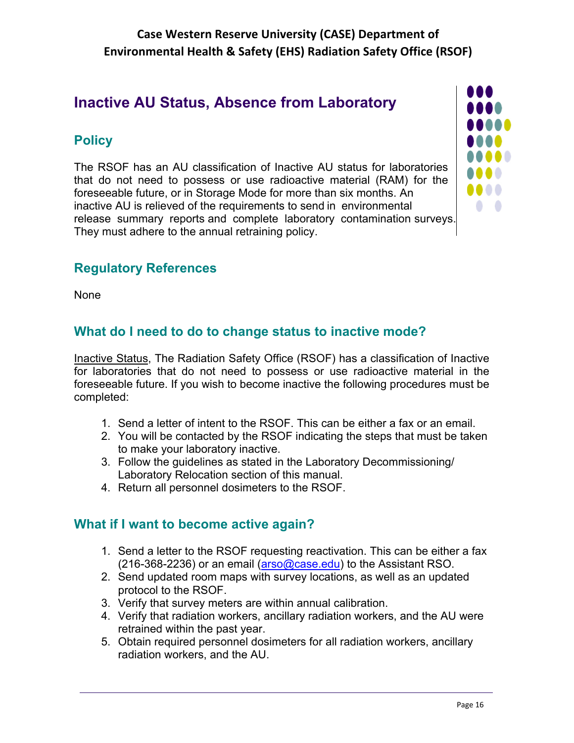# Inactive AU Status, Absence from Laboratory

## Policy

The RSOF has an AU classification of Inactive AU status for laboratories that do not need to possess or use radioactive material (RAM) for the foreseeable future, or in Storage Mode for more than six months. An inactive AU is relieved of the requirements to send in environmental release summary reports and complete laboratory contamination surveys. They must adhere to the annual retraining policy.

## Regulatory References

None

## What do I need to do to change status to inactive mode?

Inactive Status, The Radiation Safety Office (RSOF) has a classification of Inactive for laboratories that do not need to possess or use radioactive material in the foreseeable future. If you wish to become inactive the following procedures must be completed:

1. Send a letter of intent to the RSOF. This can be either a fax or an email.
2. You will be contacted by the RSOF indicating the steps that must be taken to make your laboratory inactive.
3. Follow the guidelines as stated in the Laboratory Decommissioning/ Laboratory Relocation section of this manual.
4. Return all personnel dosimeters to the RSOF.

## What if I want to become active again?

1. Send a letter to the RSOF requesting reactivation. This can be either a fax (216-368-2236) or an email (arso@case.edu) to the Assistant RSO.
2. Send updated room maps with survey locations, as well as an updated protocol to the RSOF.
3. Verify that survey meters are within annual calibration.
4. Verify that radiation workers, ancillary radiation workers, and the AU were retrained within the past year.
5. Obtain required personnel dosimeters for all radiation workers, ancillary radiation workers, and the AU.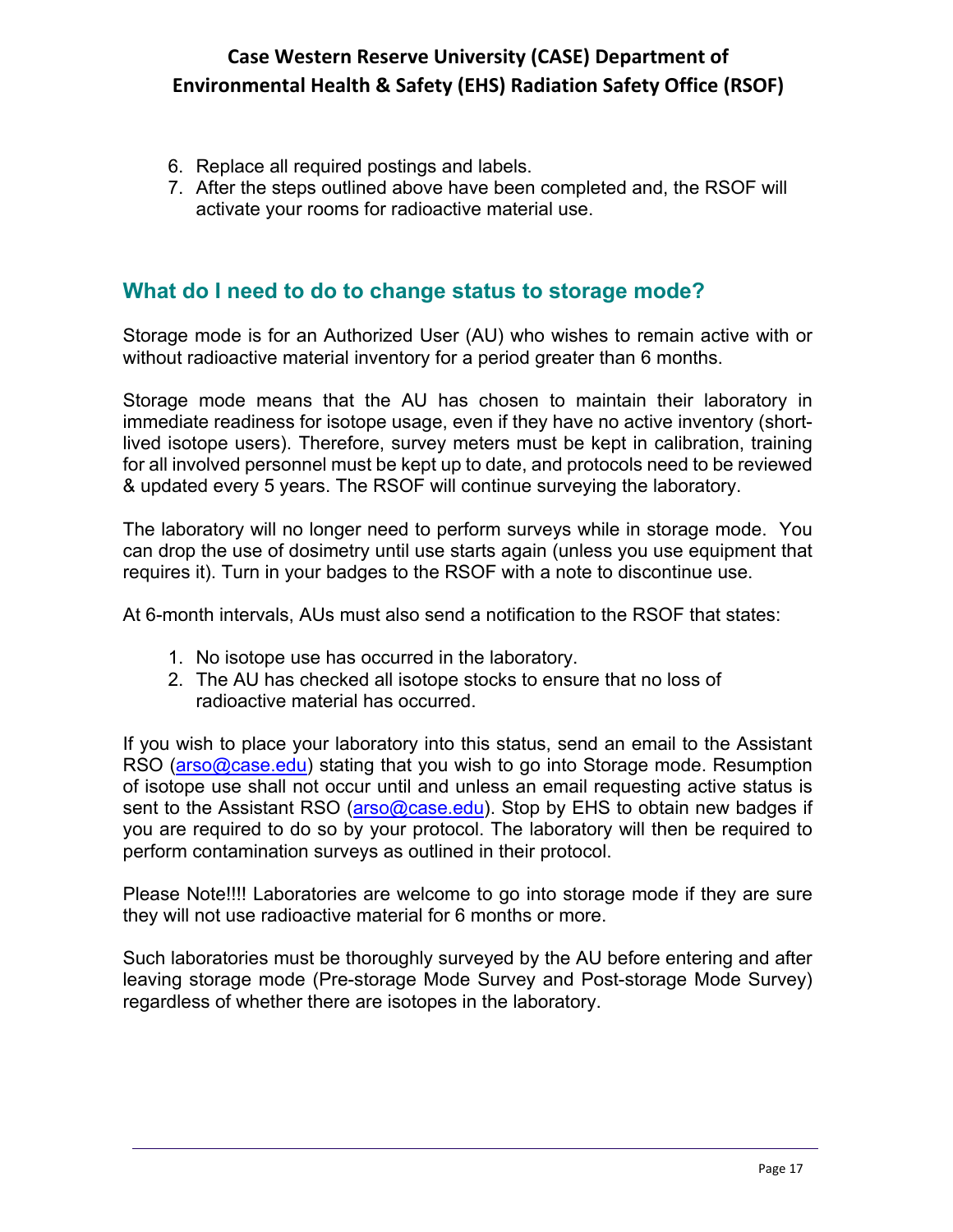6. Replace all required postings and labels.
7. After the steps outlined above have been completed and, the RSOF will activate your rooms for radioactive material use.

## What do I need to do to change status to storage mode?

Storage mode is for an Authorized User (AU) who wishes to remain active with or without radioactive material inventory for a period greater than 6 months.

Storage mode means that the AU has chosen to maintain their laboratory in immediate readiness for isotope usage, even if they have no active inventory (short-lived isotope users). Therefore, survey meters must be kept in calibration, training for all involved personnel must be kept up to date, and protocols need to be reviewed & updated every 5 years. The RSOF will continue surveying the laboratory.

The laboratory will no longer need to perform surveys while in storage mode. You can drop the use of dosimetry until use starts again (unless you use equipment that requires it). Turn in your badges to the RSOF with a note to discontinue use.

At 6-month intervals, AUs must also send a notification to the RSOF that states:

1. No isotope use has occurred in the laboratory.
2. The AU has checked all isotope stocks to ensure that no loss of radioactive material has occurred.

If you wish to place your laboratory into this status, send an email to the Assistant RSO (arso@case.edu) stating that you wish to go into Storage mode. Resumption of isotope use shall not occur until and unless an email requesting active status is sent to the Assistant RSO (arso@case.edu). Stop by EHS to obtain new badges if you are required to do so by your protocol. The laboratory will then be required to perform contamination surveys as outlined in their protocol.

Please Note!!!! Laboratories are welcome to go into storage mode if they are sure they will not use radioactive material for 6 months or more.

Such laboratories must be thoroughly surveyed by the AU before entering and after leaving storage mode (Pre-storage Mode Survey and Post-storage Mode Survey) regardless of whether there are isotopes in the laboratory.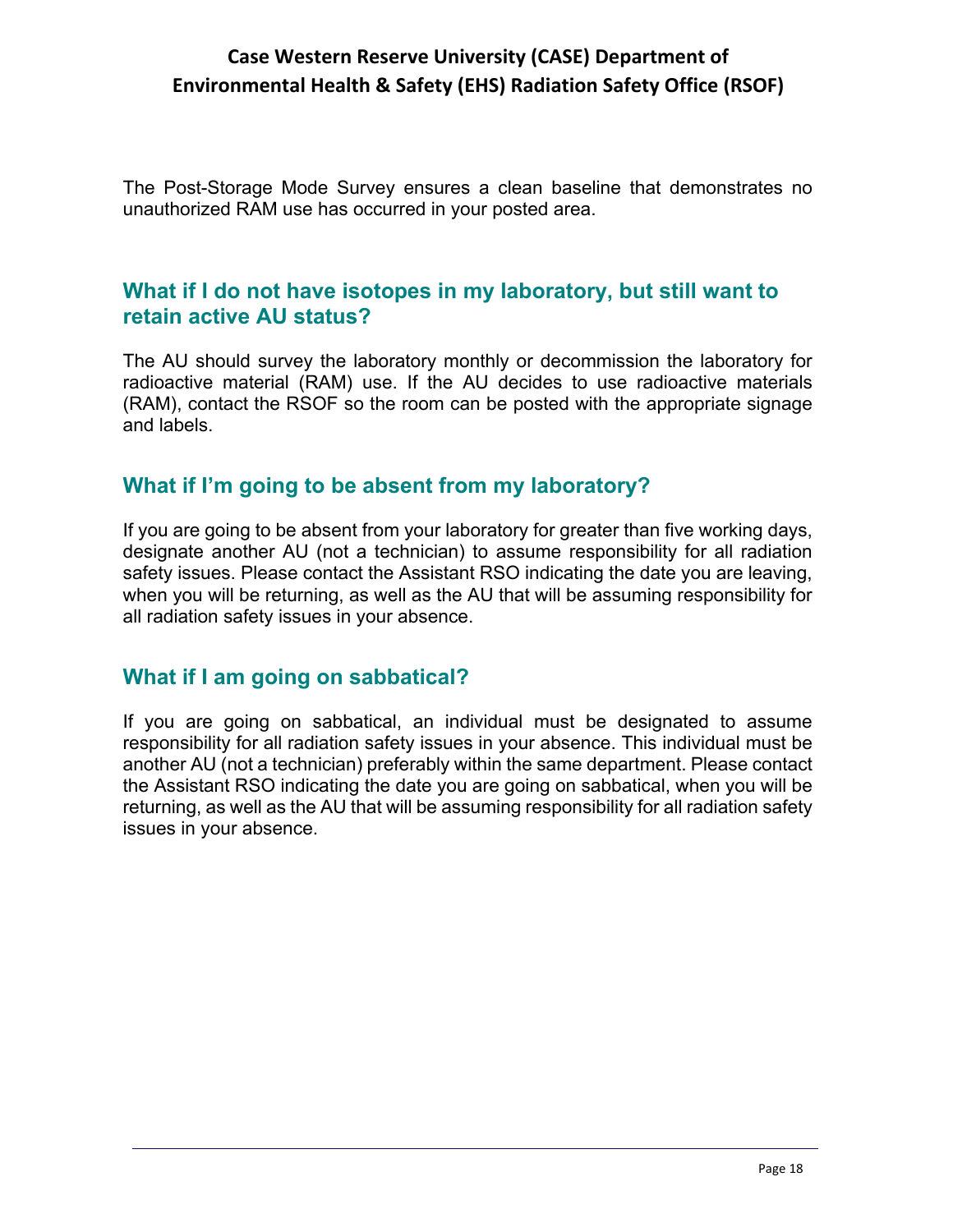The Post-Storage Mode Survey ensures a clean baseline that demonstrates no unauthorized RAM use has occurred in your posted area.

## What if I do not have isotopes in my laboratory, but still want to retain active AU status?

The AU should survey the laboratory monthly or decommission the laboratory for radioactive material (RAM) use. If the AU decides to use radioactive materials (RAM), contact the RSOF so the room can be posted with the appropriate signage and labels.

## What if I'm going to be absent from my laboratory?

If you are going to be absent from your laboratory for greater than five working days, designate another AU (not a technician) to assume responsibility for all radiation safety issues. Please contact the Assistant RSO indicating the date you are leaving, when you will be returning, as well as the AU that will be assuming responsibility for all radiation safety issues in your absence.

## What if I am going on sabbatical?

If you are going on sabbatical, an individual must be designated to assume responsibility for all radiation safety issues in your absence. This individual must be another AU (not a technician) preferably within the same department. Please contact the Assistant RSO indicating the date you are going on sabbatical, when you will be returning, as well as the AU that will be assuming responsibility for all radiation safety issues in your absence.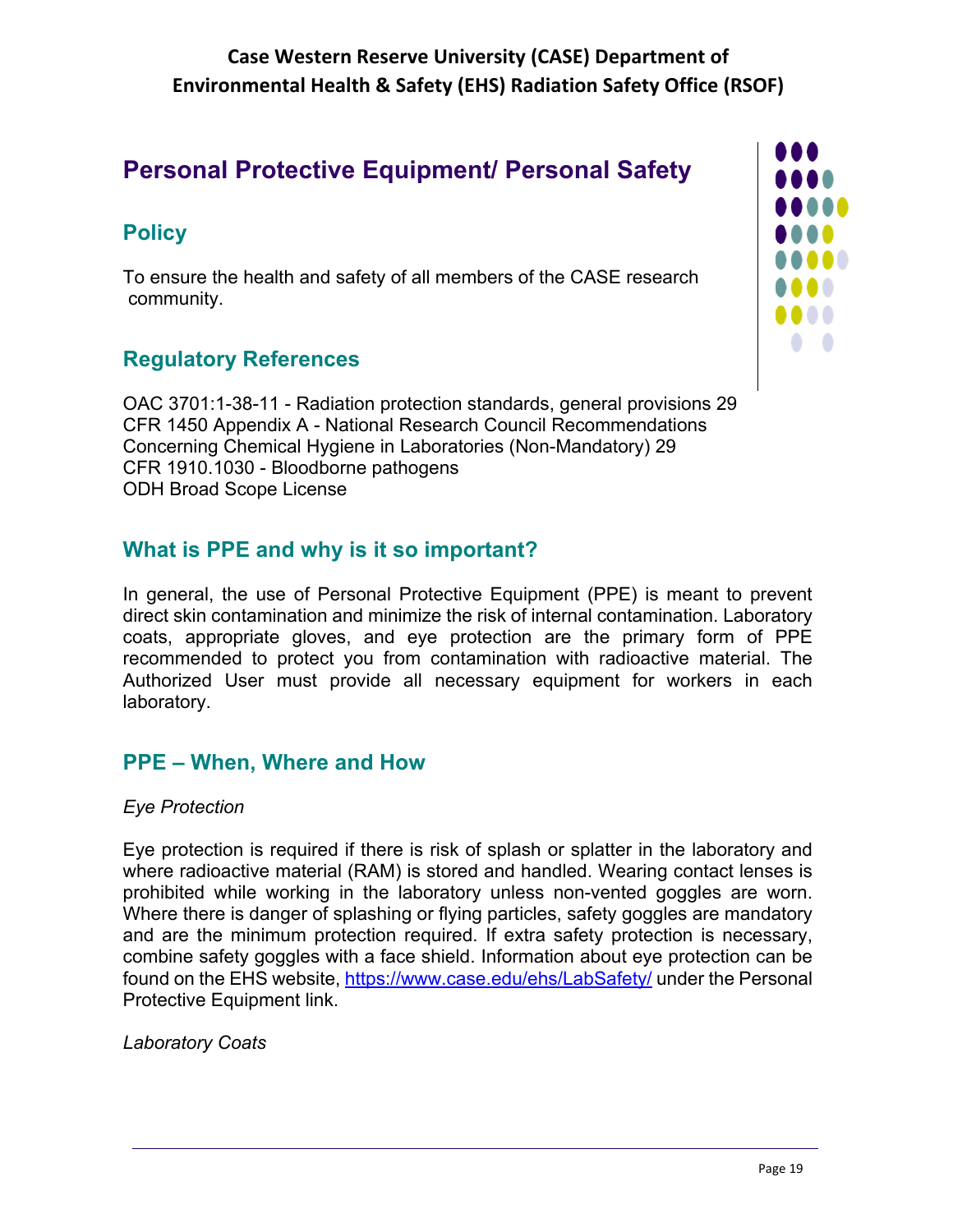# Personal Protective Equipment/ Personal Safety

## Policy

To ensure the health and safety of all members of the CASE research community.

## Regulatory References

OAC 3701:1-38-11 - Radiation protection standards, general provisions 29 CFR 1450 Appendix A - National Research Council Recommendations Concerning Chemical Hygiene in Laboratories (Non-Mandatory) 29 CFR 1910.1030 - Bloodborne pathogens
ODH Broad Scope License

## What is PPE and why is it so important?

In general, the use of Personal Protective Equipment (PPE) is meant to prevent direct skin contamination and minimize the risk of internal contamination. Laboratory coats, appropriate gloves, and eye protection are the primary form of PPE recommended to protect you from contamination with radioactive material. The Authorized User must provide all necessary equipment for workers in each laboratory.

## PPE – When, Where and How

*Eye Protection*

Eye protection is required if there is risk of splash or splatter in the laboratory and where radioactive material (RAM) is stored and handled. Wearing contact lenses is prohibited while working in the laboratory unless non-vented goggles are worn. Where there is danger of splashing or flying particles, safety goggles are mandatory and are the minimum protection required. If extra safety protection is necessary, combine safety goggles with a face shield. Information about eye protection can be found on the EHS website, https://www.case.edu/ehs/LabSafety/ under the Personal Protective Equipment link.

*Laboratory Coats*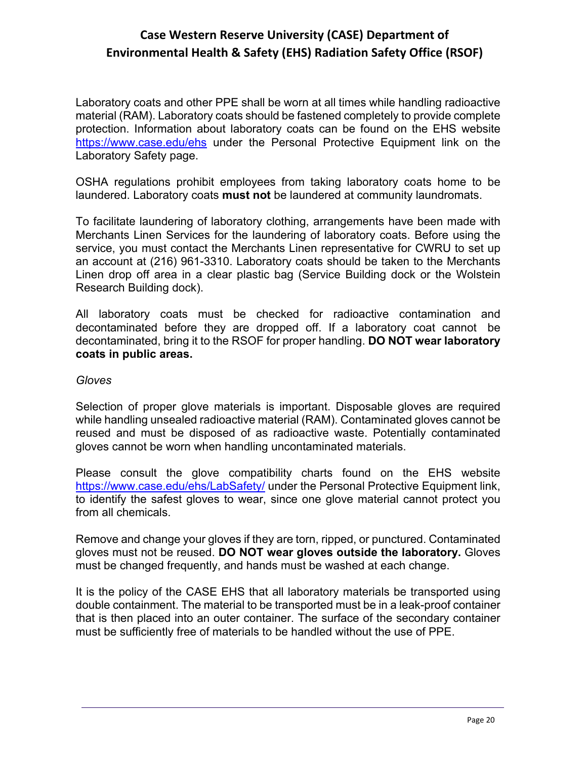Laboratory coats and other PPE shall be worn at all times while handling radioactive material (RAM). Laboratory coats should be fastened completely to provide complete protection. Information about laboratory coats can be found on the EHS website https://www.case.edu/ehs under the Personal Protective Equipment link on the Laboratory Safety page.

OSHA regulations prohibit employees from taking laboratory coats home to be laundered. Laboratory coats **must not** be laundered at community laundromats.

To facilitate laundering of laboratory clothing, arrangements have been made with Merchants Linen Services for the laundering of laboratory coats. Before using the service, you must contact the Merchants Linen representative for CWRU to set up an account at (216) 961-3310. Laboratory coats should be taken to the Merchants Linen drop off area in a clear plastic bag (Service Building dock or the Wolstein Research Building dock).

All laboratory coats must be checked for radioactive contamination and decontaminated before they are dropped off. If a laboratory coat cannot be decontaminated, bring it to the RSOF for proper handling. **DO NOT wear laboratory coats in public areas.**

*Gloves*

Selection of proper glove materials is important. Disposable gloves are required while handling unsealed radioactive material (RAM). Contaminated gloves cannot be reused and must be disposed of as radioactive waste. Potentially contaminated gloves cannot be worn when handling uncontaminated materials.

Please consult the glove compatibility charts found on the EHS website https://www.case.edu/ehs/LabSafety/ under the Personal Protective Equipment link, to identify the safest gloves to wear, since one glove material cannot protect you from all chemicals.

Remove and change your gloves if they are torn, ripped, or punctured. Contaminated gloves must not be reused. **DO NOT wear gloves outside the laboratory.** Gloves must be changed frequently, and hands must be washed at each change.

It is the policy of the CASE EHS that all laboratory materials be transported using double containment. The material to be transported must be in a leak-proof container that is then placed into an outer container. The surface of the secondary container must be sufficiently free of materials to be handled without the use of PPE.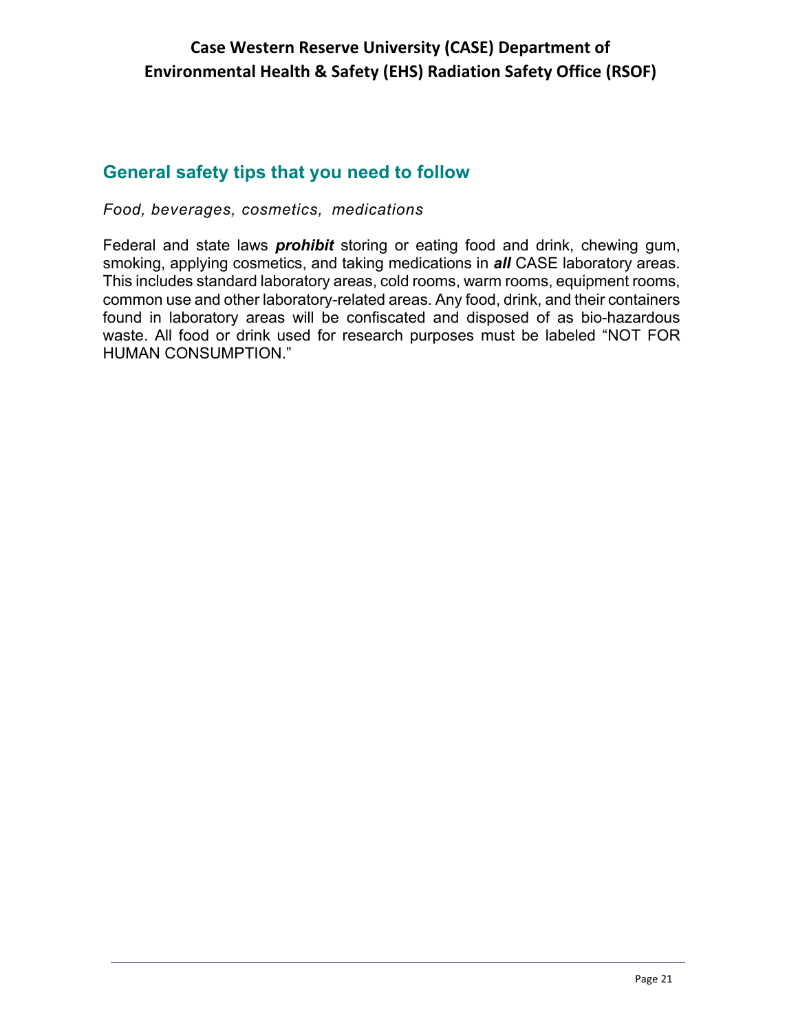## General safety tips that you need to follow

*Food, beverages, cosmetics, medications*

Federal and state laws ***prohibit*** storing or eating food and drink, chewing gum, smoking, applying cosmetics, and taking medications in ***all*** CASE laboratory areas. This includes standard laboratory areas, cold rooms, warm rooms, equipment rooms, common use and other laboratory-related areas. Any food, drink, and their containers found in laboratory areas will be confiscated and disposed of as bio-hazardous waste. All food or drink used for research purposes must be labeled "NOT FOR HUMAN CONSUMPTION."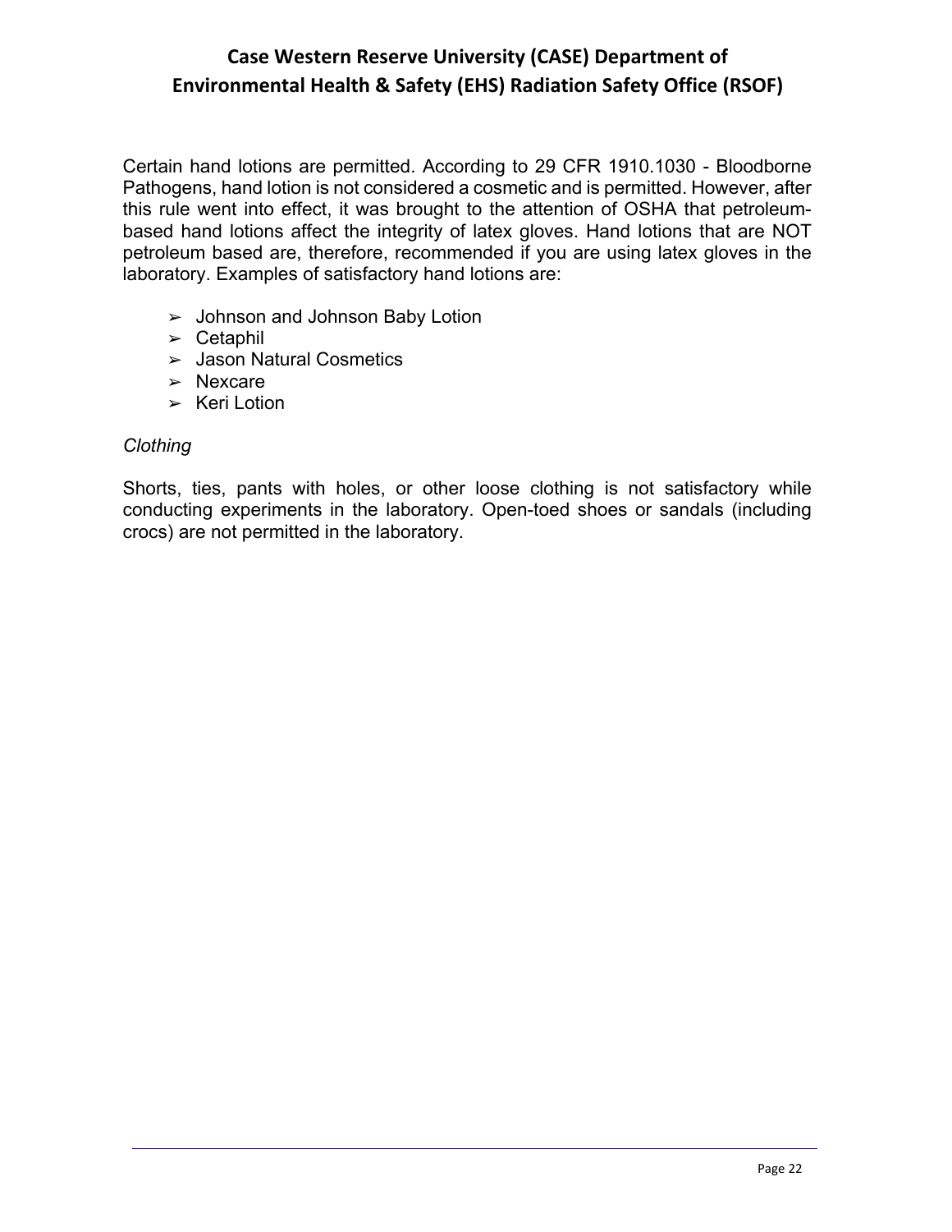Certain hand lotions are permitted. According to 29 CFR 1910.1030 - Bloodborne Pathogens, hand lotion is not considered a cosmetic and is permitted. However, after this rule went into effect, it was brought to the attention of OSHA that petroleum-based hand lotions affect the integrity of latex gloves. Hand lotions that are NOT petroleum based are, therefore, recommended if you are using latex gloves in the laboratory. Examples of satisfactory hand lotions are:

- Johnson and Johnson Baby Lotion
- Cetaphil
- Jason Natural Cosmetics
- Nexcare
- Keri Lotion

*Clothing*

Shorts, ties, pants with holes, or other loose clothing is not satisfactory while conducting experiments in the laboratory. Open-toed shoes or sandals (including crocs) are not permitted in the laboratory.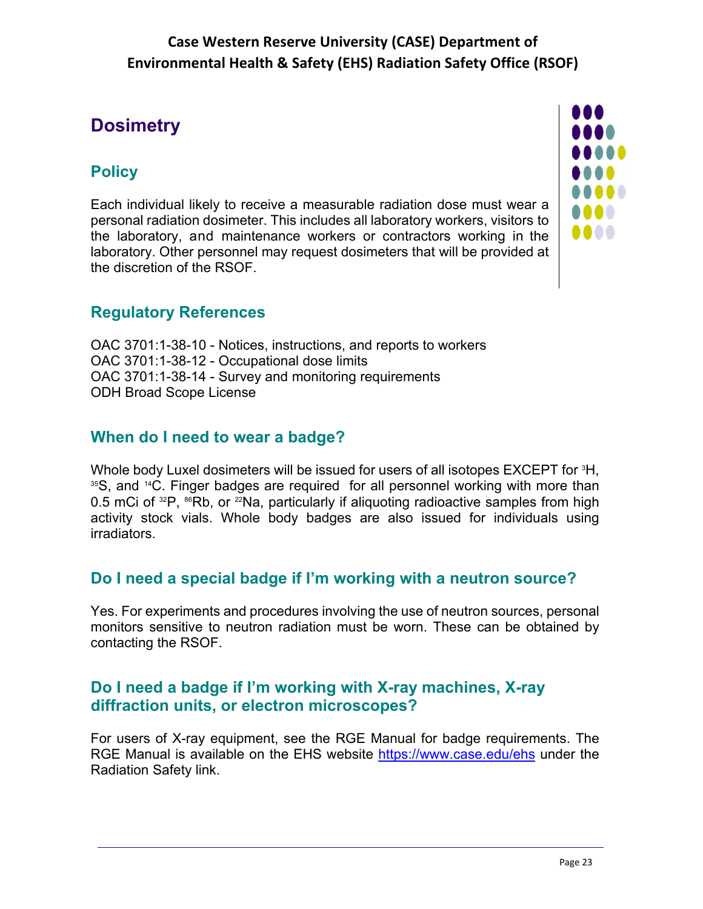## Dosimetry

### Policy

Each individual likely to receive a measurable radiation dose must wear a personal radiation dosimeter. This includes all laboratory workers, visitors to the laboratory, and maintenance workers or contractors working in the laboratory. Other personnel may request dosimeters that will be provided at the discretion of the RSOF.

### Regulatory References

OAC 3701:1-38-10 - Notices, instructions, and reports to workers
OAC 3701:1-38-12 - Occupational dose limits
OAC 3701:1-38-14 - Survey and monitoring requirements
ODH Broad Scope License

### When do I need to wear a badge?

Whole body Luxel dosimeters will be issued for users of all isotopes EXCEPT for $^{3}H$, $^{35}S$, and $^{14}C$. Finger badges are required for all personnel working with more than 0.5 mCi of $^{32}P$, $^{86}Rb$, or $^{22}Na$, particularly if aliquoting radioactive samples from high activity stock vials. Whole body badges are also issued for individuals using irradiators.

### Do I need a special badge if I'm working with a neutron source?

Yes. For experiments and procedures involving the use of neutron sources, personal monitors sensitive to neutron radiation must be worn. These can be obtained by contacting the RSOF.

### Do I need a badge if I'm working with X-ray machines, X-ray diffraction units, or electron microscopes?

For users of X-ray equipment, see the RGE Manual for badge requirements. The RGE Manual is available on the EHS website https://www.case.edu/ehs under the Radiation Safety link.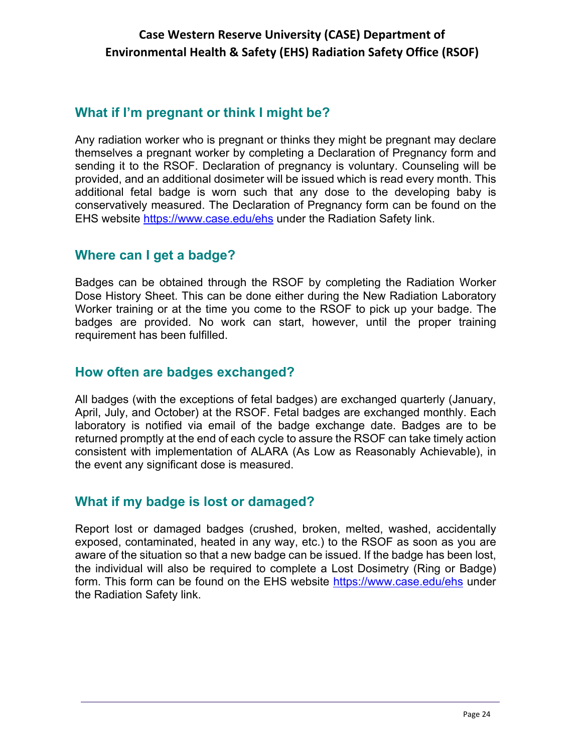## What if I'm pregnant or think I might be?

Any radiation worker who is pregnant or thinks they might be pregnant may declare themselves a pregnant worker by completing a Declaration of Pregnancy form and sending it to the RSOF. Declaration of pregnancy is voluntary. Counseling will be provided, and an additional dosimeter will be issued which is read every month. This additional fetal badge is worn such that any dose to the developing baby is conservatively measured. The Declaration of Pregnancy form can be found on the EHS website https://www.case.edu/ehs under the Radiation Safety link.

## Where can I get a badge?

Badges can be obtained through the RSOF by completing the Radiation Worker Dose History Sheet. This can be done either during the New Radiation Laboratory Worker training or at the time you come to the RSOF to pick up your badge. The badges are provided. No work can start, however, until the proper training requirement has been fulfilled.

## How often are badges exchanged?

All badges (with the exceptions of fetal badges) are exchanged quarterly (January, April, July, and October) at the RSOF. Fetal badges are exchanged monthly. Each laboratory is notified via email of the badge exchange date. Badges are to be returned promptly at the end of each cycle to assure the RSOF can take timely action consistent with implementation of ALARA (As Low as Reasonably Achievable), in the event any significant dose is measured.

## What if my badge is lost or damaged?

Report lost or damaged badges (crushed, broken, melted, washed, accidentally exposed, contaminated, heated in any way, etc.) to the RSOF as soon as you are aware of the situation so that a new badge can be issued. If the badge has been lost, the individual will also be required to complete a Lost Dosimetry (Ring or Badge) form. This form can be found on the EHS website https://www.case.edu/ehs under the Radiation Safety link.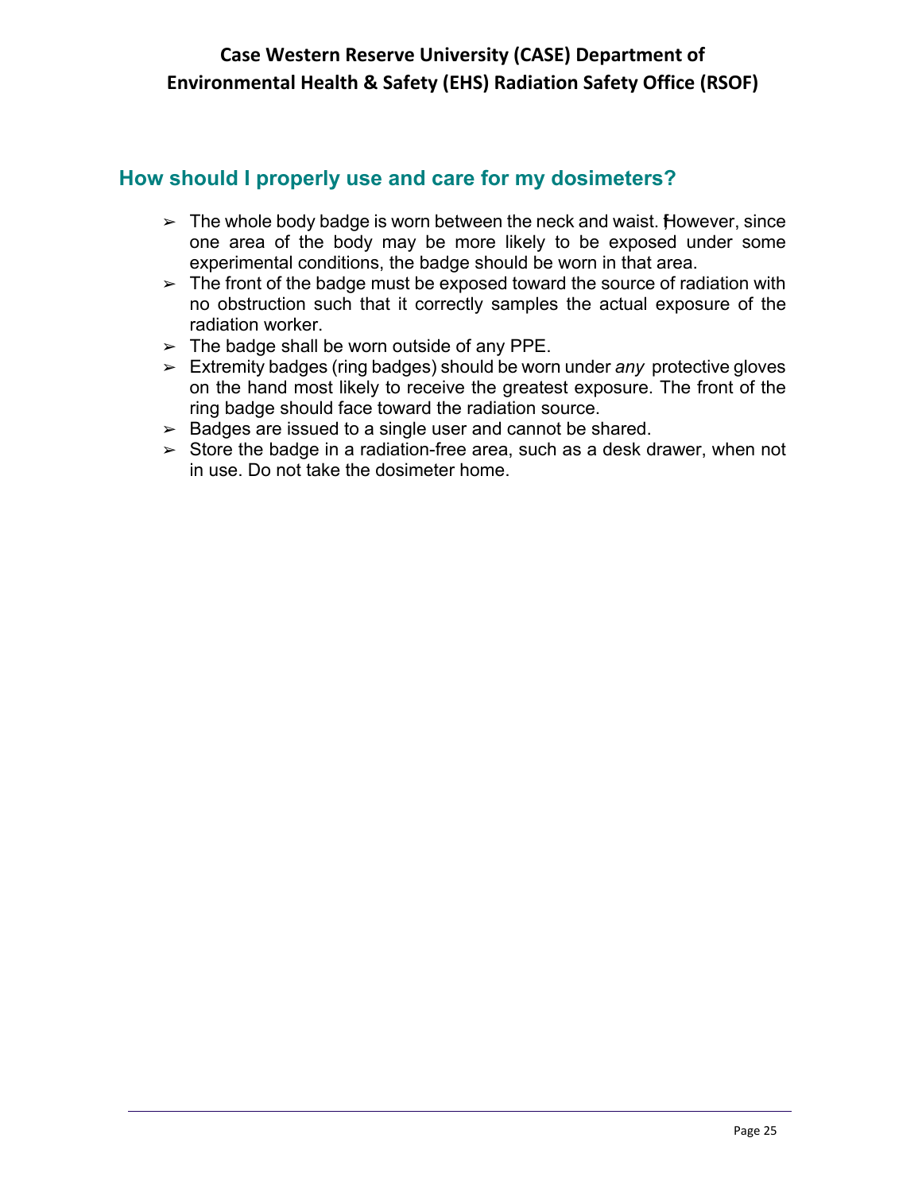## How should I properly use and care for my dosimeters?

- The whole body badge is worn between the neck and waist. However, since one area of the body may be more likely to be exposed under some experimental conditions, the badge should be worn in that area.
- The front of the badge must be exposed toward the source of radiation with no obstruction such that it correctly samples the actual exposure of the radiation worker.
- The badge shall be worn outside of any PPE.
- Extremity badges (ring badges) should be worn under *any* protective gloves on the hand most likely to receive the greatest exposure. The front of the ring badge should face toward the radiation source.
- Badges are issued to a single user and cannot be shared.
- Store the badge in a radiation-free area, such as a desk drawer, when not in use. Do not take the dosimeter home.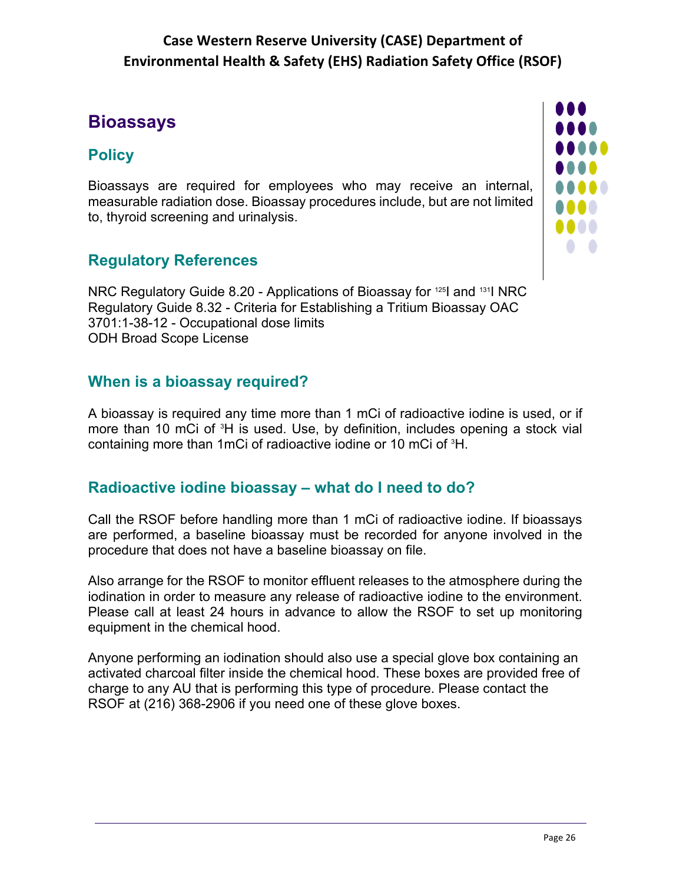# Bioassays

## Policy

Bioassays are required for employees who may receive an internal, measurable radiation dose. Bioassay procedures include, but are not limited to, thyroid screening and urinalysis.

## Regulatory References

NRC Regulatory Guide 8.20 - Applications of Bioassay for $^{125}$I and $^{131}$I NRC Regulatory Guide 8.32 - Criteria for Establishing a Tritium Bioassay OAC 3701:1-38-12 - Occupational dose limits
ODH Broad Scope License

## When is a bioassay required?

A bioassay is required any time more than 1 mCi of radioactive iodine is used, or if more than 10 mCi of $^{3}$H is used. Use, by definition, includes opening a stock vial containing more than 1mCi of radioactive iodine or 10 mCi of $^{3}$H.

## Radioactive iodine bioassay – what do I need to do?

Call the RSOF before handling more than 1 mCi of radioactive iodine. If bioassays are performed, a baseline bioassay must be recorded for anyone involved in the procedure that does not have a baseline bioassay on file.

Also arrange for the RSOF to monitor effluent releases to the atmosphere during the iodination in order to measure any release of radioactive iodine to the environment. Please call at least 24 hours in advance to allow the RSOF to set up monitoring equipment in the chemical hood.

Anyone performing an iodination should also use a special glove box containing an activated charcoal filter inside the chemical hood. These boxes are provided free of charge to any AU that is performing this type of procedure. Please contact the RSOF at (216) 368-2906 if you need one of these glove boxes.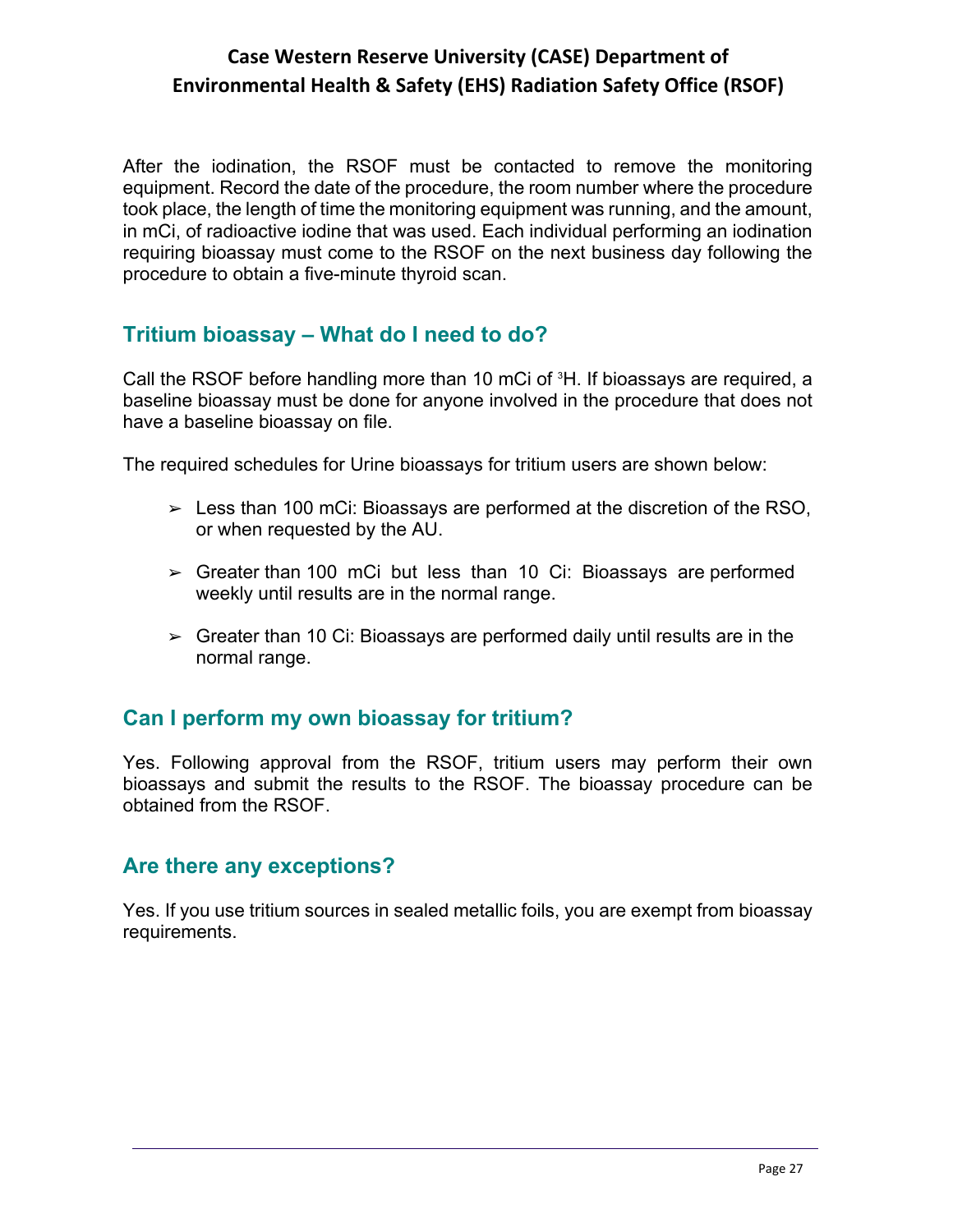After the iodination, the RSOF must be contacted to remove the monitoring equipment. Record the date of the procedure, the room number where the procedure took place, the length of time the monitoring equipment was running, and the amount, in mCi, of radioactive iodine that was used. Each individual performing an iodination requiring bioassay must come to the RSOF on the next business day following the procedure to obtain a five-minute thyroid scan.

## Tritium bioassay – What do I need to do?

Call the RSOF before handling more than 10 mCi of $^{3}H$. If bioassays are required, a baseline bioassay must be done for anyone involved in the procedure that does not have a baseline bioassay on file.

The required schedules for Urine bioassays for tritium users are shown below:

- Less than 100 mCi: Bioassays are performed at the discretion of the RSO, or when requested by the AU.
- Greater than 100 mCi but less than 10 Ci: Bioassays are performed weekly until results are in the normal range.
- Greater than 10 Ci: Bioassays are performed daily until results are in the normal range.

## Can I perform my own bioassay for tritium?

Yes. Following approval from the RSOF, tritium users may perform their own bioassays and submit the results to the RSOF. The bioassay procedure can be obtained from the RSOF.

## Are there any exceptions?

Yes. If you use tritium sources in sealed metallic foils, you are exempt from bioassay requirements.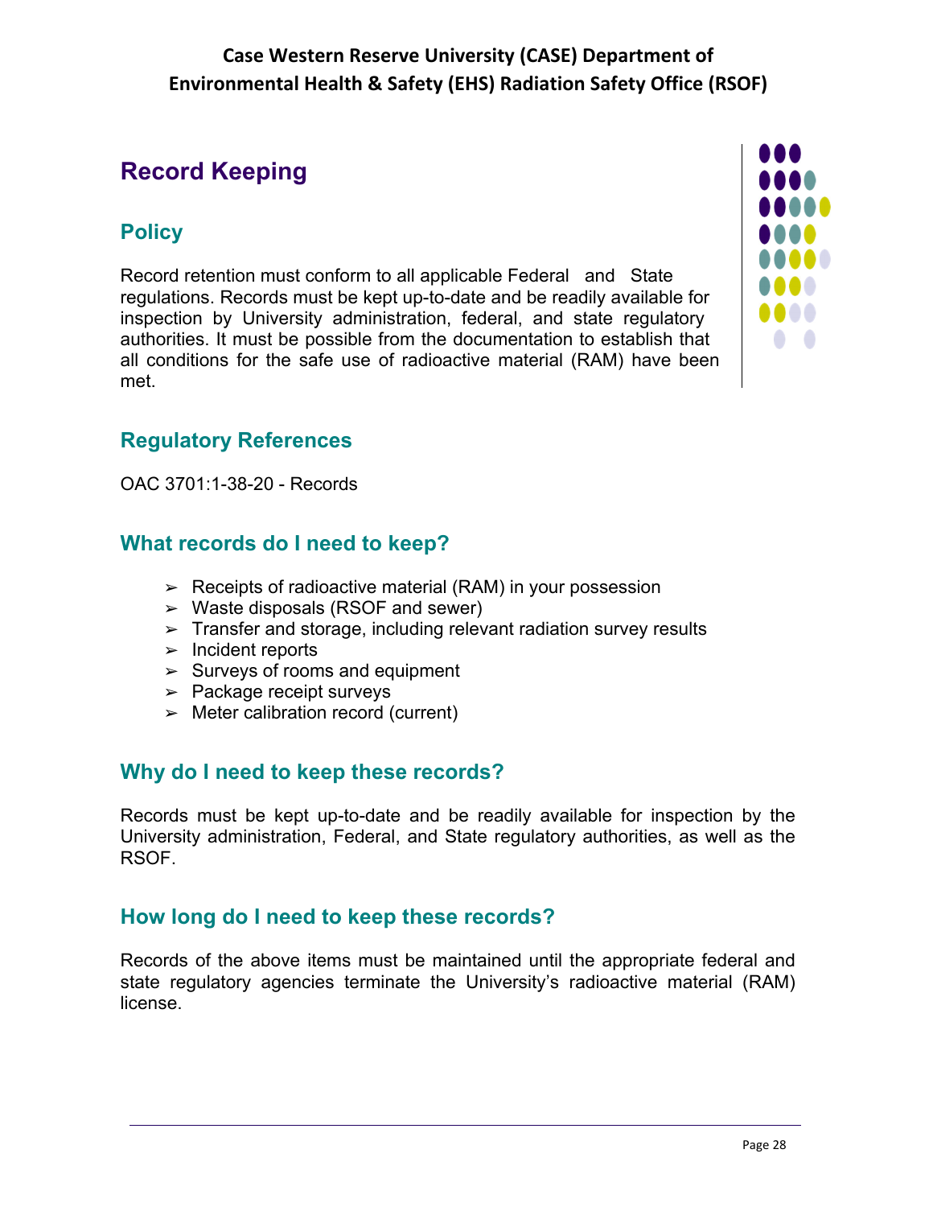# Record Keeping

## Policy

Record retention must conform to all applicable Federal and State regulations. Records must be kept up-to-date and be readily available for inspection by University administration, federal, and state regulatory authorities. It must be possible from the documentation to establish that all conditions for the safe use of radioactive material (RAM) have been met.

## Regulatory References

OAC 3701:1-38-20 - Records

## What records do I need to keep?

- Receipts of radioactive material (RAM) in your possession
- Waste disposals (RSOF and sewer)
- Transfer and storage, including relevant radiation survey results
- Incident reports
- Surveys of rooms and equipment
- Package receipt surveys
- Meter calibration record (current)

## Why do I need to keep these records?

Records must be kept up-to-date and be readily available for inspection by the University administration, Federal, and State regulatory authorities, as well as the RSOF.

## How long do I need to keep these records?

Records of the above items must be maintained until the appropriate federal and state regulatory agencies terminate the University's radioactive material (RAM) license.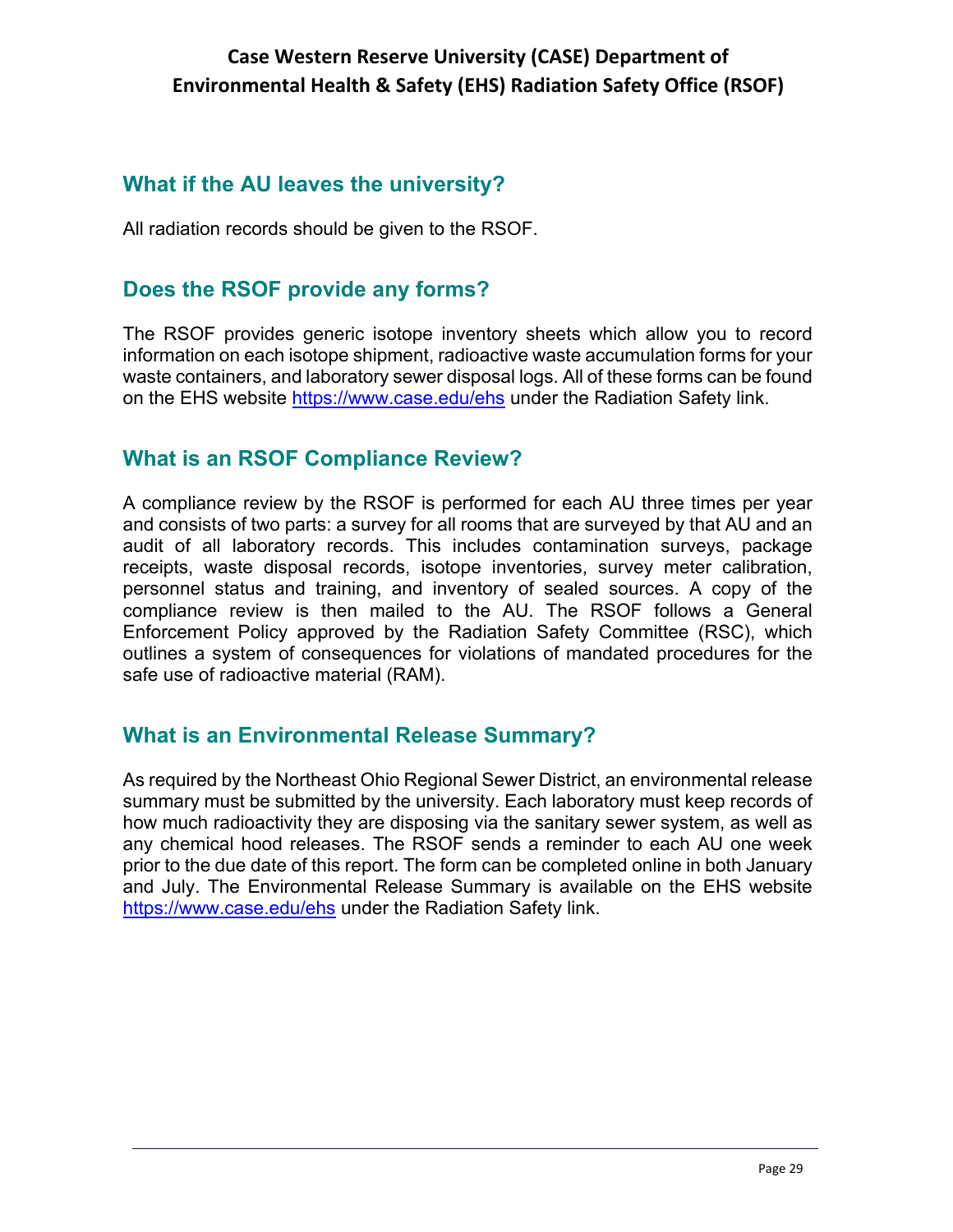## What if the AU leaves the university?

All radiation records should be given to the RSOF.

## Does the RSOF provide any forms?

The RSOF provides generic isotope inventory sheets which allow you to record information on each isotope shipment, radioactive waste accumulation forms for your waste containers, and laboratory sewer disposal logs. All of these forms can be found on the EHS website https://www.case.edu/ehs under the Radiation Safety link.

## What is an RSOF Compliance Review?

A compliance review by the RSOF is performed for each AU three times per year and consists of two parts: a survey for all rooms that are surveyed by that AU and an audit of all laboratory records. This includes contamination surveys, package receipts, waste disposal records, isotope inventories, survey meter calibration, personnel status and training, and inventory of sealed sources. A copy of the compliance review is then mailed to the AU. The RSOF follows a General Enforcement Policy approved by the Radiation Safety Committee (RSC), which outlines a system of consequences for violations of mandated procedures for the safe use of radioactive material (RAM).

## What is an Environmental Release Summary?

As required by the Northeast Ohio Regional Sewer District, an environmental release summary must be submitted by the university. Each laboratory must keep records of how much radioactivity they are disposing via the sanitary sewer system, as well as any chemical hood releases. The RSOF sends a reminder to each AU one week prior to the due date of this report. The form can be completed online in both January and July. The Environmental Release Summary is available on the EHS website https://www.case.edu/ehs under the Radiation Safety link.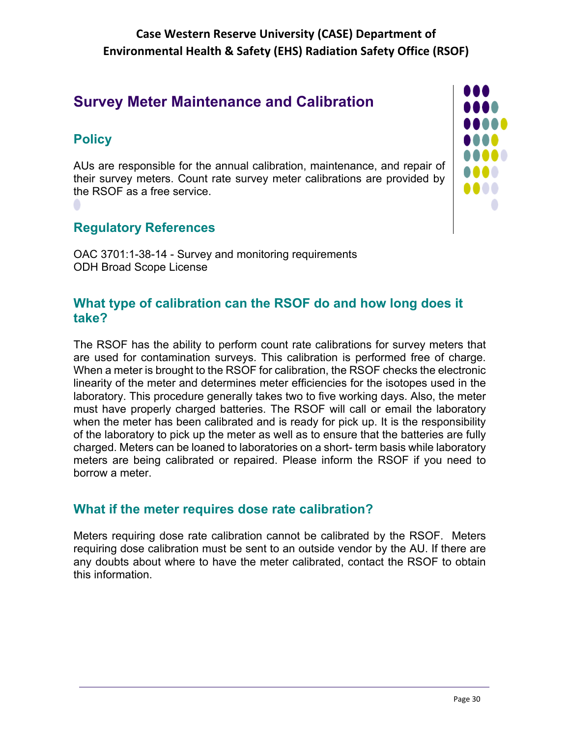## Survey Meter Maintenance and Calibration

### Policy

AUs are responsible for the annual calibration, maintenance, and repair of their survey meters. Count rate survey meter calibrations are provided by the RSOF as a free service.

### Regulatory References

OAC 3701:1-38-14 - Survey and monitoring requirements
ODH Broad Scope License

### What type of calibration can the RSOF do and how long does it take?

The RSOF has the ability to perform count rate calibrations for survey meters that are used for contamination surveys. This calibration is performed free of charge. When a meter is brought to the RSOF for calibration, the RSOF checks the electronic linearity of the meter and determines meter efficiencies for the isotopes used in the laboratory. This procedure generally takes two to five working days. Also, the meter must have properly charged batteries. The RSOF will call or email the laboratory when the meter has been calibrated and is ready for pick up. It is the responsibility of the laboratory to pick up the meter as well as to ensure that the batteries are fully charged. Meters can be loaned to laboratories on a short- term basis while laboratory meters are being calibrated or repaired. Please inform the RSOF if you need to borrow a meter.

### What if the meter requires dose rate calibration?

Meters requiring dose rate calibration cannot be calibrated by the RSOF. Meters requiring dose calibration must be sent to an outside vendor by the AU. If there are any doubts about where to have the meter calibrated, contact the RSOF to obtain this information.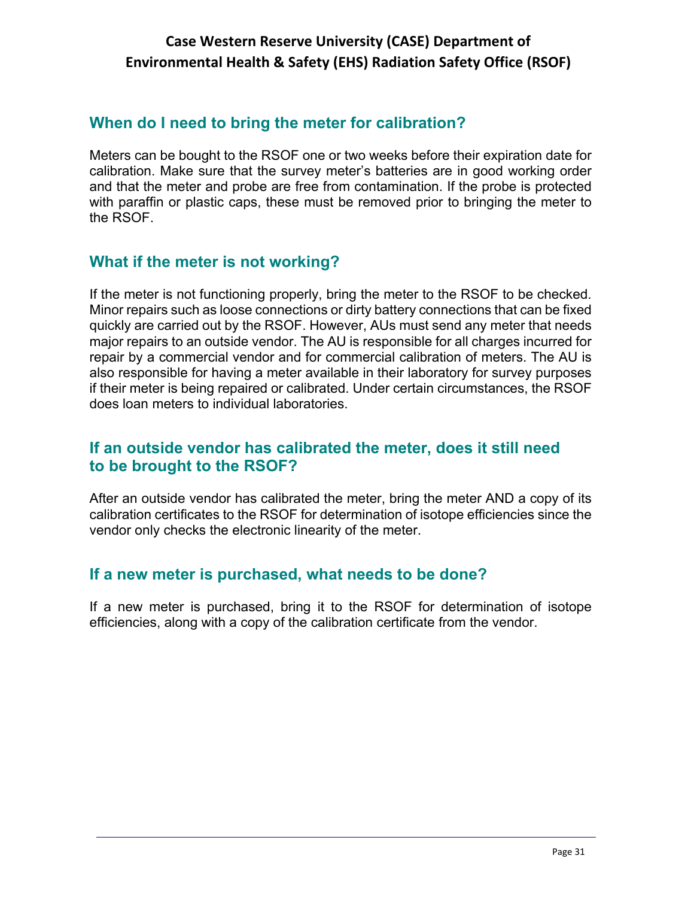## When do I need to bring the meter for calibration?

Meters can be bought to the RSOF one or two weeks before their expiration date for calibration. Make sure that the survey meter's batteries are in good working order and that the meter and probe are free from contamination. If the probe is protected with paraffin or plastic caps, these must be removed prior to bringing the meter to the RSOF.

## What if the meter is not working?

If the meter is not functioning properly, bring the meter to the RSOF to be checked. Minor repairs such as loose connections or dirty battery connections that can be fixed quickly are carried out by the RSOF. However, AUs must send any meter that needs major repairs to an outside vendor. The AU is responsible for all charges incurred for repair by a commercial vendor and for commercial calibration of meters. The AU is also responsible for having a meter available in their laboratory for survey purposes if their meter is being repaired or calibrated. Under certain circumstances, the RSOF does loan meters to individual laboratories.

## If an outside vendor has calibrated the meter, does it still need to be brought to the RSOF?

After an outside vendor has calibrated the meter, bring the meter AND a copy of its calibration certificates to the RSOF for determination of isotope efficiencies since the vendor only checks the electronic linearity of the meter.

## If a new meter is purchased, what needs to be done?

If a new meter is purchased, bring it to the RSOF for determination of isotope efficiencies, along with a copy of the calibration certificate from the vendor.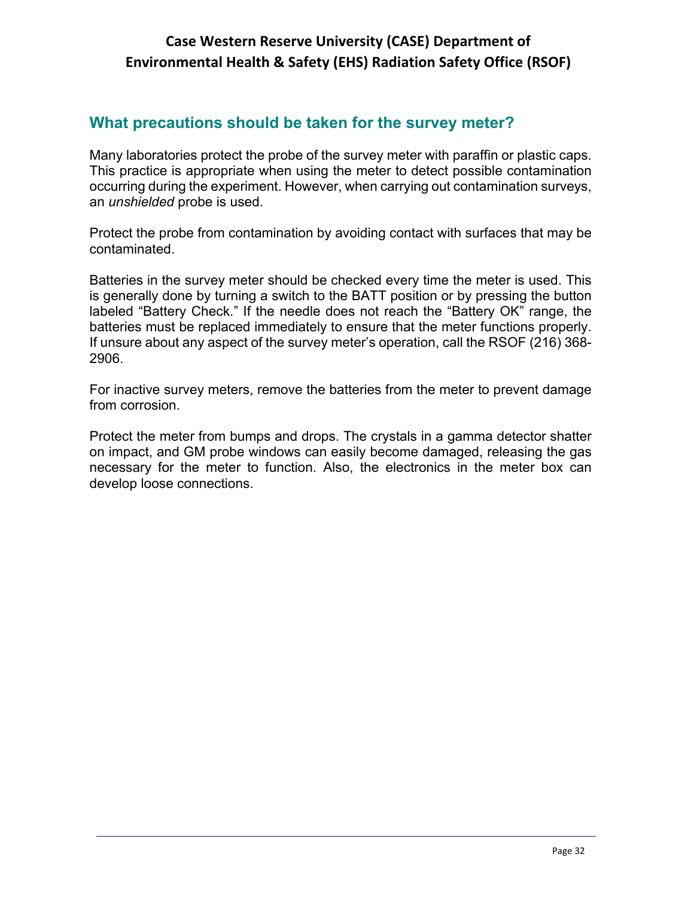## What precautions should be taken for the survey meter?

Many laboratories protect the probe of the survey meter with paraffin or plastic caps. This practice is appropriate when using the meter to detect possible contamination occurring during the experiment. However, when carrying out contamination surveys, an *unshielded* probe is used.

Protect the probe from contamination by avoiding contact with surfaces that may be contaminated.

Batteries in the survey meter should be checked every time the meter is used. This is generally done by turning a switch to the BATT position or by pressing the button labeled "Battery Check." If the needle does not reach the "Battery OK" range, the batteries must be replaced immediately to ensure that the meter functions properly. If unsure about any aspect of the survey meter's operation, call the RSOF (216) 368-2906.

For inactive survey meters, remove the batteries from the meter to prevent damage from corrosion.

Protect the meter from bumps and drops. The crystals in a gamma detector shatter on impact, and GM probe windows can easily become damaged, releasing the gas necessary for the meter to function. Also, the electronics in the meter box can develop loose connections.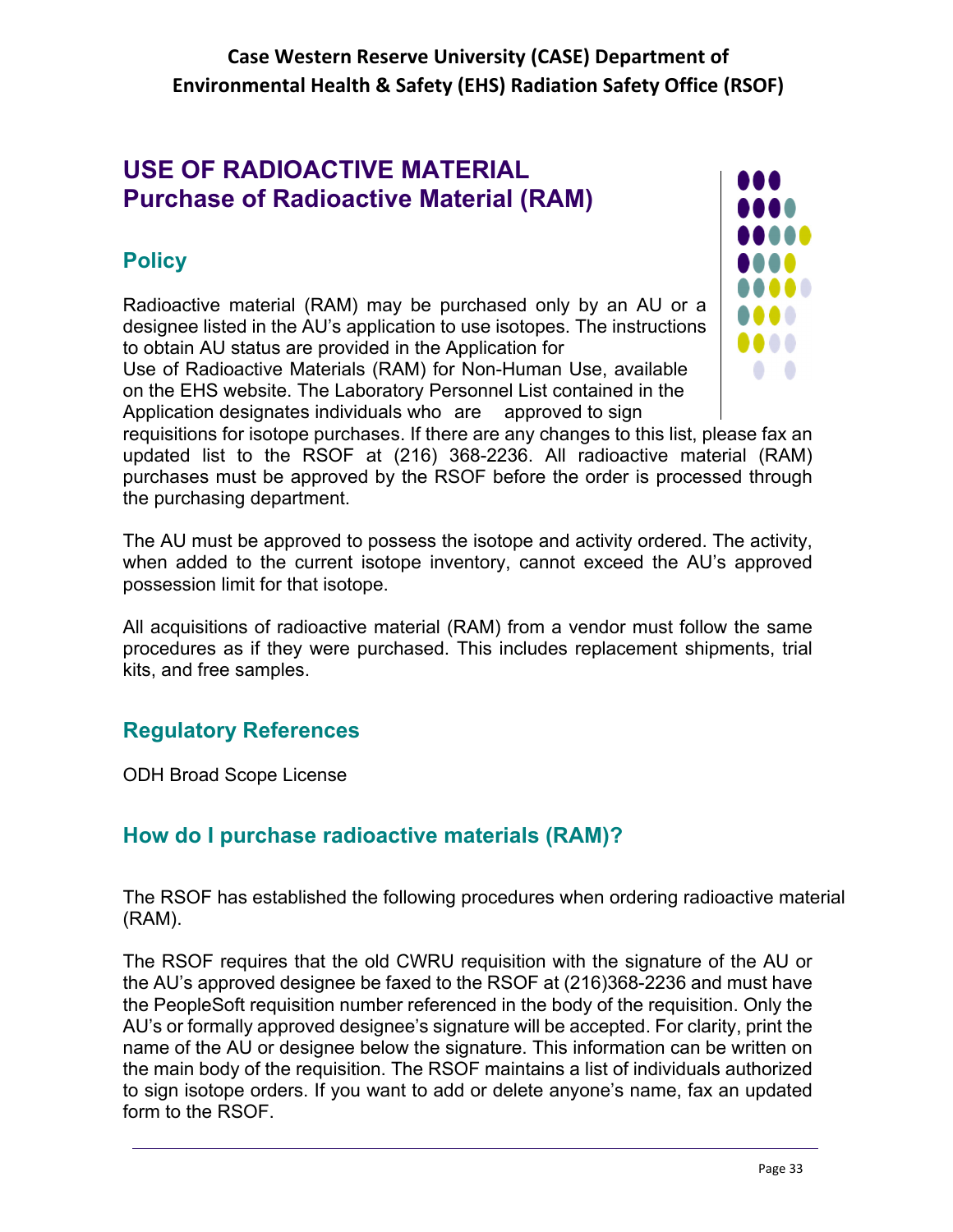# USE OF RADIOACTIVE MATERIAL
# Purchase of Radioactive Material (RAM)

## Policy

Radioactive material (RAM) may be purchased only by an AU or a designee listed in the AU's application to use isotopes. The instructions to obtain AU status are provided in the Application for Use of Radioactive Materials (RAM) for Non-Human Use, available on the EHS website. The Laboratory Personnel List contained in the Application designates individuals who are approved to sign requisitions for isotope purchases. If there are any changes to this list, please fax an updated list to the RSOF at (216) 368-2236. All radioactive material (RAM) purchases must be approved by the RSOF before the order is processed through the purchasing department.

The AU must be approved to possess the isotope and activity ordered. The activity, when added to the current isotope inventory, cannot exceed the AU's approved possession limit for that isotope.

All acquisitions of radioactive material (RAM) from a vendor must follow the same procedures as if they were purchased. This includes replacement shipments, trial kits, and free samples.

## Regulatory References

ODH Broad Scope License

## How do I purchase radioactive materials (RAM)?

The RSOF has established the following procedures when ordering radioactive material (RAM).

The RSOF requires that the old CWRU requisition with the signature of the AU or the AU's approved designee be faxed to the RSOF at (216)368-2236 and must have the PeopleSoft requisition number referenced in the body of the requisition. Only the AU's or formally approved designee's signature will be accepted. For clarity, print the name of the AU or designee below the signature. This information can be written on the main body of the requisition. The RSOF maintains a list of individuals authorized to sign isotope orders. If you want to add or delete anyone's name, fax an updated form to the RSOF.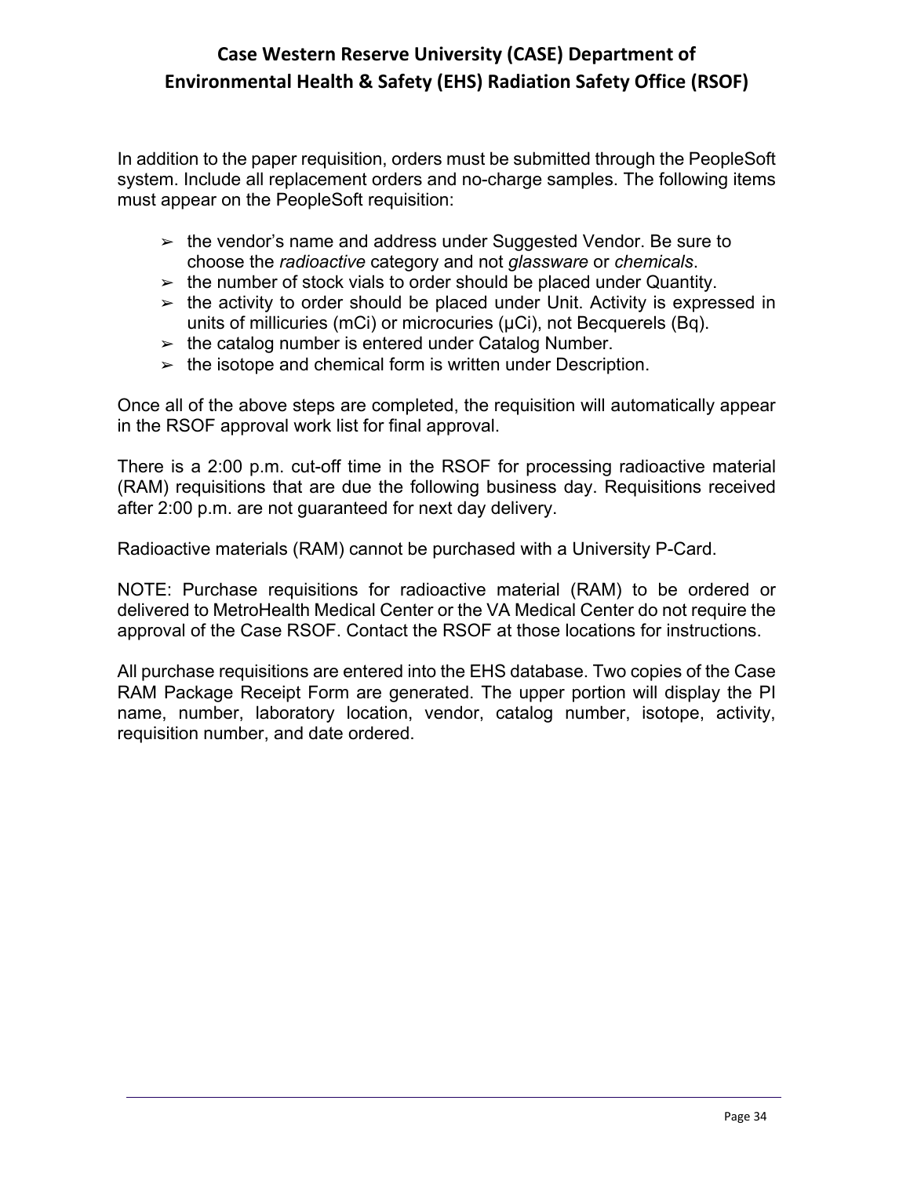In addition to the paper requisition, orders must be submitted through the PeopleSoft system. Include all replacement orders and no-charge samples. The following items must appear on the PeopleSoft requisition:

- the vendor's name and address under Suggested Vendor. Be sure to choose the *radioactive* category and not *glassware* or *chemicals*.
- the number of stock vials to order should be placed under Quantity.
- the activity to order should be placed under Unit. Activity is expressed in units of millicuries (mCi) or microcuries (μCi), not Becquerels (Bq).
- the catalog number is entered under Catalog Number.
- the isotope and chemical form is written under Description.

Once all of the above steps are completed, the requisition will automatically appear in the RSOF approval work list for final approval.

There is a 2:00 p.m. cut-off time in the RSOF for processing radioactive material (RAM) requisitions that are due the following business day. Requisitions received after 2:00 p.m. are not guaranteed for next day delivery.

Radioactive materials (RAM) cannot be purchased with a University P-Card.

NOTE: Purchase requisitions for radioactive material (RAM) to be ordered or delivered to MetroHealth Medical Center or the VA Medical Center do not require the approval of the Case RSOF. Contact the RSOF at those locations for instructions.

All purchase requisitions are entered into the EHS database. Two copies of the Case RAM Package Receipt Form are generated. The upper portion will display the PI name, number, laboratory location, vendor, catalog number, isotope, activity, requisition number, and date ordered.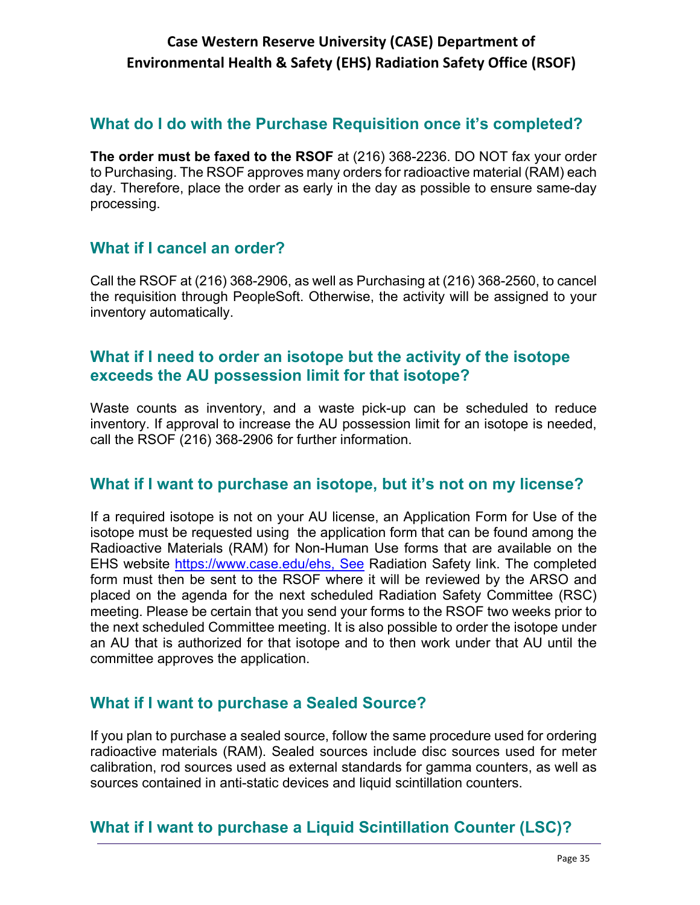## What do I do with the Purchase Requisition once it's completed?

**The order must be faxed to the RSOF** at (216) 368-2236. DO NOT fax your order to Purchasing. The RSOF approves many orders for radioactive material (RAM) each day. Therefore, place the order as early in the day as possible to ensure same-day processing.

## What if I cancel an order?

Call the RSOF at (216) 368-2906, as well as Purchasing at (216) 368-2560, to cancel the requisition through PeopleSoft. Otherwise, the activity will be assigned to your inventory automatically.

## What if I need to order an isotope but the activity of the isotope exceeds the AU possession limit for that isotope?

Waste counts as inventory, and a waste pick-up can be scheduled to reduce inventory. If approval to increase the AU possession limit for an isotope is needed, call the RSOF (216) 368-2906 for further information.

## What if I want to purchase an isotope, but it's not on my license?

If a required isotope is not on your AU license, an Application Form for Use of the isotope must be requested using the application form that can be found among the Radioactive Materials (RAM) for Non-Human Use forms that are available on the EHS website [https://www.case.edu/ehs, See](https://www.case.edu/ehs) Radiation Safety link. The completed form must then be sent to the RSOF where it will be reviewed by the ARSO and placed on the agenda for the next scheduled Radiation Safety Committee (RSC) meeting. Please be certain that you send your forms to the RSOF two weeks prior to the next scheduled Committee meeting. It is also possible to order the isotope under an AU that is authorized for that isotope and to then work under that AU until the committee approves the application.

## What if I want to purchase a Sealed Source?

If you plan to purchase a sealed source, follow the same procedure used for ordering radioactive materials (RAM). Sealed sources include disc sources used for meter calibration, rod sources used as external standards for gamma counters, as well as sources contained in anti-static devices and liquid scintillation counters.

## What if I want to purchase a Liquid Scintillation Counter (LSC)?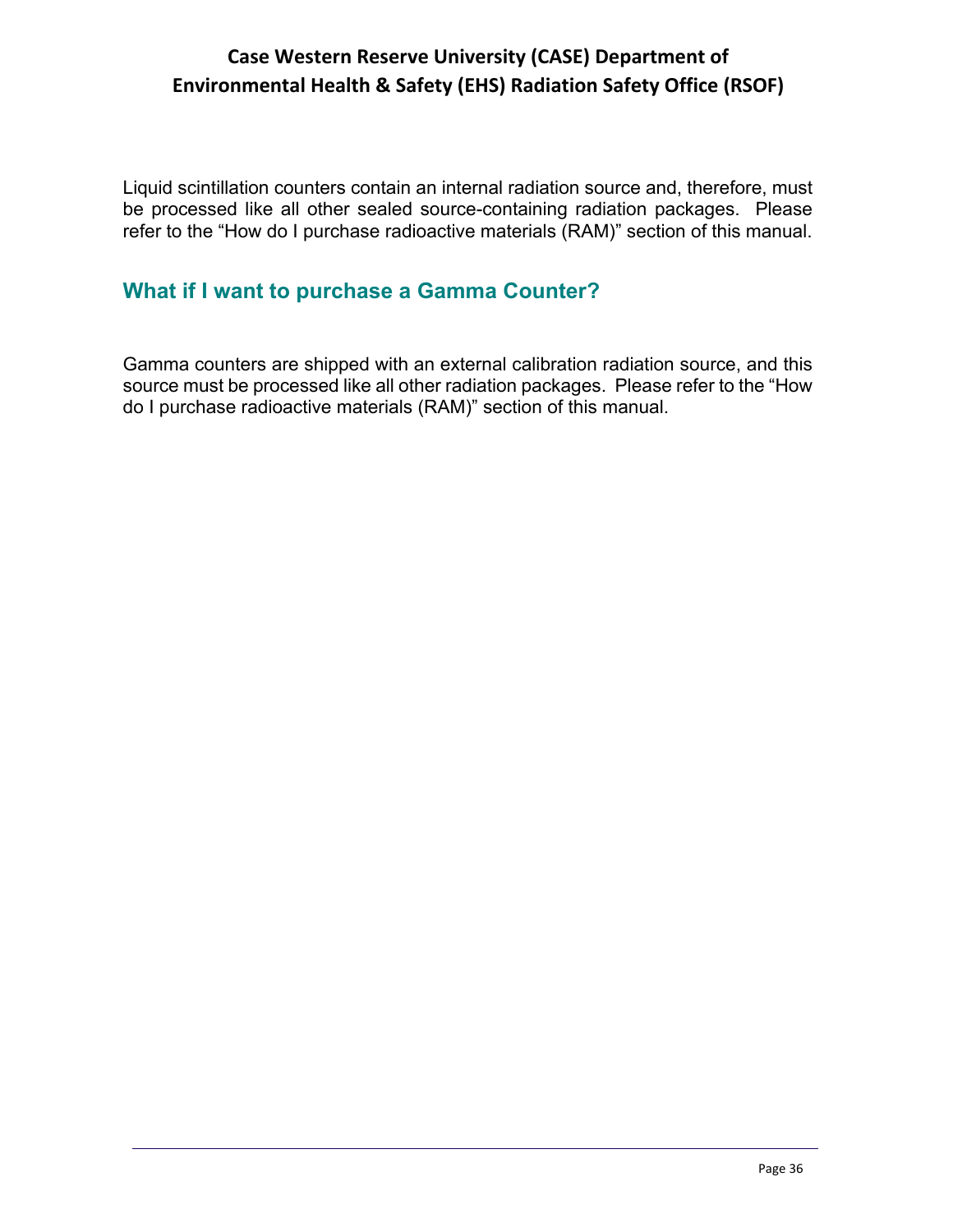Liquid scintillation counters contain an internal radiation source and, therefore, must be processed like all other sealed source-containing radiation packages. Please refer to the "How do I purchase radioactive materials (RAM)" section of this manual.

## What if I want to purchase a Gamma Counter?

Gamma counters are shipped with an external calibration radiation source, and this source must be processed like all other radiation packages. Please refer to the "How do I purchase radioactive materials (RAM)" section of this manual.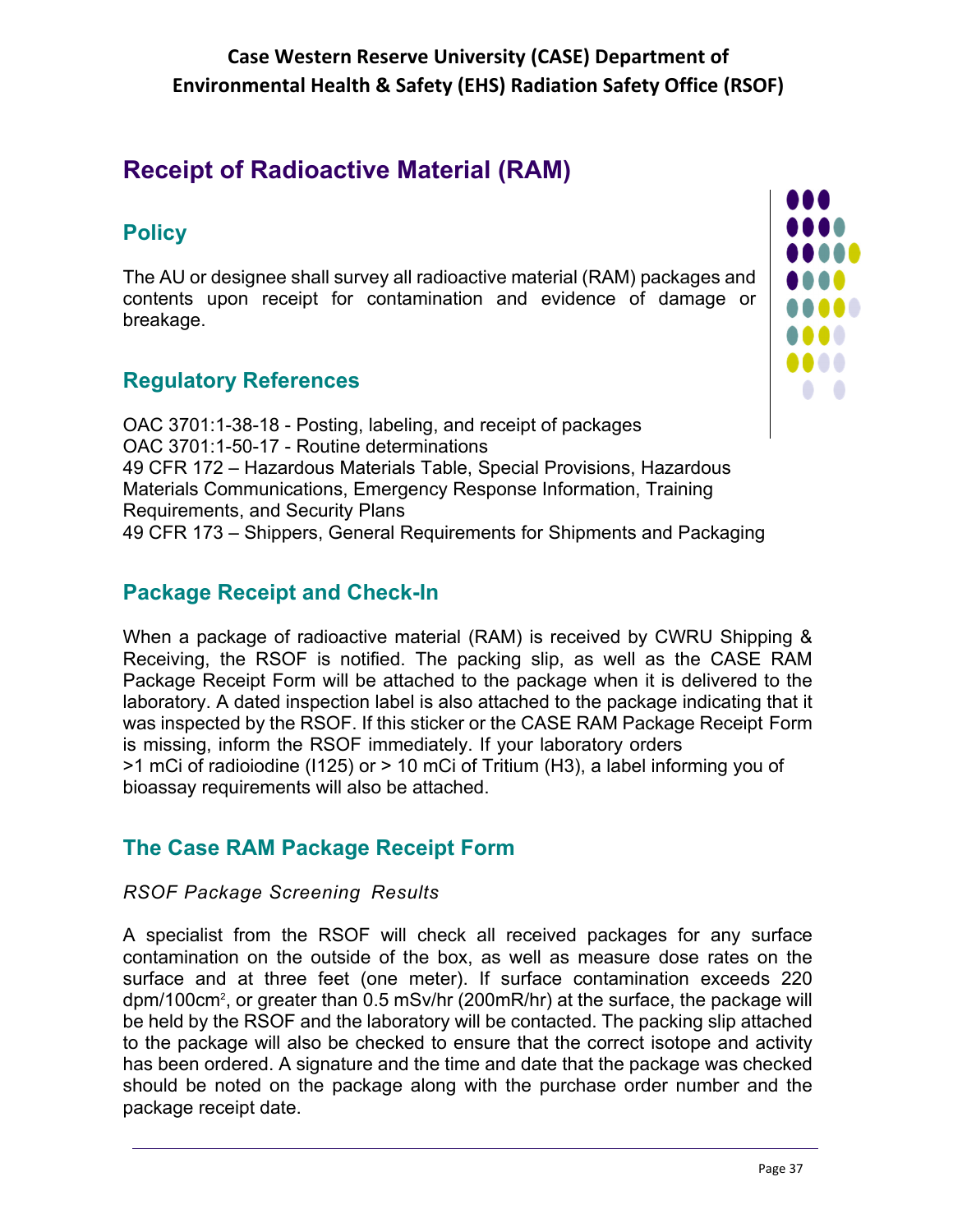# Receipt of Radioactive Material (RAM)

## Policy

The AU or designee shall survey all radioactive material (RAM) packages and contents upon receipt for contamination and evidence of damage or breakage.

## Regulatory References

OAC 3701:1-38-18 - Posting, labeling, and receipt of packages
OAC 3701:1-50-17 - Routine determinations
49 CFR 172 – Hazardous Materials Table, Special Provisions, Hazardous Materials Communications, Emergency Response Information, Training Requirements, and Security Plans
49 CFR 173 – Shippers, General Requirements for Shipments and Packaging

## Package Receipt and Check-In

When a package of radioactive material (RAM) is received by CWRU Shipping & Receiving, the RSOF is notified. The packing slip, as well as the CASE RAM Package Receipt Form will be attached to the package when it is delivered to the laboratory. A dated inspection label is also attached to the package indicating that it was inspected by the RSOF. If this sticker or the CASE RAM Package Receipt Form is missing, inform the RSOF immediately. If your laboratory orders >1 mCi of radioiodine (I125) or > 10 mCi of Tritium (H3), a label informing you of bioassay requirements will also be attached.

## The Case RAM Package Receipt Form

### *RSOF Package Screening Results*

A specialist from the RSOF will check all received packages for any surface contamination on the outside of the box, as well as measure dose rates on the surface and at three feet (one meter). If surface contamination exceeds 220 dpm/100cm$^2$, or greater than 0.5 mSv/hr (200mR/hr) at the surface, the package will be held by the RSOF and the laboratory will be contacted. The packing slip attached to the package will also be checked to ensure that the correct isotope and activity has been ordered. A signature and the time and date that the package was checked should be noted on the package along with the purchase order number and the package receipt date.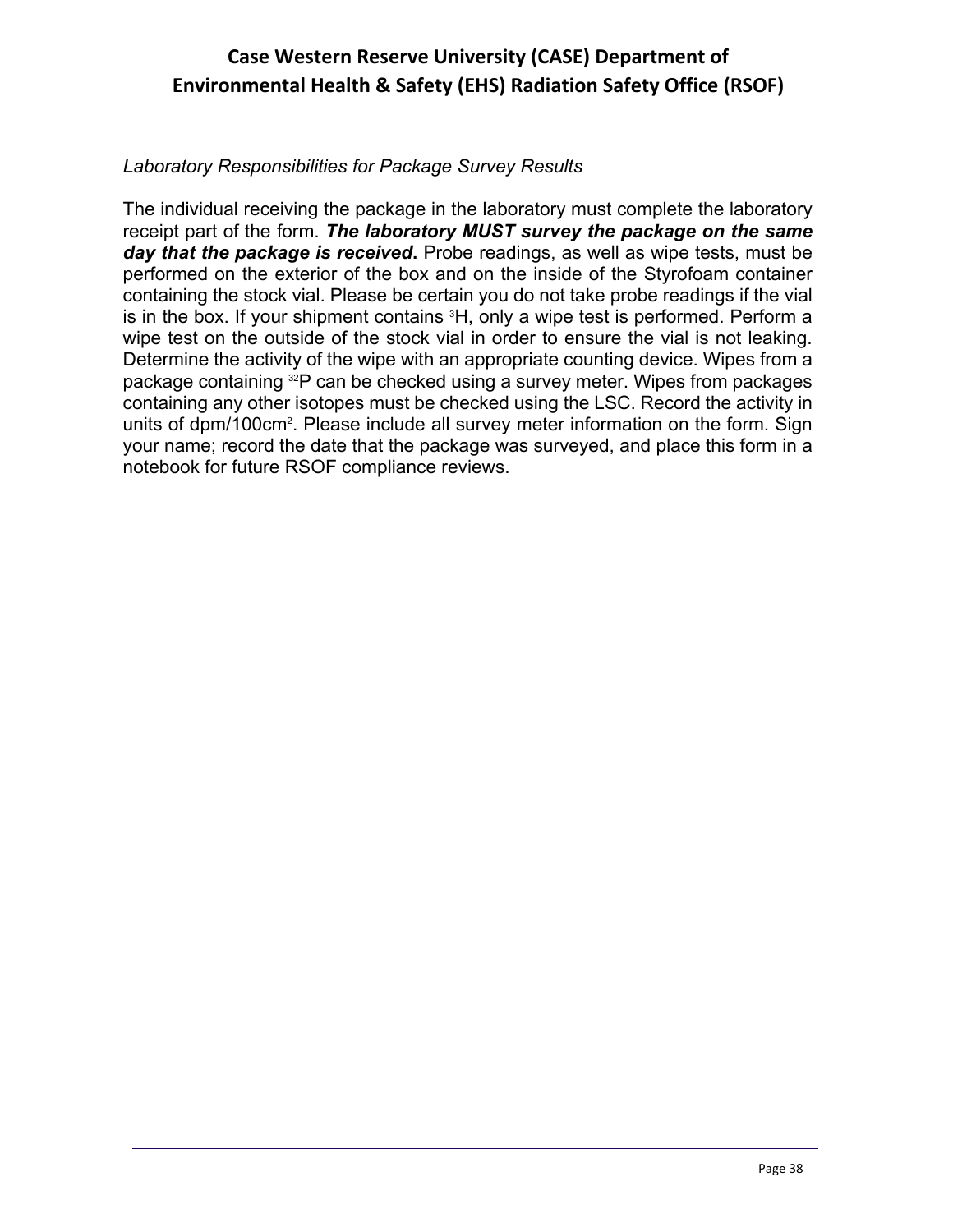*Laboratory Responsibilities for Package Survey Results*

The individual receiving the package in the laboratory must complete the laboratory receipt part of the form. ***The laboratory MUST survey the package on the same day that the package is received*.** Probe readings, as well as wipe tests, must be performed on the exterior of the box and on the inside of the Styrofoam container containing the stock vial. Please be certain you do not take probe readings if the vial is in the box. If your shipment contains $^{3}H$, only a wipe test is performed. Perform a wipe test on the outside of the stock vial in order to ensure the vial is not leaking. Determine the activity of the wipe with an appropriate counting device. Wipes from a package containing $^{32}P$ can be checked using a survey meter. Wipes from packages containing any other isotopes must be checked using the LSC. Record the activity in units of $dpm/100cm^2$. Please include all survey meter information on the form. Sign your name; record the date that the package was surveyed, and place this form in a notebook for future RSOF compliance reviews.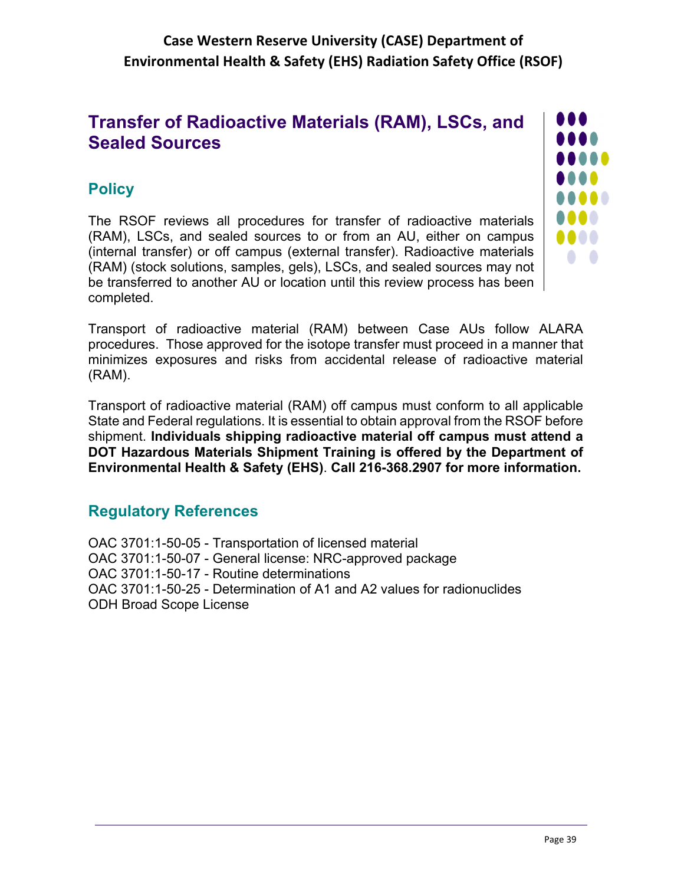# Transfer of Radioactive Materials (RAM), LSCs, and Sealed Sources

## Policy

The RSOF reviews all procedures for transfer of radioactive materials (RAM), LSCs, and sealed sources to or from an AU, either on campus (internal transfer) or off campus (external transfer). Radioactive materials (RAM) (stock solutions, samples, gels), LSCs, and sealed sources may not be transferred to another AU or location until this review process has been completed.

Transport of radioactive material (RAM) between Case AUs follow ALARA procedures. Those approved for the isotope transfer must proceed in a manner that minimizes exposures and risks from accidental release of radioactive material (RAM).

Transport of radioactive material (RAM) off campus must conform to all applicable State and Federal regulations. It is essential to obtain approval from the RSOF before shipment. **Individuals shipping radioactive material off campus must attend a DOT Hazardous Materials Shipment Training is offered by the Department of Environmental Health & Safety (EHS)**. **Call 216-368.2907 for more information.**

## Regulatory References

OAC 3701:1-50-05 - Transportation of licensed material
OAC 3701:1-50-07 - General license: NRC-approved package
OAC 3701:1-50-17 - Routine determinations
OAC 3701:1-50-25 - Determination of A1 and A2 values for radionuclides
ODH Broad Scope License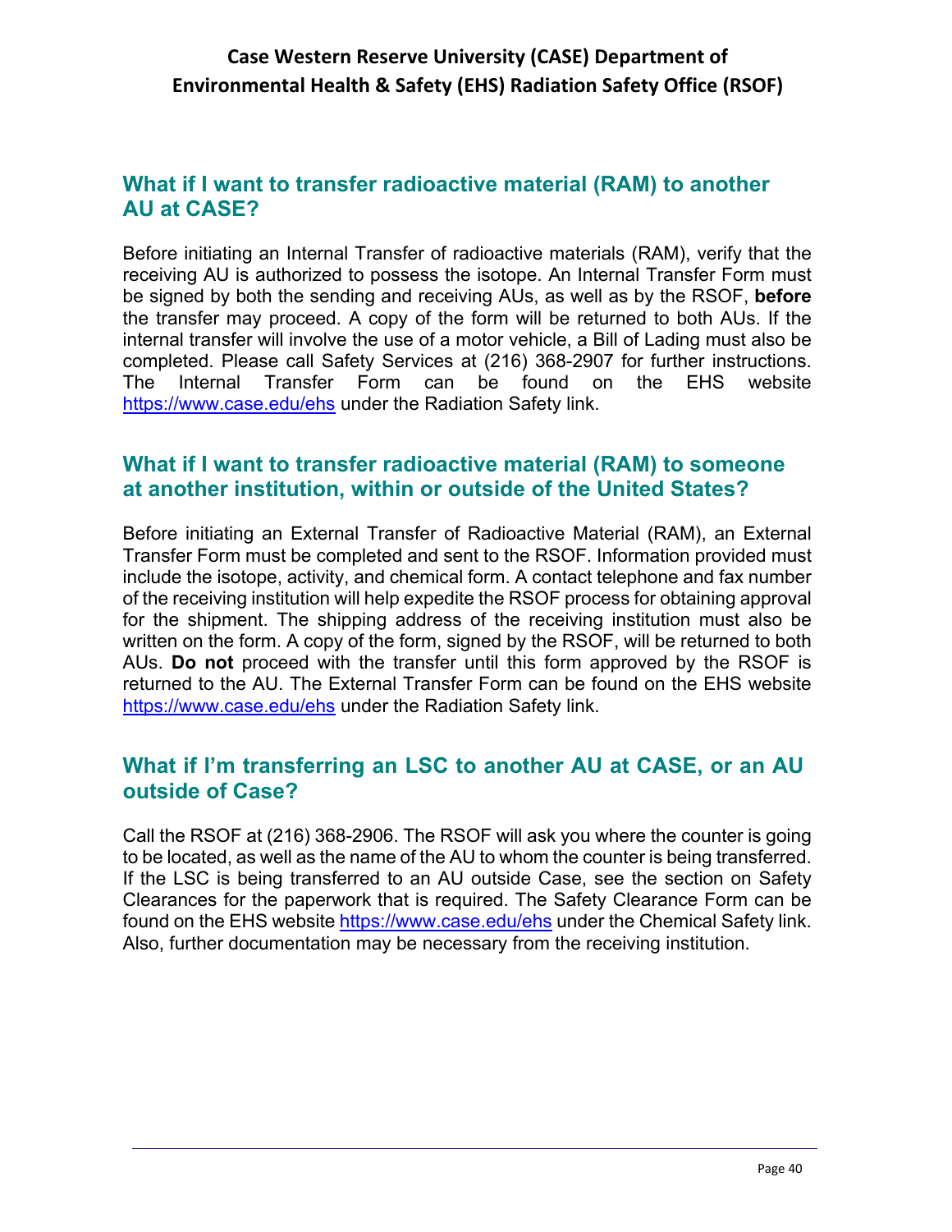## What if I want to transfer radioactive material (RAM) to another AU at CASE?

Before initiating an Internal Transfer of radioactive materials (RAM), verify that the receiving AU is authorized to possess the isotope. An Internal Transfer Form must be signed by both the sending and receiving AUs, as well as by the RSOF, **before** the transfer may proceed. A copy of the form will be returned to both AUs. If the internal transfer will involve the use of a motor vehicle, a Bill of Lading must also be completed. Please call Safety Services at (216) 368-2907 for further instructions. The Internal Transfer Form can be found on the EHS website https://www.case.edu/ehs under the Radiation Safety link.

## What if I want to transfer radioactive material (RAM) to someone at another institution, within or outside of the United States?

Before initiating an External Transfer of Radioactive Material (RAM), an External Transfer Form must be completed and sent to the RSOF. Information provided must include the isotope, activity, and chemical form. A contact telephone and fax number of the receiving institution will help expedite the RSOF process for obtaining approval for the shipment. The shipping address of the receiving institution must also be written on the form. A copy of the form, signed by the RSOF, will be returned to both AUs. **Do not** proceed with the transfer until this form approved by the RSOF is returned to the AU. The External Transfer Form can be found on the EHS website https://www.case.edu/ehs under the Radiation Safety link.

## What if I'm transferring an LSC to another AU at CASE, or an AU outside of Case?

Call the RSOF at (216) 368-2906. The RSOF will ask you where the counter is going to be located, as well as the name of the AU to whom the counter is being transferred. If the LSC is being transferred to an AU outside Case, see the section on Safety Clearances for the paperwork that is required. The Safety Clearance Form can be found on the EHS website https://www.case.edu/ehs under the Chemical Safety link. Also, further documentation may be necessary from the receiving institution.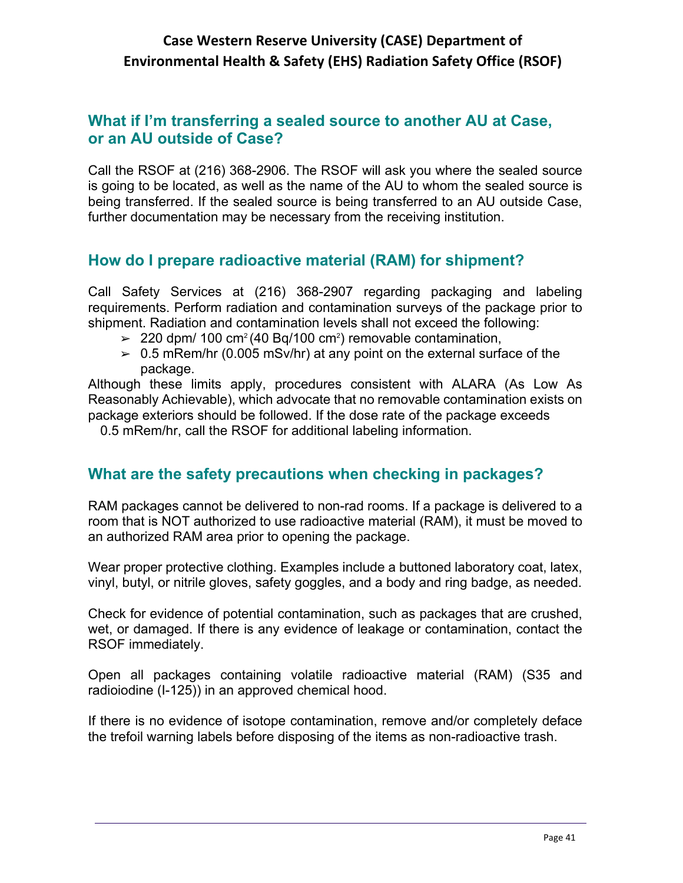## What if I'm transferring a sealed source to another AU at Case, or an AU outside of Case?

Call the RSOF at (216) 368-2906. The RSOF will ask you where the sealed source is going to be located, as well as the name of the AU to whom the sealed source is being transferred. If the sealed source is being transferred to an AU outside Case, further documentation may be necessary from the receiving institution.

## How do I prepare radioactive material (RAM) for shipment?

Call Safety Services at (216) 368-2907 regarding packaging and labeling requirements. Perform radiation and contamination surveys of the package prior to shipment. Radiation and contamination levels shall not exceed the following:

- 220 dpm/ 100 $cm^2$ (40 Bq/100 $cm^2$) removable contamination,
- 0.5 mRem/hr (0.005 mSv/hr) at any point on the external surface of the package.

Although these limits apply, procedures consistent with ALARA (As Low As Reasonably Achievable), which advocate that no removable contamination exists on package exteriors should be followed. If the dose rate of the package exceeds 0.5 mRem/hr, call the RSOF for additional labeling information.

## What are the safety precautions when checking in packages?

RAM packages cannot be delivered to non-rad rooms. If a package is delivered to a room that is NOT authorized to use radioactive material (RAM), it must be moved to an authorized RAM area prior to opening the package.

Wear proper protective clothing. Examples include a buttoned laboratory coat, latex, vinyl, butyl, or nitrile gloves, safety goggles, and a body and ring badge, as needed.

Check for evidence of potential contamination, such as packages that are crushed, wet, or damaged. If there is any evidence of leakage or contamination, contact the RSOF immediately.

Open all packages containing volatile radioactive material (RAM) (S35 and radioiodine (I-125)) in an approved chemical hood.

If there is no evidence of isotope contamination, remove and/or completely deface the trefoil warning labels before disposing of the items as non-radioactive trash.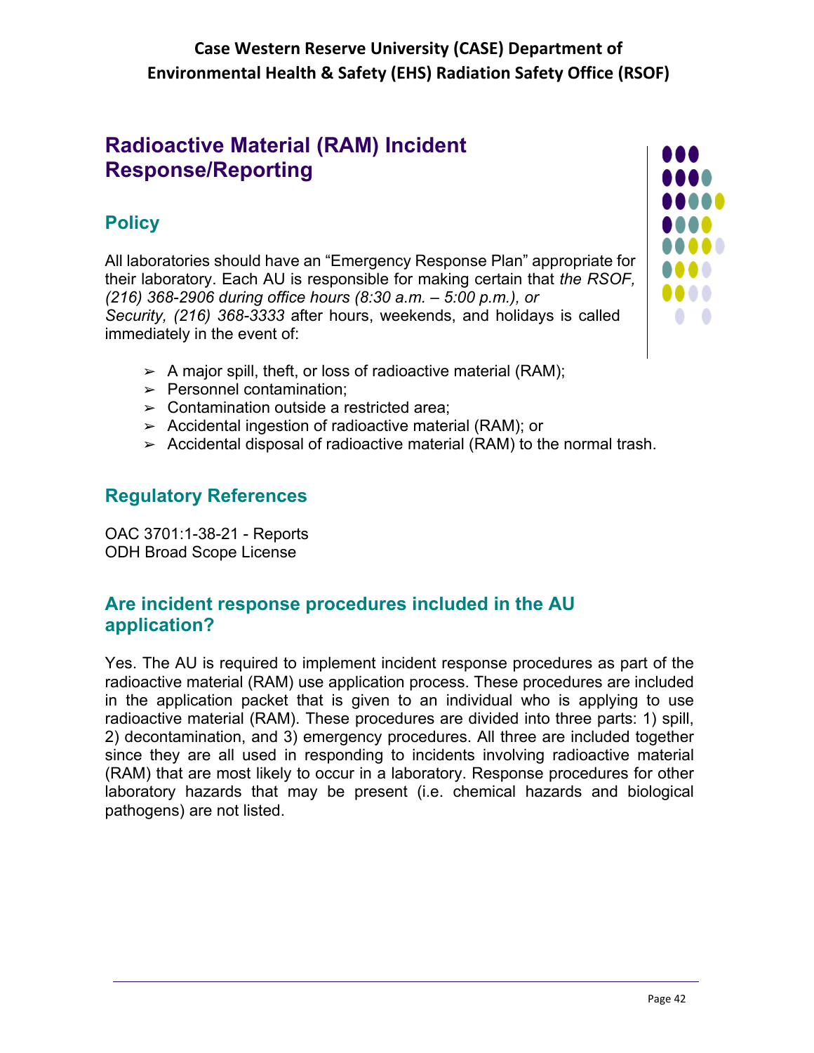## Radioactive Material (RAM) Incident Response/Reporting

### Policy

All laboratories should have an "Emergency Response Plan" appropriate for their laboratory. Each AU is responsible for making certain that *the RSOF, (216) 368-2906 during office hours (8:30 a.m. – 5:00 p.m.), or Security, (216) 368-3333* after hours, weekends, and holidays is called immediately in the event of:

- A major spill, theft, or loss of radioactive material (RAM);
- Personnel contamination;
- Contamination outside a restricted area;
- Accidental ingestion of radioactive material (RAM); or
- Accidental disposal of radioactive material (RAM) to the normal trash.

### Regulatory References

OAC 3701:1-38-21 - Reports
ODH Broad Scope License

### Are incident response procedures included in the AU application?

Yes. The AU is required to implement incident response procedures as part of the radioactive material (RAM) use application process. These procedures are included in the application packet that is given to an individual who is applying to use radioactive material (RAM). These procedures are divided into three parts: 1) spill, 2) decontamination, and 3) emergency procedures. All three are included together since they are all used in responding to incidents involving radioactive material (RAM) that are most likely to occur in a laboratory. Response procedures for other laboratory hazards that may be present (i.e. chemical hazards and biological pathogens) are not listed.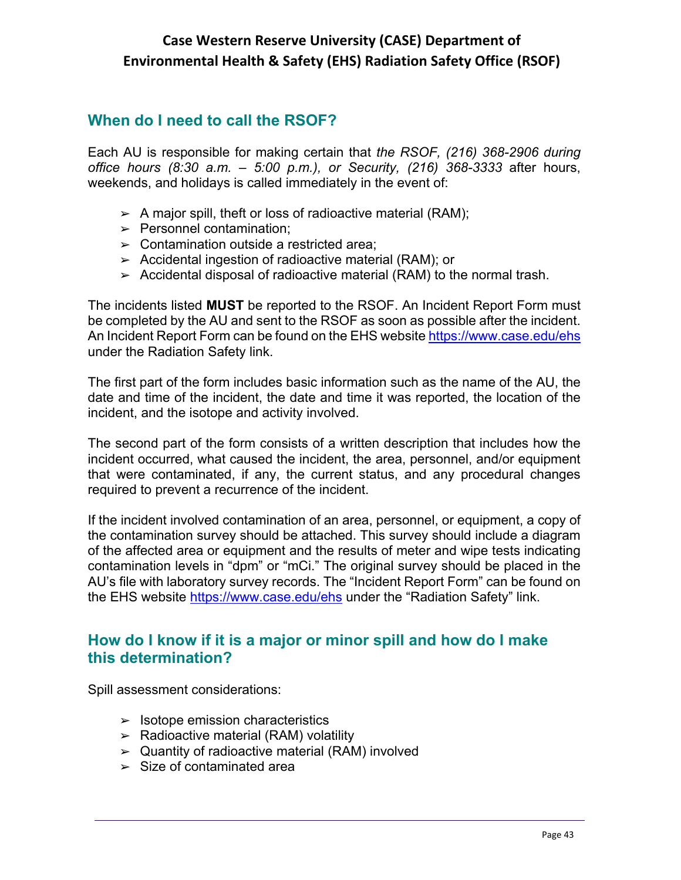## When do I need to call the RSOF?

Each AU is responsible for making certain that *the RSOF, (216) 368-2906 during office hours (8:30 a.m. – 5:00 p.m.), or Security, (216) 368-3333* after hours, weekends, and holidays is called immediately in the event of:

- A major spill, theft or loss of radioactive material (RAM);
- Personnel contamination;
- Contamination outside a restricted area;
- Accidental ingestion of radioactive material (RAM); or
- Accidental disposal of radioactive material (RAM) to the normal trash.

The incidents listed **MUST** be reported to the RSOF. An Incident Report Form must be completed by the AU and sent to the RSOF as soon as possible after the incident. An Incident Report Form can be found on the EHS website https://www.case.edu/ehs under the Radiation Safety link.

The first part of the form includes basic information such as the name of the AU, the date and time of the incident, the date and time it was reported, the location of the incident, and the isotope and activity involved.

The second part of the form consists of a written description that includes how the incident occurred, what caused the incident, the area, personnel, and/or equipment that were contaminated, if any, the current status, and any procedural changes required to prevent a recurrence of the incident.

If the incident involved contamination of an area, personnel, or equipment, a copy of the contamination survey should be attached. This survey should include a diagram of the affected area or equipment and the results of meter and wipe tests indicating contamination levels in “dpm” or “mCi.” The original survey should be placed in the AU’s file with laboratory survey records. The “Incident Report Form” can be found on the EHS website https://www.case.edu/ehs under the “Radiation Safety” link.

## How do I know if it is a major or minor spill and how do I make this determination?

Spill assessment considerations:

- Isotope emission characteristics
- Radioactive material (RAM) volatility
- Quantity of radioactive material (RAM) involved
- Size of contaminated area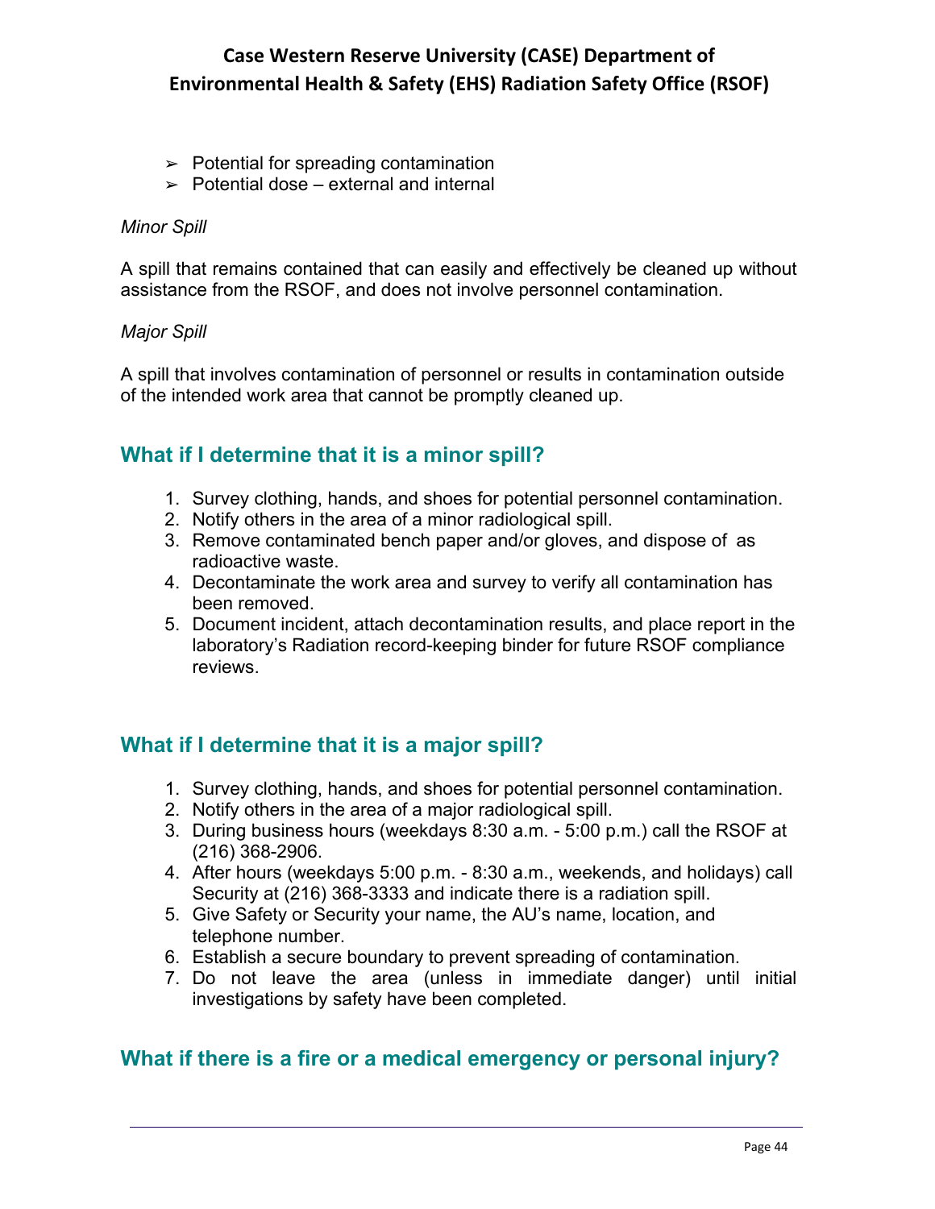- Potential for spreading contamination
- Potential dose – external and internal

*Minor Spill*

A spill that remains contained that can easily and effectively be cleaned up without assistance from the RSOF, and does not involve personnel contamination.

*Major Spill*

A spill that involves contamination of personnel or results in contamination outside of the intended work area that cannot be promptly cleaned up.

## What if I determine that it is a minor spill?

1. Survey clothing, hands, and shoes for potential personnel contamination.
2. Notify others in the area of a minor radiological spill.
3. Remove contaminated bench paper and/or gloves, and dispose of as radioactive waste.
4. Decontaminate the work area and survey to verify all contamination has been removed.
5. Document incident, attach decontamination results, and place report in the laboratory's Radiation record-keeping binder for future RSOF compliance reviews.

## What if I determine that it is a major spill?

1. Survey clothing, hands, and shoes for potential personnel contamination.
2. Notify others in the area of a major radiological spill.
3. During business hours (weekdays 8:30 a.m. - 5:00 p.m.) call the RSOF at (216) 368-2906.
4. After hours (weekdays 5:00 p.m. - 8:30 a.m., weekends, and holidays) call Security at (216) 368-3333 and indicate there is a radiation spill.
5. Give Safety or Security your name, the AU's name, location, and telephone number.
6. Establish a secure boundary to prevent spreading of contamination.
7. Do not leave the area (unless in immediate danger) until initial investigations by safety have been completed.

## What if there is a fire or a medical emergency or personal injury?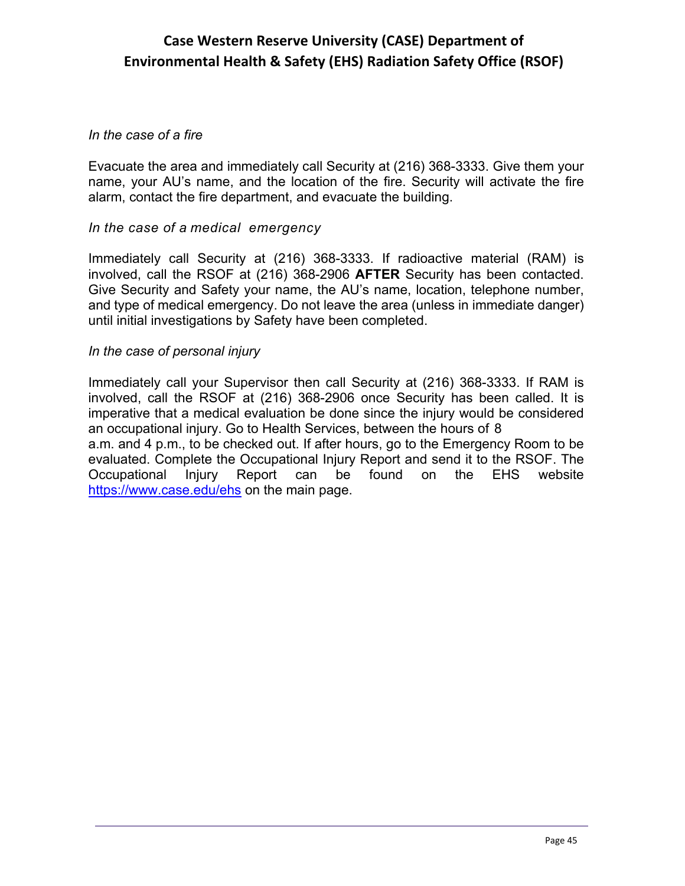*In the case of a fire*

Evacuate the area and immediately call Security at (216) 368-3333. Give them your name, your AU's name, and the location of the fire. Security will activate the fire alarm, contact the fire department, and evacuate the building.

*In the case of a medical emergency*

Immediately call Security at (216) 368-3333. If radioactive material (RAM) is involved, call the RSOF at (216) 368-2906 **AFTER** Security has been contacted. Give Security and Safety your name, the AU's name, location, telephone number, and type of medical emergency. Do not leave the area (unless in immediate danger) until initial investigations by Safety have been completed.

*In the case of personal injury*

Immediately call your Supervisor then call Security at (216) 368-3333. If RAM is involved, call the RSOF at (216) 368-2906 once Security has been called. It is imperative that a medical evaluation be done since the injury would be considered an occupational injury. Go to Health Services, between the hours of 8 a.m. and 4 p.m., to be checked out. If after hours, go to the Emergency Room to be evaluated. Complete the Occupational Injury Report and send it to the RSOF. The Occupational Injury Report can be found on the EHS website https://www.case.edu/ehs on the main page.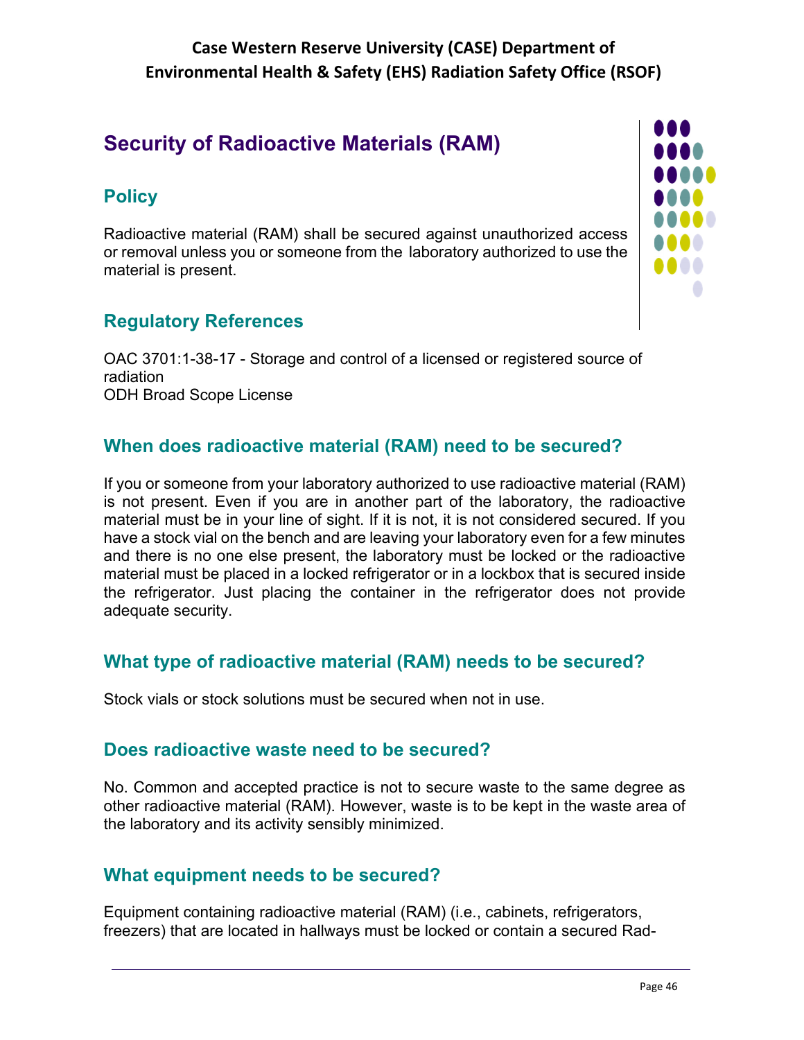# Security of Radioactive Materials (RAM)

## Policy

Radioactive material (RAM) shall be secured against unauthorized access or removal unless you or someone from the laboratory authorized to use the material is present.

## Regulatory References

OAC 3701:1-38-17 - Storage and control of a licensed or registered source of radiation
ODH Broad Scope License

## When does radioactive material (RAM) need to be secured?

If you or someone from your laboratory authorized to use radioactive material (RAM) is not present. Even if you are in another part of the laboratory, the radioactive material must be in your line of sight. If it is not, it is not considered secured. If you have a stock vial on the bench and are leaving your laboratory even for a few minutes and there is no one else present, the laboratory must be locked or the radioactive material must be placed in a locked refrigerator or in a lockbox that is secured inside the refrigerator. Just placing the container in the refrigerator does not provide adequate security.

## What type of radioactive material (RAM) needs to be secured?

Stock vials or stock solutions must be secured when not in use.

## Does radioactive waste need to be secured?

No. Common and accepted practice is not to secure waste to the same degree as other radioactive material (RAM). However, waste is to be kept in the waste area of the laboratory and its activity sensibly minimized.

## What equipment needs to be secured?

Equipment containing radioactive material (RAM) (i.e., cabinets, refrigerators, freezers) that are located in hallways must be locked or contain a secured Rad-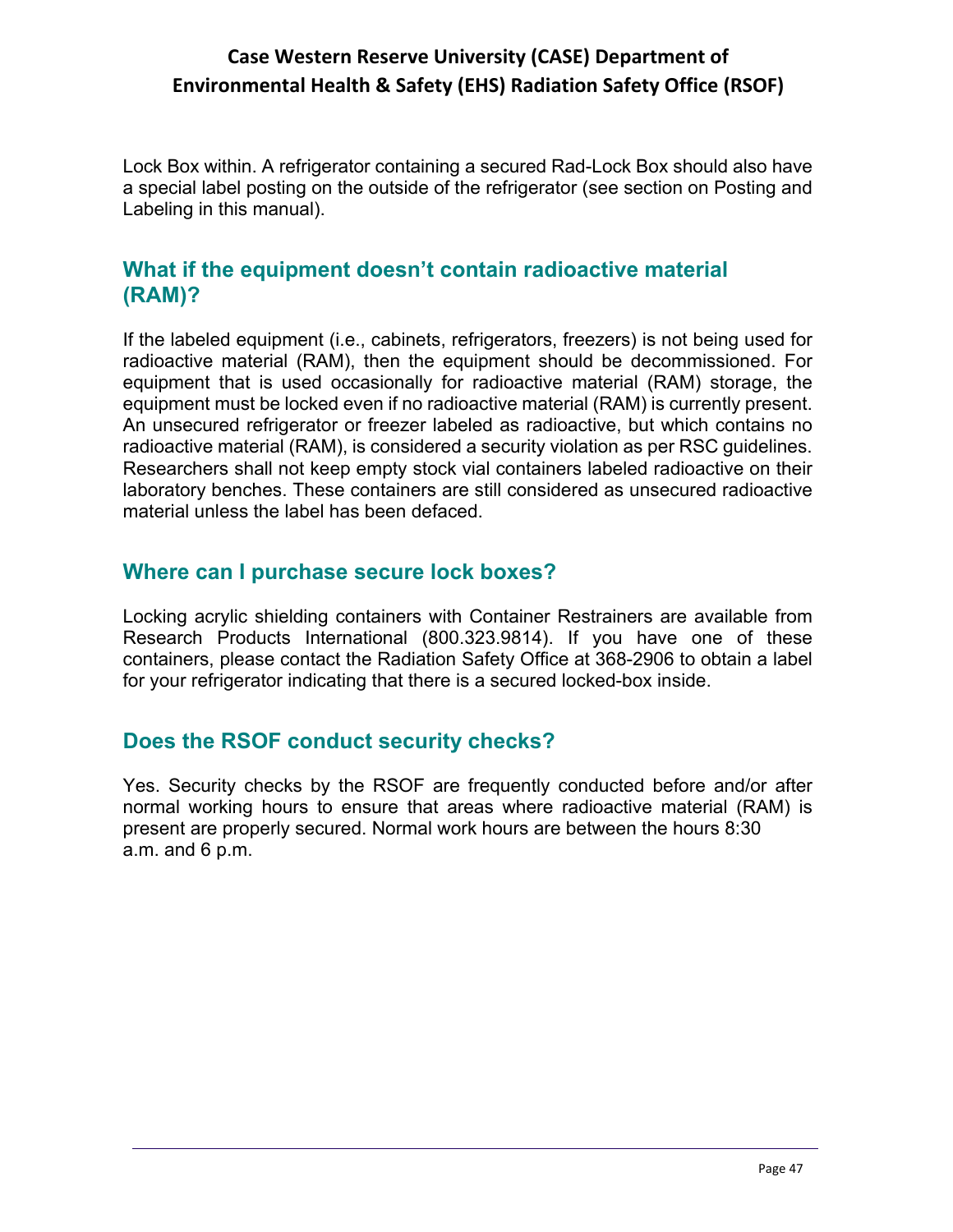Lock Box within. A refrigerator containing a secured Rad-Lock Box should also have a special label posting on the outside of the refrigerator (see section on Posting and Labeling in this manual).

## What if the equipment doesn't contain radioactive material (RAM)?

If the labeled equipment (i.e., cabinets, refrigerators, freezers) is not being used for radioactive material (RAM), then the equipment should be decommissioned. For equipment that is used occasionally for radioactive material (RAM) storage, the equipment must be locked even if no radioactive material (RAM) is currently present. An unsecured refrigerator or freezer labeled as radioactive, but which contains no radioactive material (RAM), is considered a security violation as per RSC guidelines. Researchers shall not keep empty stock vial containers labeled radioactive on their laboratory benches. These containers are still considered as unsecured radioactive material unless the label has been defaced.

## Where can I purchase secure lock boxes?

Locking acrylic shielding containers with Container Restrainers are available from Research Products International (800.323.9814). If you have one of these containers, please contact the Radiation Safety Office at 368-2906 to obtain a label for your refrigerator indicating that there is a secured locked-box inside.

## Does the RSOF conduct security checks?

Yes. Security checks by the RSOF are frequently conducted before and/or after normal working hours to ensure that areas where radioactive material (RAM) is present are properly secured. Normal work hours are between the hours 8:30 a.m. and 6 p.m.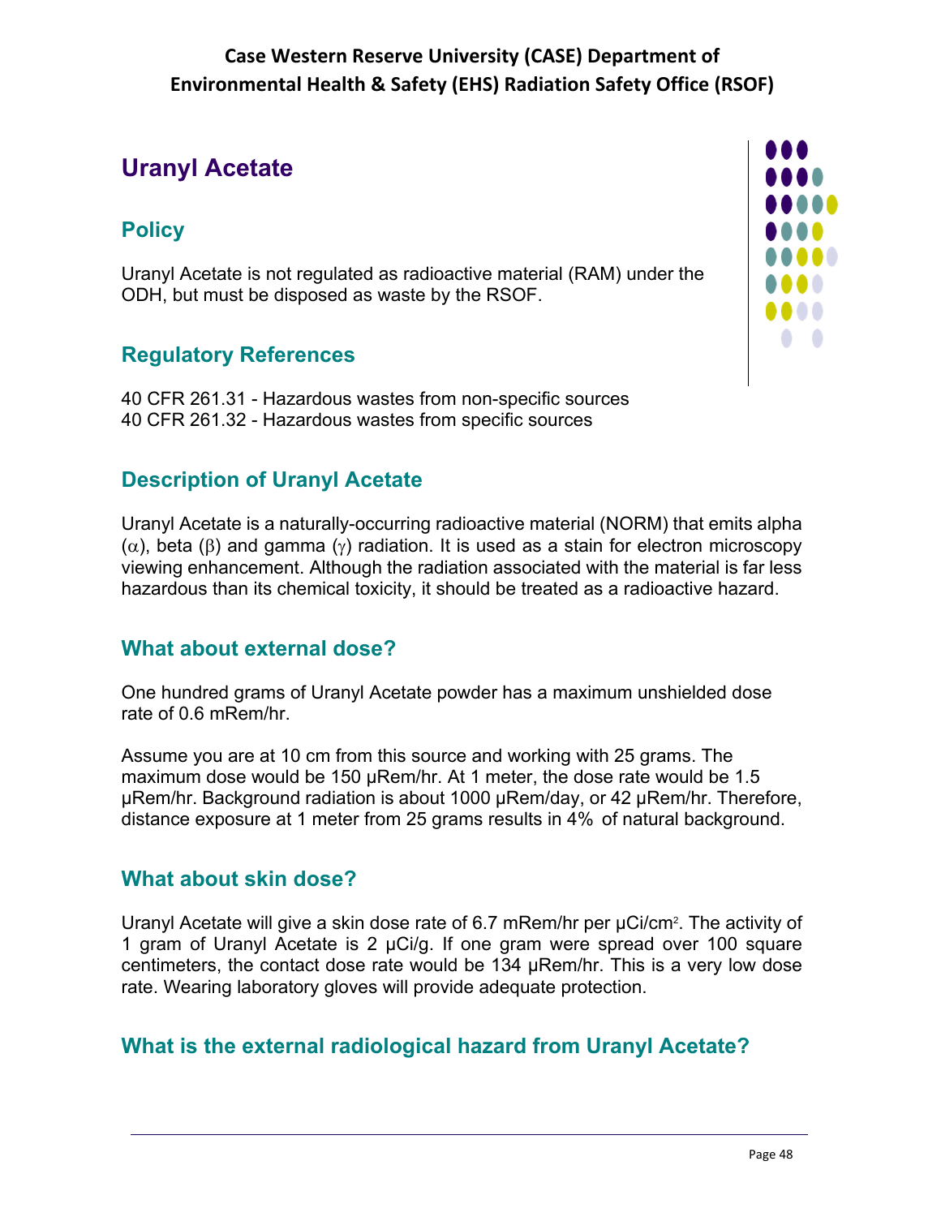# Uranyl Acetate

## Policy

Uranyl Acetate is not regulated as radioactive material (RAM) under the ODH, but must be disposed as waste by the RSOF.

## Regulatory References

40 CFR 261.31 - Hazardous wastes from non-specific sources
40 CFR 261.32 - Hazardous wastes from specific sources

## Description of Uranyl Acetate

Uranyl Acetate is a naturally-occurring radioactive material (NORM) that emits alpha ($\alpha$), beta ($\beta$) and gamma ($\gamma$) radiation. It is used as a stain for electron microscopy viewing enhancement. Although the radiation associated with the material is far less hazardous than its chemical toxicity, it should be treated as a radioactive hazard.

## What about external dose?

One hundred grams of Uranyl Acetate powder has a maximum unshielded dose rate of 0.6 mRem/hr.

Assume you are at 10 cm from this source and working with 25 grams. The maximum dose would be 150 μRem/hr. At 1 meter, the dose rate would be 1.5 μRem/hr. Background radiation is about 1000 μRem/day, or 42 μRem/hr. Therefore, distance exposure at 1 meter from 25 grams results in 4% of natural background.

## What about skin dose?

Uranyl Acetate will give a skin dose rate of 6.7 mRem/hr per μCi/cm$^2$. The activity of 1 gram of Uranyl Acetate is 2 μCi/g. If one gram were spread over 100 square centimeters, the contact dose rate would be 134 μRem/hr. This is a very low dose rate. Wearing laboratory gloves will provide adequate protection.

## What is the external radiological hazard from Uranyl Acetate?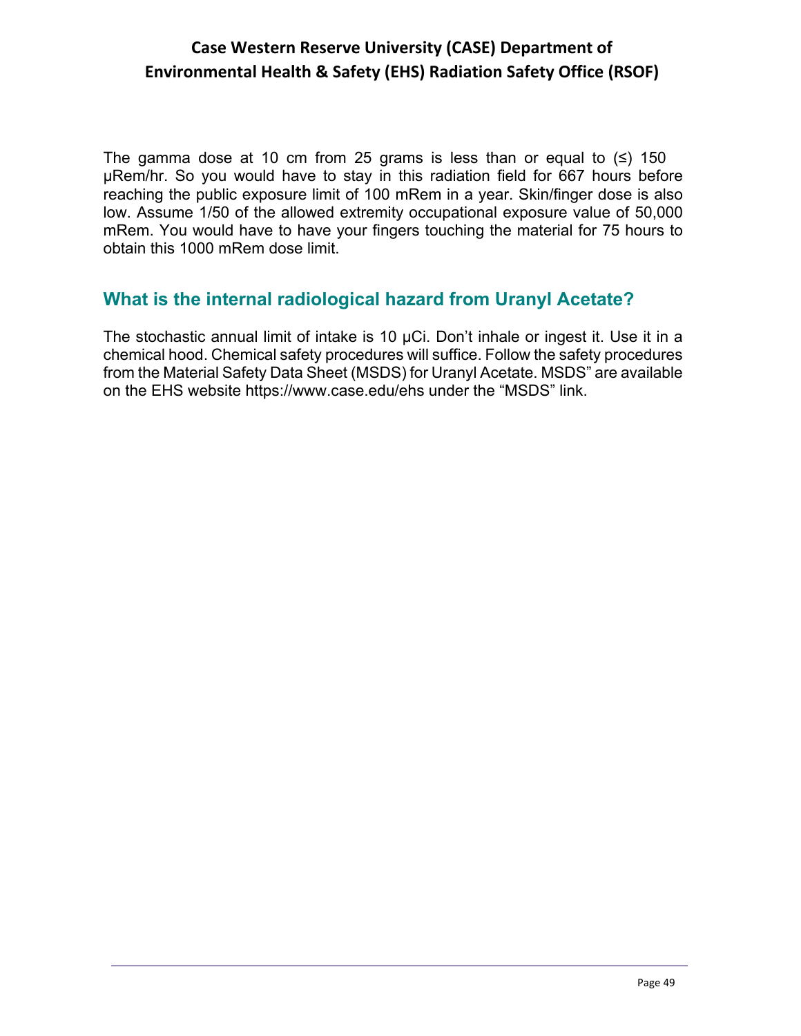The gamma dose at 10 cm from 25 grams is less than or equal to (≤) 150 μRem/hr. So you would have to stay in this radiation field for 667 hours before reaching the public exposure limit of 100 mRem in a year. Skin/finger dose is also low. Assume 1/50 of the allowed extremity occupational exposure value of 50,000 mRem. You would have to have your fingers touching the material for 75 hours to obtain this 1000 mRem dose limit.

## What is the internal radiological hazard from Uranyl Acetate?

The stochastic annual limit of intake is 10 μCi. Don't inhale or ingest it. Use it in a chemical hood. Chemical safety procedures will suffice. Follow the safety procedures from the Material Safety Data Sheet (MSDS) for Uranyl Acetate. MSDS" are available on the EHS website https://www.case.edu/ehs under the "MSDS" link.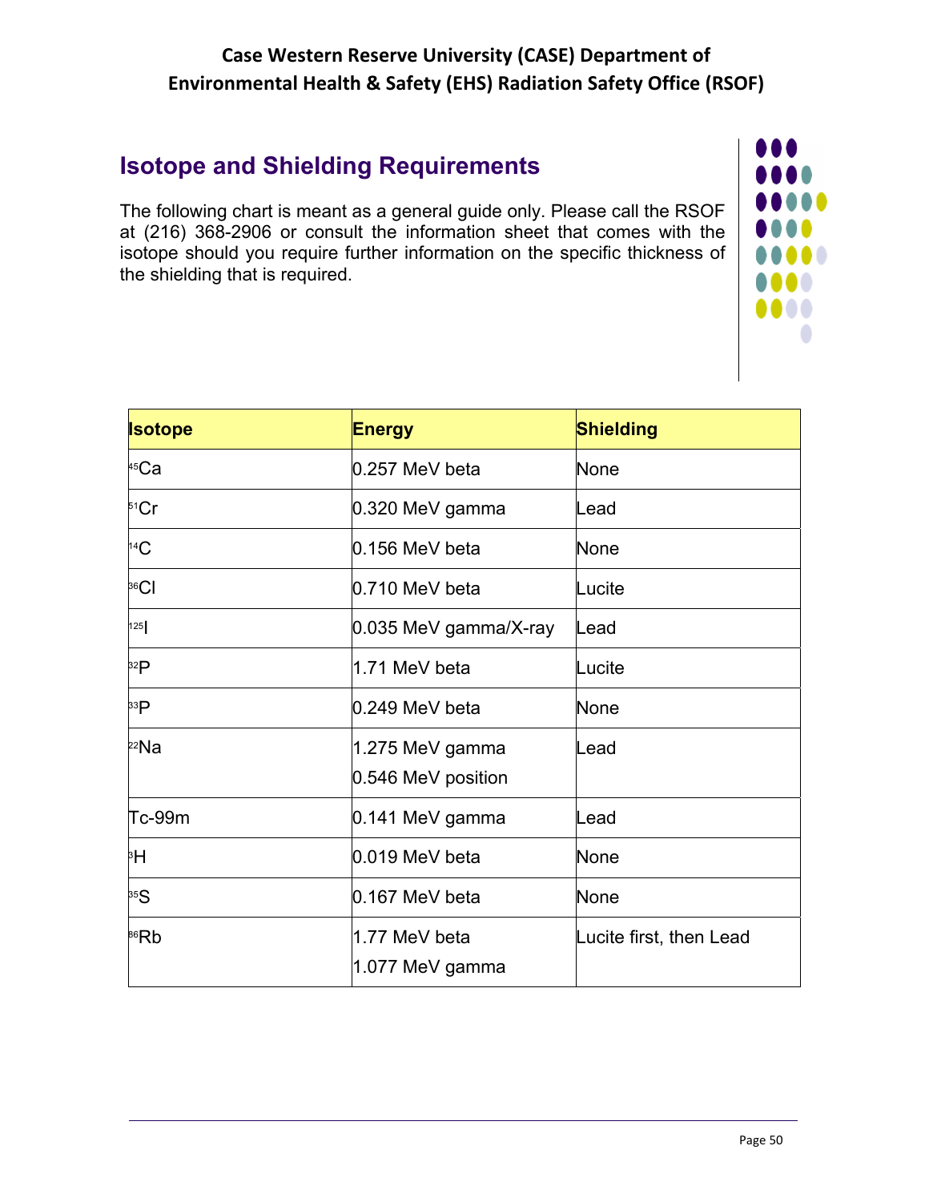# Isotope and Shielding Requirements

The following chart is meant as a general guide only. Please call the RSOF at (216) 368-2906 or consult the information sheet that comes with the isotope should you require further information on the specific thickness of the shielding that is required.

| Isotope | Energy | Shielding |
|---|---|---|
| $^{45}Ca$ | 0.257 MeV beta | None |
| $^{51}Cr$ | 0.320 MeV gamma | Lead |
| $^{14}C$ | 0.156 MeV beta | None |
| $^{36}Cl$ | 0.710 MeV beta | Lucite |
| $^{125}I$ | 0.035 MeV gamma/X-ray | Lead |
| $^{32}P$ | 1.71 MeV beta | Lucite |
| $^{33}P$ | 0.249 MeV beta | None |
| $^{22}Na$ | 1.275 MeV gamma<br>0.546 MeV position | Lead |
| Tc-99m | 0.141 MeV gamma | Lead |
| $^{3}H$ | 0.019 MeV beta | None |
| $^{35}S$ | 0.167 MeV beta | None |
| $^{86}Rb$ | 1.77 MeV beta<br>1.077 MeV gamma | Lucite first, then Lead |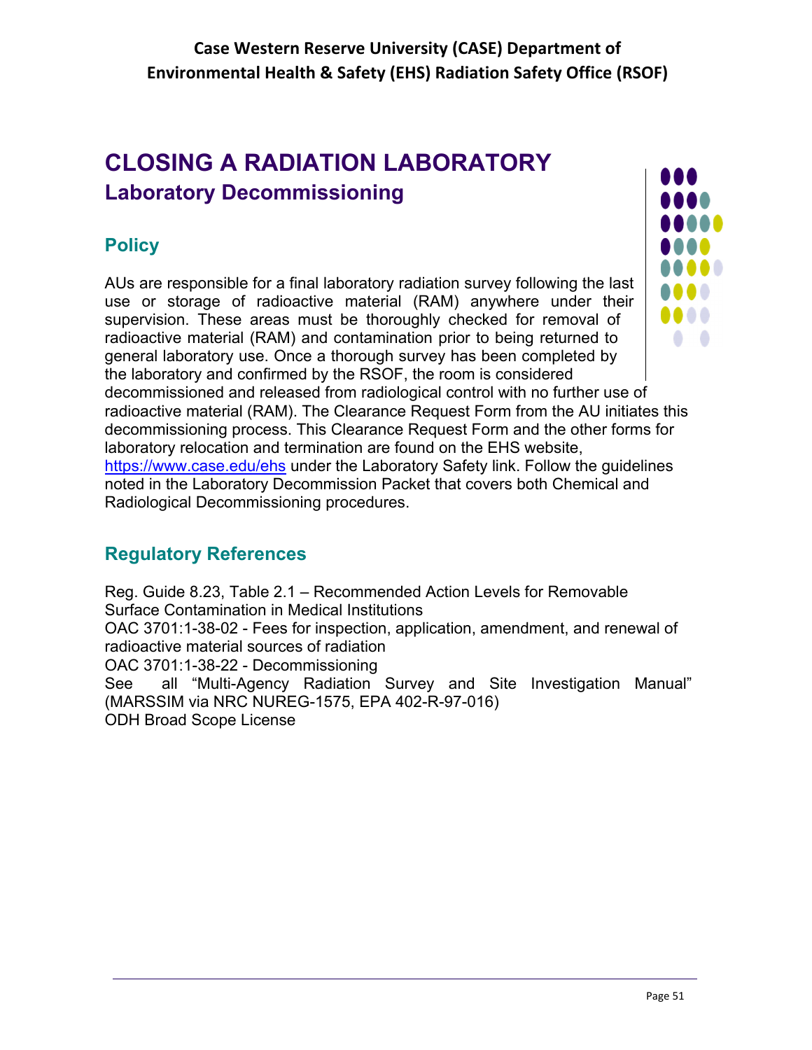# CLOSING A RADIATION LABORATORY

## Laboratory Decommissioning

### Policy

AUs are responsible for a final laboratory radiation survey following the last use or storage of radioactive material (RAM) anywhere under their supervision. These areas must be thoroughly checked for removal of radioactive material (RAM) and contamination prior to being returned to general laboratory use. Once a thorough survey has been completed by the laboratory and confirmed by the RSOF, the room is considered decommissioned and released from radiological control with no further use of radioactive material (RAM). The Clearance Request Form from the AU initiates this decommissioning process. This Clearance Request Form and the other forms for laboratory relocation and termination are found on the EHS website, https://www.case.edu/ehs under the Laboratory Safety link. Follow the guidelines noted in the Laboratory Decommission Packet that covers both Chemical and Radiological Decommissioning procedures.

### Regulatory References

Reg. Guide 8.23, Table 2.1 – Recommended Action Levels for Removable Surface Contamination in Medical Institutions
OAC 3701:1-38-02 - Fees for inspection, application, amendment, and renewal of radioactive material sources of radiation
OAC 3701:1-38-22 - Decommissioning
See all "Multi-Agency Radiation Survey and Site Investigation Manual" (MARSSIM via NRC NUREG-1575, EPA 402-R-97-016)
ODH Broad Scope License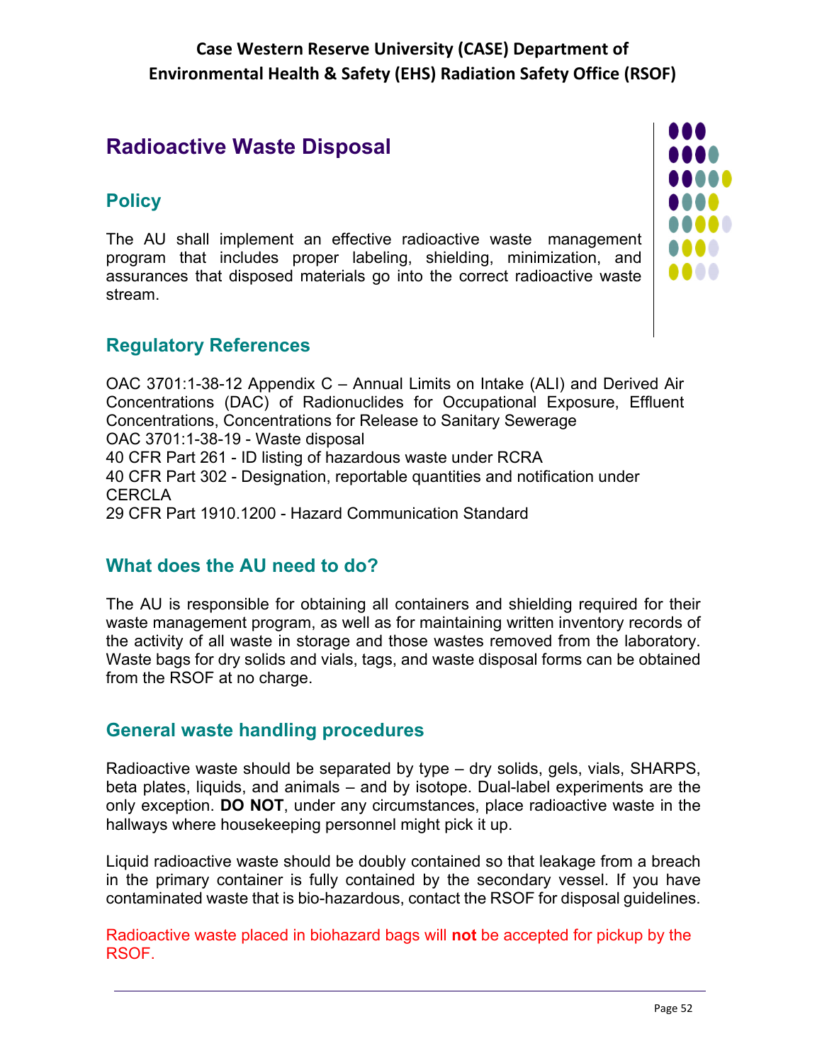## Radioactive Waste Disposal

### Policy

The AU shall implement an effective radioactive waste management program that includes proper labeling, shielding, minimization, and assurances that disposed materials go into the correct radioactive waste stream.

### Regulatory References

OAC 3701:1-38-12 Appendix C – Annual Limits on Intake (ALI) and Derived Air Concentrations (DAC) of Radionuclides for Occupational Exposure, Effluent Concentrations, Concentrations for Release to Sanitary Sewerage
OAC 3701:1-38-19 - Waste disposal
40 CFR Part 261 - ID listing of hazardous waste under RCRA
40 CFR Part 302 - Designation, reportable quantities and notification under CERCLA
29 CFR Part 1910.1200 - Hazard Communication Standard

### What does the AU need to do?

The AU is responsible for obtaining all containers and shielding required for their waste management program, as well as for maintaining written inventory records of the activity of all waste in storage and those wastes removed from the laboratory. Waste bags for dry solids and vials, tags, and waste disposal forms can be obtained from the RSOF at no charge.

### General waste handling procedures

Radioactive waste should be separated by type – dry solids, gels, vials, SHARPS, beta plates, liquids, and animals – and by isotope. Dual-label experiments are the only exception. **DO NOT**, under any circumstances, place radioactive waste in the hallways where housekeeping personnel might pick it up.

Liquid radioactive waste should be doubly contained so that leakage from a breach in the primary container is fully contained by the secondary vessel. If you have contaminated waste that is bio-hazardous, contact the RSOF for disposal guidelines.

Radioactive waste placed in biohazard bags will **not** be accepted for pickup by the RSOF.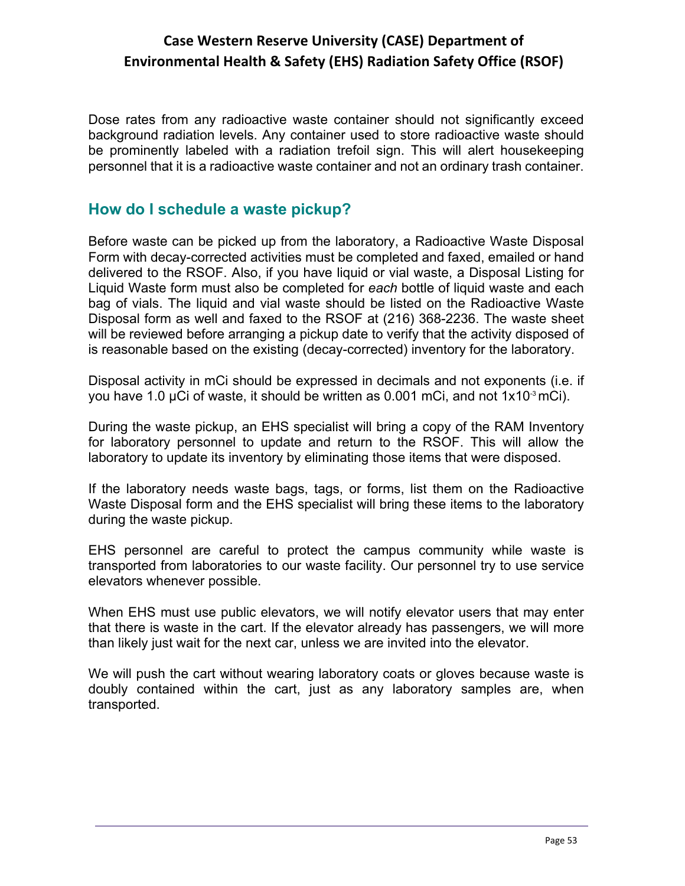Dose rates from any radioactive waste container should not significantly exceed background radiation levels. Any container used to store radioactive waste should be prominently labeled with a radiation trefoil sign. This will alert housekeeping personnel that it is a radioactive waste container and not an ordinary trash container.

## How do I schedule a waste pickup?

Before waste can be picked up from the laboratory, a Radioactive Waste Disposal Form with decay-corrected activities must be completed and faxed, emailed or hand delivered to the RSOF. Also, if you have liquid or vial waste, a Disposal Listing for Liquid Waste form must also be completed for *each* bottle of liquid waste and each bag of vials. The liquid and vial waste should be listed on the Radioactive Waste Disposal form as well and faxed to the RSOF at (216) 368-2236. The waste sheet will be reviewed before arranging a pickup date to verify that the activity disposed of is reasonable based on the existing (decay-corrected) inventory for the laboratory.

Disposal activity in mCi should be expressed in decimals and not exponents (i.e. if you have 1.0 µCi of waste, it should be written as 0.001 mCi, and not $1 \times 10^{-3}$ mCi).

During the waste pickup, an EHS specialist will bring a copy of the RAM Inventory for laboratory personnel to update and return to the RSOF. This will allow the laboratory to update its inventory by eliminating those items that were disposed.

If the laboratory needs waste bags, tags, or forms, list them on the Radioactive Waste Disposal form and the EHS specialist will bring these items to the laboratory during the waste pickup.

EHS personnel are careful to protect the campus community while waste is transported from laboratories to our waste facility. Our personnel try to use service elevators whenever possible.

When EHS must use public elevators, we will notify elevator users that may enter that there is waste in the cart. If the elevator already has passengers, we will more than likely just wait for the next car, unless we are invited into the elevator.

We will push the cart without wearing laboratory coats or gloves because waste is doubly contained within the cart, just as any laboratory samples are, when transported.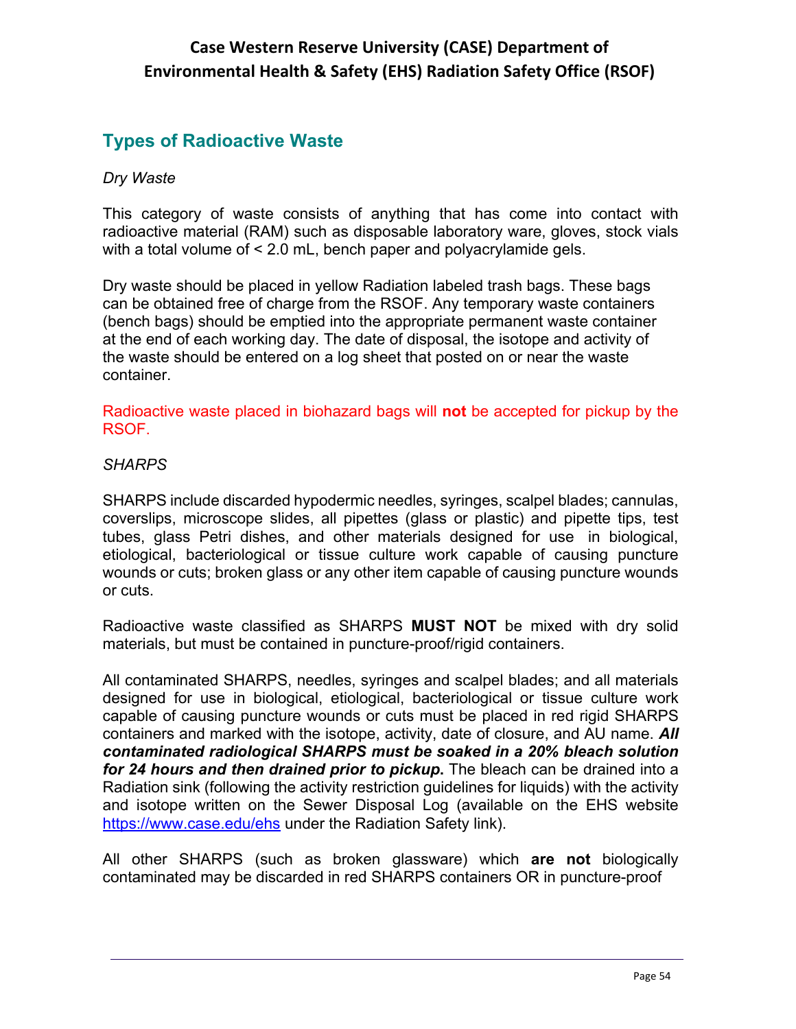## Types of Radioactive Waste

*Dry Waste*

This category of waste consists of anything that has come into contact with radioactive material (RAM) such as disposable laboratory ware, gloves, stock vials with a total volume of < 2.0 mL, bench paper and polyacrylamide gels.

Dry waste should be placed in yellow Radiation labeled trash bags. These bags can be obtained free of charge from the RSOF. Any temporary waste containers (bench bags) should be emptied into the appropriate permanent waste container at the end of each working day. The date of disposal, the isotope and activity of the waste should be entered on a log sheet that posted on or near the waste container.

Radioactive waste placed in biohazard bags will **not** be accepted for pickup by the RSOF.

*SHARPS*

SHARPS include discarded hypodermic needles, syringes, scalpel blades; cannulas, coverslips, microscope slides, all pipettes (glass or plastic) and pipette tips, test tubes, glass Petri dishes, and other materials designed for use in biological, etiological, bacteriological or tissue culture work capable of causing puncture wounds or cuts; broken glass or any other item capable of causing puncture wounds or cuts.

Radioactive waste classified as SHARPS **MUST NOT** be mixed with dry solid materials, but must be contained in puncture-proof/rigid containers.

All contaminated SHARPS, needles, syringes and scalpel blades; and all materials designed for use in biological, etiological, bacteriological or tissue culture work capable of causing puncture wounds or cuts must be placed in red rigid SHARPS containers and marked with the isotope, activity, date of closure, and AU name. ***All contaminated radiological SHARPS must be soaked in a 20% bleach solution for 24 hours and then drained prior to pickup.*** The bleach can be drained into a Radiation sink (following the activity restriction guidelines for liquids) with the activity and isotope written on the Sewer Disposal Log (available on the EHS website https://www.case.edu/ehs under the Radiation Safety link).

All other SHARPS (such as broken glassware) which **are not** biologically contaminated may be discarded in red SHARPS containers OR in puncture-proof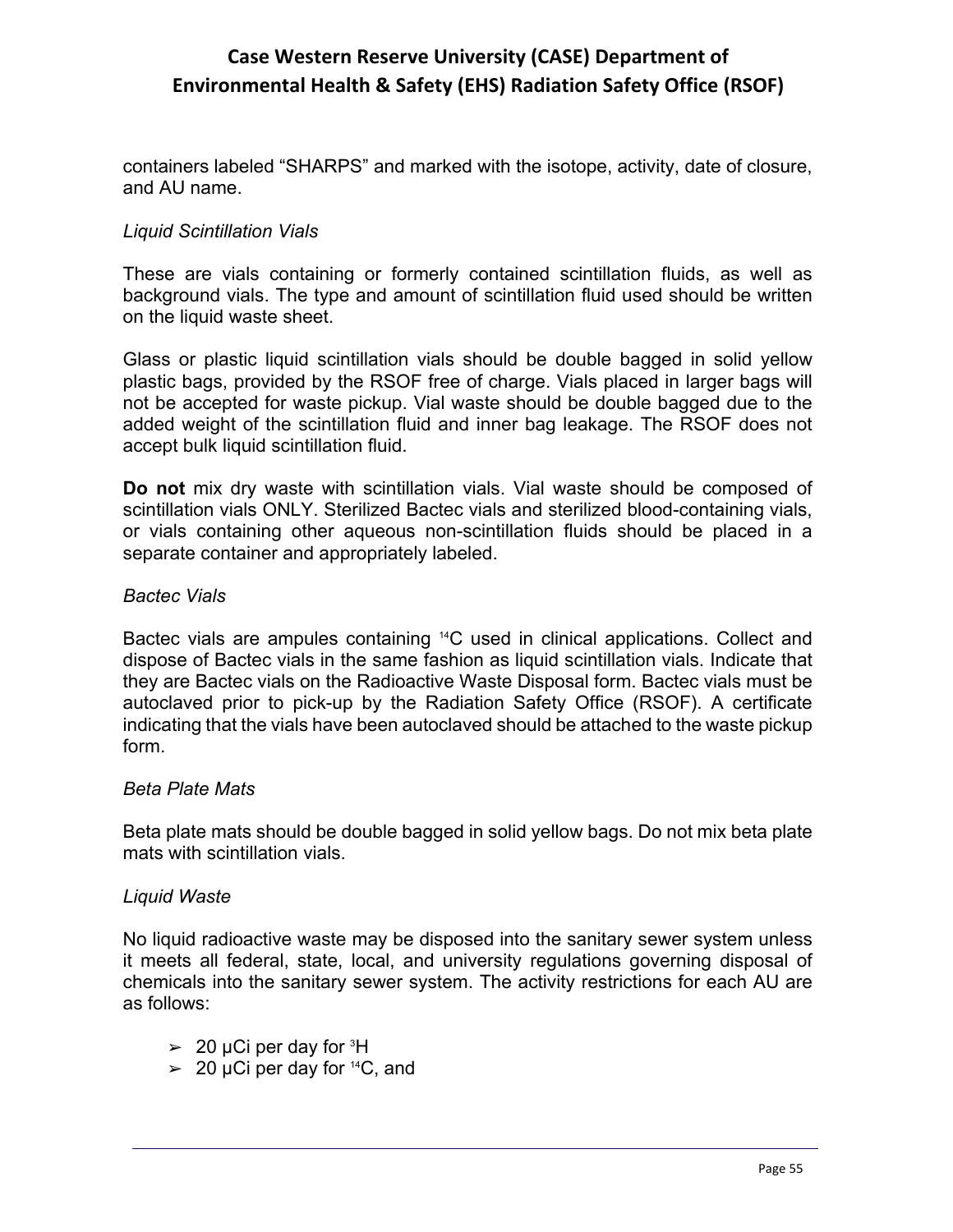containers labeled “SHARPS” and marked with the isotope, activity, date of closure, and AU name.

*Liquid Scintillation Vials*

These are vials containing or formerly contained scintillation fluids, as well as background vials. The type and amount of scintillation fluid used should be written on the liquid waste sheet.

Glass or plastic liquid scintillation vials should be double bagged in solid yellow plastic bags, provided by the RSOF free of charge. Vials placed in larger bags will not be accepted for waste pickup. Vial waste should be double bagged due to the added weight of the scintillation fluid and inner bag leakage. The RSOF does not accept bulk liquid scintillation fluid.

**Do not** mix dry waste with scintillation vials. Vial waste should be composed of scintillation vials ONLY. Sterilized Bactec vials and sterilized blood-containing vials, or vials containing other aqueous non-scintillation fluids should be placed in a separate container and appropriately labeled.

*Bactec Vials*

Bactec vials are ampules containing $^{14}C$ used in clinical applications. Collect and dispose of Bactec vials in the same fashion as liquid scintillation vials. Indicate that they are Bactec vials on the Radioactive Waste Disposal form. Bactec vials must be autoclaved prior to pick-up by the Radiation Safety Office (RSOF). A certificate indicating that the vials have been autoclaved should be attached to the waste pickup form.

*Beta Plate Mats*

Beta plate mats should be double bagged in solid yellow bags. Do not mix beta plate mats with scintillation vials.

*Liquid Waste*

No liquid radioactive waste may be disposed into the sanitary sewer system unless it meets all federal, state, local, and university regulations governing disposal of chemicals into the sanitary sewer system. The activity restrictions for each AU are as follows:

- 20 μCi per day for $^{3}H$
- 20 μCi per day for $^{14}C$, and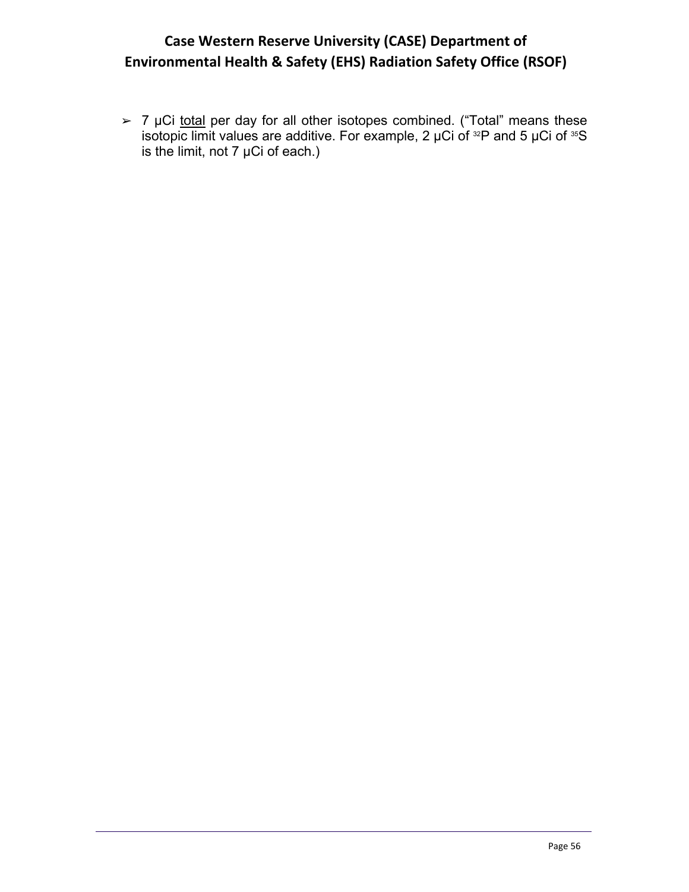- 7 µCi <u>total</u> per day for all other isotopes combined. ("Total" means these isotopic limit values are additive. For example, 2 µCi of $^{32}P$ and 5 µCi of $^{35}S$ is the limit, not 7 µCi of each.)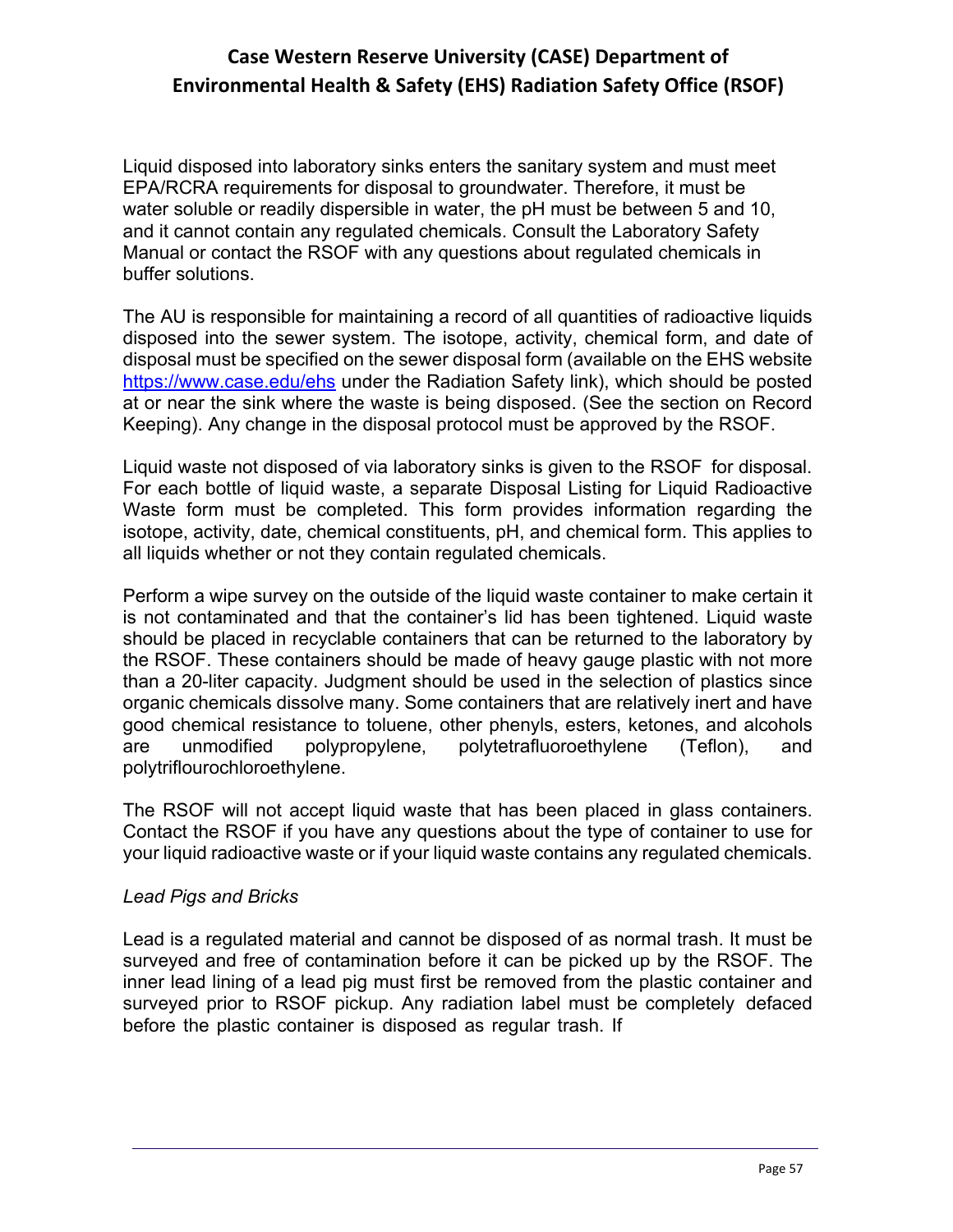Liquid disposed into laboratory sinks enters the sanitary system and must meet EPA/RCRA requirements for disposal to groundwater. Therefore, it must be water soluble or readily dispersible in water, the pH must be between 5 and 10, and it cannot contain any regulated chemicals. Consult the Laboratory Safety Manual or contact the RSOF with any questions about regulated chemicals in buffer solutions.

The AU is responsible for maintaining a record of all quantities of radioactive liquids disposed into the sewer system. The isotope, activity, chemical form, and date of disposal must be specified on the sewer disposal form (available on the EHS website https://www.case.edu/ehs under the Radiation Safety link), which should be posted at or near the sink where the waste is being disposed. (See the section on Record Keeping). Any change in the disposal protocol must be approved by the RSOF.

Liquid waste not disposed of via laboratory sinks is given to the RSOF for disposal. For each bottle of liquid waste, a separate Disposal Listing for Liquid Radioactive Waste form must be completed. This form provides information regarding the isotope, activity, date, chemical constituents, pH, and chemical form. This applies to all liquids whether or not they contain regulated chemicals.

Perform a wipe survey on the outside of the liquid waste container to make certain it is not contaminated and that the container's lid has been tightened. Liquid waste should be placed in recyclable containers that can be returned to the laboratory by the RSOF. These containers should be made of heavy gauge plastic with not more than a 20-liter capacity. Judgment should be used in the selection of plastics since organic chemicals dissolve many. Some containers that are relatively inert and have good chemical resistance to toluene, other phenyls, esters, ketones, and alcohols are unmodified polypropylene, polytetrafluoroethylene (Teflon), and polytriflourochloroethylene.

The RSOF will not accept liquid waste that has been placed in glass containers. Contact the RSOF if you have any questions about the type of container to use for your liquid radioactive waste or if your liquid waste contains any regulated chemicals.

*Lead Pigs and Bricks*

Lead is a regulated material and cannot be disposed of as normal trash. It must be surveyed and free of contamination before it can be picked up by the RSOF. The inner lead lining of a lead pig must first be removed from the plastic container and surveyed prior to RSOF pickup. Any radiation label must be completely defaced before the plastic container is disposed as regular trash. If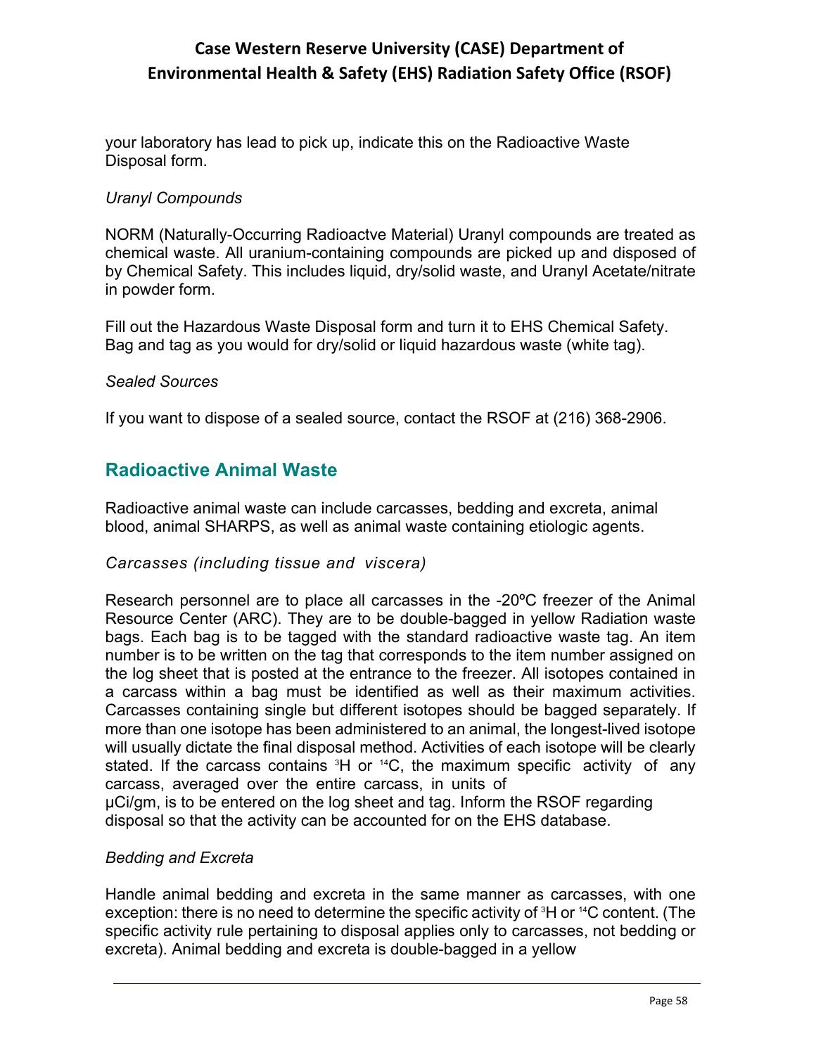your laboratory has lead to pick up, indicate this on the Radioactive Waste Disposal form.

*Uranyl Compounds*

NORM (Naturally-Occurring Radioactve Material) Uranyl compounds are treated as chemical waste. All uranium-containing compounds are picked up and disposed of by Chemical Safety. This includes liquid, dry/solid waste, and Uranyl Acetate/nitrate in powder form.

Fill out the Hazardous Waste Disposal form and turn it to EHS Chemical Safety. Bag and tag as you would for dry/solid or liquid hazardous waste (white tag).

*Sealed Sources*

If you want to dispose of a sealed source, contact the RSOF at (216) 368-2906.

## Radioactive Animal Waste

Radioactive animal waste can include carcasses, bedding and excreta, animal blood, animal SHARPS, as well as animal waste containing etiologic agents.

*Carcasses (including tissue and viscera)*

Research personnel are to place all carcasses in the -20ºC freezer of the Animal Resource Center (ARC). They are to be double-bagged in yellow Radiation waste bags. Each bag is to be tagged with the standard radioactive waste tag. An item number is to be written on the tag that corresponds to the item number assigned on the log sheet that is posted at the entrance to the freezer. All isotopes contained in a carcass within a bag must be identified as well as their maximum activities. Carcasses containing single but different isotopes should be bagged separately. If more than one isotope has been administered to an animal, the longest-lived isotope will usually dictate the final disposal method. Activities of each isotope will be clearly stated. If the carcass contains $^{3}H$ or $^{14}C$, the maximum specific activity of any carcass, averaged over the entire carcass, in units of µCi/gm, is to be entered on the log sheet and tag. Inform the RSOF regarding disposal so that the activity can be accounted for on the EHS database.

*Bedding and Excreta*

Handle animal bedding and excreta in the same manner as carcasses, with one exception: there is no need to determine the specific activity of $^{3}H$ or $^{14}C$ content. (The specific activity rule pertaining to disposal applies only to carcasses, not bedding or excreta). Animal bedding and excreta is double-bagged in a yellow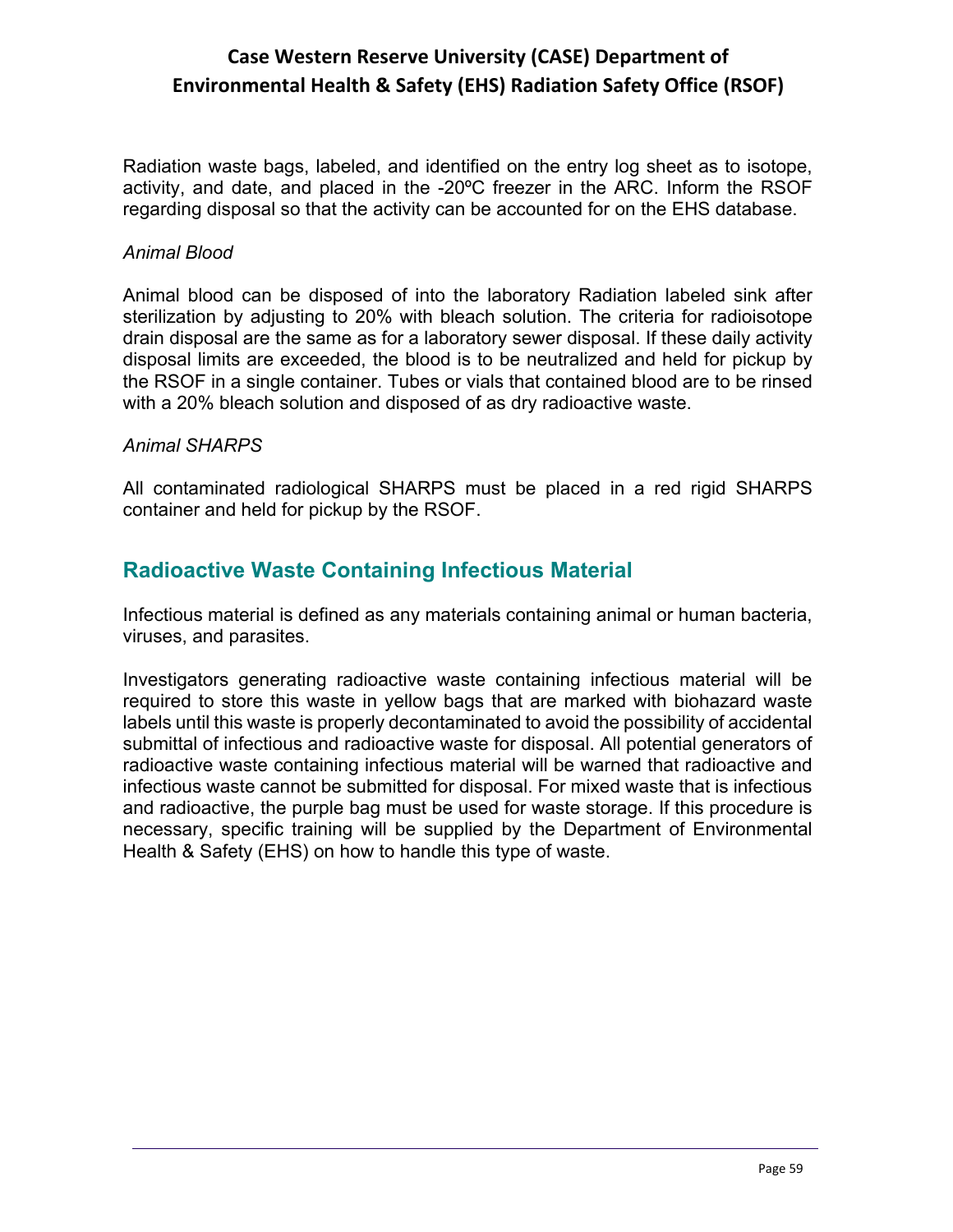Radiation waste bags, labeled, and identified on the entry log sheet as to isotope, activity, and date, and placed in the -20ºC freezer in the ARC. Inform the RSOF regarding disposal so that the activity can be accounted for on the EHS database.

*Animal Blood*

Animal blood can be disposed of into the laboratory Radiation labeled sink after sterilization by adjusting to 20% with bleach solution. The criteria for radioisotope drain disposal are the same as for a laboratory sewer disposal. If these daily activity disposal limits are exceeded, the blood is to be neutralized and held for pickup by the RSOF in a single container. Tubes or vials that contained blood are to be rinsed with a 20% bleach solution and disposed of as dry radioactive waste.

*Animal SHARPS*

All contaminated radiological SHARPS must be placed in a red rigid SHARPS container and held for pickup by the RSOF.

## Radioactive Waste Containing Infectious Material

Infectious material is defined as any materials containing animal or human bacteria, viruses, and parasites.

Investigators generating radioactive waste containing infectious material will be required to store this waste in yellow bags that are marked with biohazard waste labels until this waste is properly decontaminated to avoid the possibility of accidental submittal of infectious and radioactive waste for disposal. All potential generators of radioactive waste containing infectious material will be warned that radioactive and infectious waste cannot be submitted for disposal. For mixed waste that is infectious and radioactive, the purple bag must be used for waste storage. If this procedure is necessary, specific training will be supplied by the Department of Environmental Health & Safety (EHS) on how to handle this type of waste.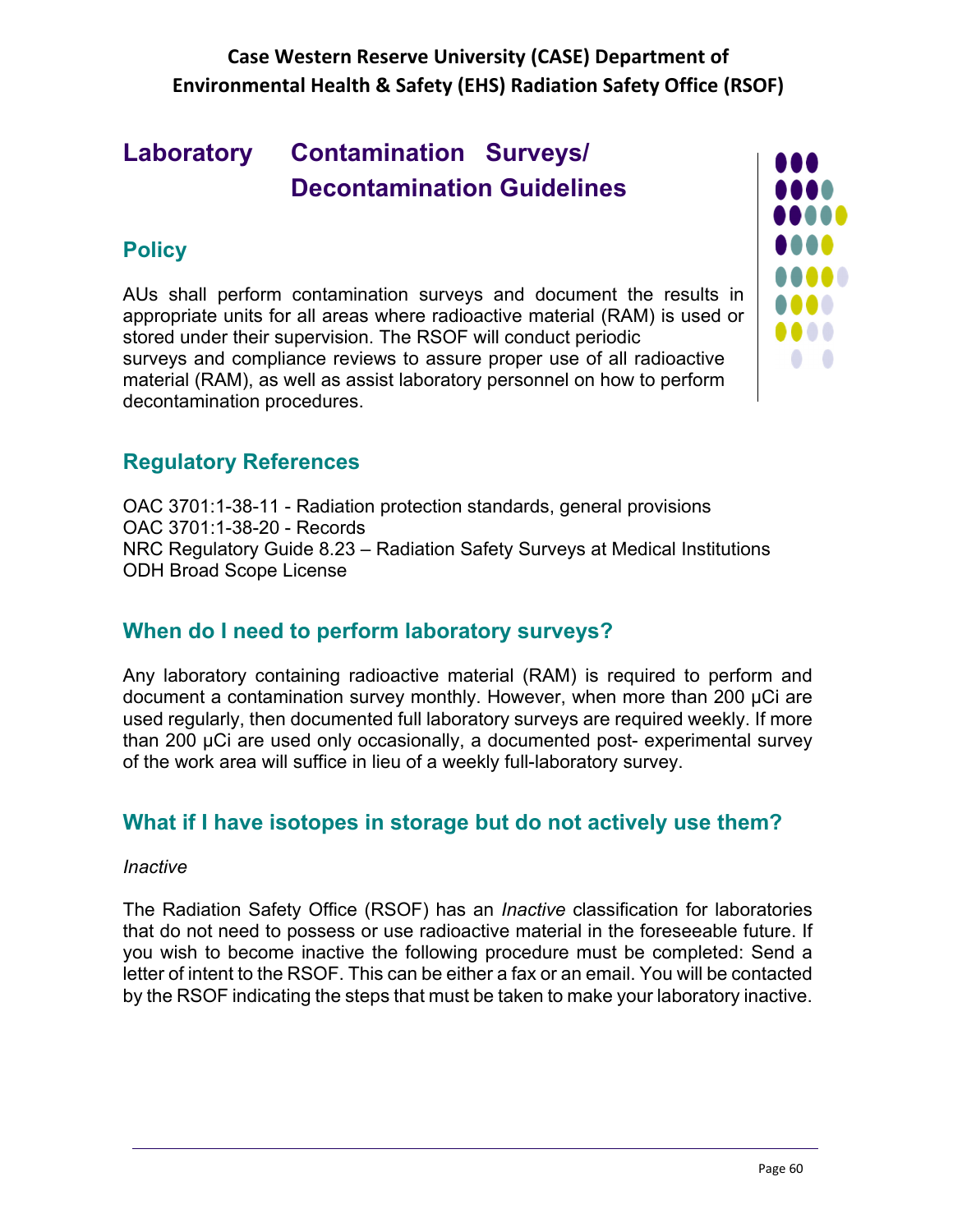# Laboratory Contamination Surveys/ Decontamination Guidelines

## Policy

AUs shall perform contamination surveys and document the results in appropriate units for all areas where radioactive material (RAM) is used or stored under their supervision. The RSOF will conduct periodic surveys and compliance reviews to assure proper use of all radioactive material (RAM), as well as assist laboratory personnel on how to perform decontamination procedures.

## Regulatory References

OAC 3701:1-38-11 - Radiation protection standards, general provisions
OAC 3701:1-38-20 - Records
NRC Regulatory Guide 8.23 – Radiation Safety Surveys at Medical Institutions
ODH Broad Scope License

## When do I need to perform laboratory surveys?

Any laboratory containing radioactive material (RAM) is required to perform and document a contamination survey monthly. However, when more than 200 µCi are used regularly, then documented full laboratory surveys are required weekly. If more than 200 µCi are used only occasionally, a documented post- experimental survey of the work area will suffice in lieu of a weekly full-laboratory survey.

## What if I have isotopes in storage but do not actively use them?

*Inactive*

The Radiation Safety Office (RSOF) has an *Inactive* classification for laboratories that do not need to possess or use radioactive material in the foreseeable future. If you wish to become inactive the following procedure must be completed: Send a letter of intent to the RSOF. This can be either a fax or an email. You will be contacted by the RSOF indicating the steps that must be taken to make your laboratory inactive.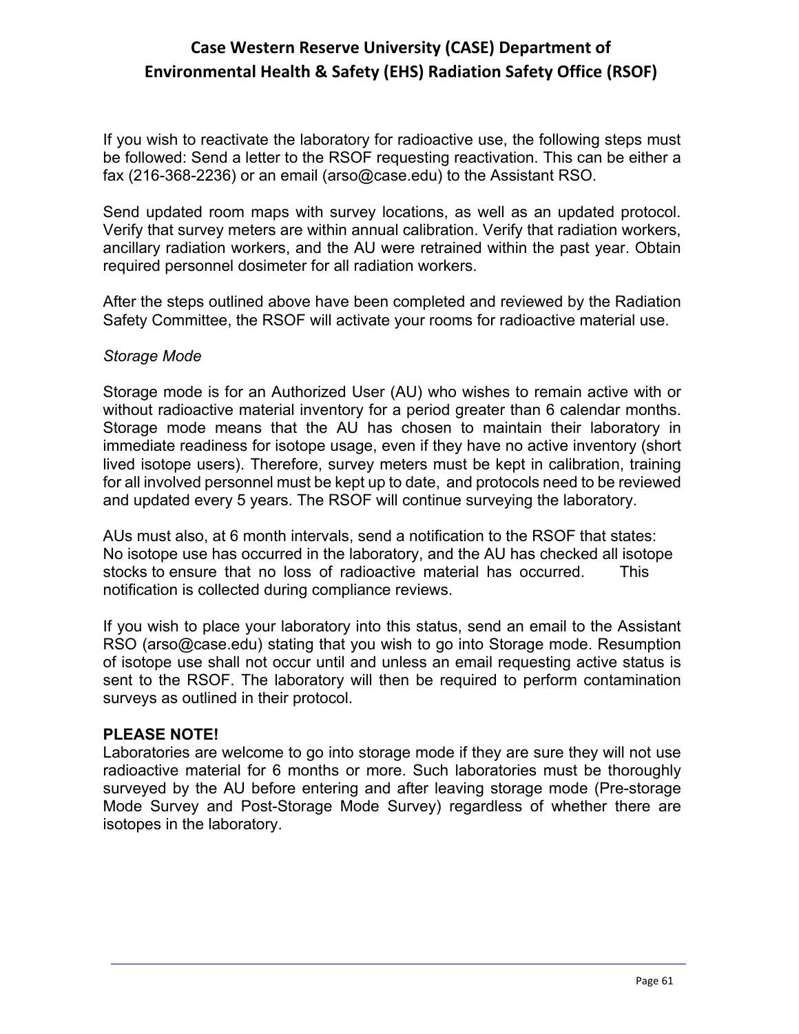If you wish to reactivate the laboratory for radioactive use, the following steps must be followed: Send a letter to the RSOF requesting reactivation. This can be either a fax (216-368-2236) or an email (arso@case.edu) to the Assistant RSO.

Send updated room maps with survey locations, as well as an updated protocol. Verify that survey meters are within annual calibration. Verify that radiation workers, ancillary radiation workers, and the AU were retrained within the past year. Obtain required personnel dosimeter for all radiation workers.

After the steps outlined above have been completed and reviewed by the Radiation Safety Committee, the RSOF will activate your rooms for radioactive material use.

*Storage Mode*

Storage mode is for an Authorized User (AU) who wishes to remain active with or without radioactive material inventory for a period greater than 6 calendar months. Storage mode means that the AU has chosen to maintain their laboratory in immediate readiness for isotope usage, even if they have no active inventory (short lived isotope users). Therefore, survey meters must be kept in calibration, training for all involved personnel must be kept up to date, and protocols need to be reviewed and updated every 5 years. The RSOF will continue surveying the laboratory.

AUs must also, at 6 month intervals, send a notification to the RSOF that states: No isotope use has occurred in the laboratory, and the AU has checked all isotope stocks to ensure that no loss of radioactive material has occurred. This notification is collected during compliance reviews.

If you wish to place your laboratory into this status, send an email to the Assistant RSO (arso@case.edu) stating that you wish to go into Storage mode. Resumption of isotope use shall not occur until and unless an email requesting active status is sent to the RSOF. The laboratory will then be required to perform contamination surveys as outlined in their protocol.

**PLEASE NOTE!**
Laboratories are welcome to go into storage mode if they are sure they will not use radioactive material for 6 months or more. Such laboratories must be thoroughly surveyed by the AU before entering and after leaving storage mode (Pre-storage Mode Survey and Post-Storage Mode Survey) regardless of whether there are isotopes in the laboratory.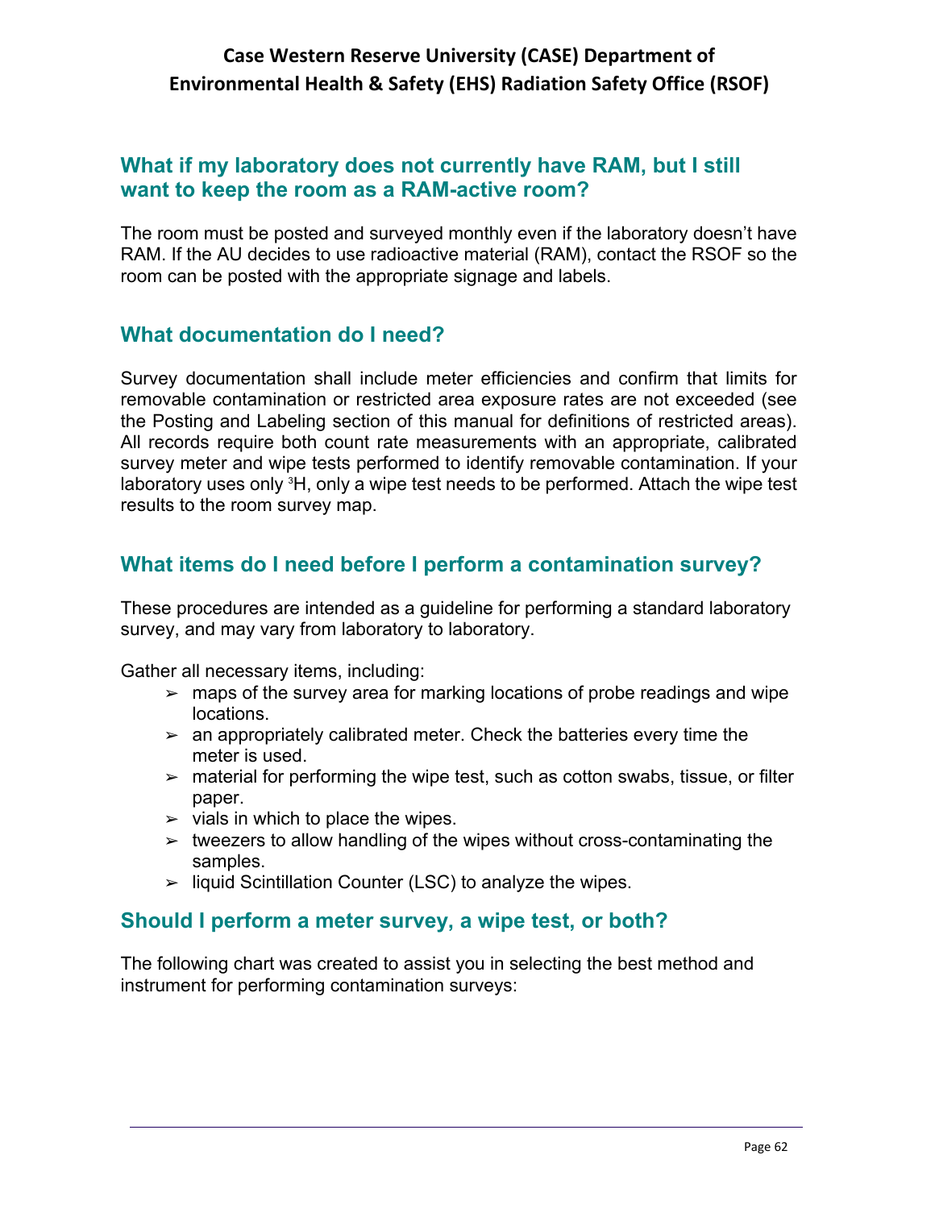## What if my laboratory does not currently have RAM, but I still want to keep the room as a RAM-active room?

The room must be posted and surveyed monthly even if the laboratory doesn't have RAM. If the AU decides to use radioactive material (RAM), contact the RSOF so the room can be posted with the appropriate signage and labels.

## What documentation do I need?

Survey documentation shall include meter efficiencies and confirm that limits for removable contamination or restricted area exposure rates are not exceeded (see the Posting and Labeling section of this manual for definitions of restricted areas). All records require both count rate measurements with an appropriate, calibrated survey meter and wipe tests performed to identify removable contamination. If your laboratory uses only $^{3}H$, only a wipe test needs to be performed. Attach the wipe test results to the room survey map.

## What items do I need before I perform a contamination survey?

These procedures are intended as a guideline for performing a standard laboratory survey, and may vary from laboratory to laboratory.

Gather all necessary items, including:

- maps of the survey area for marking locations of probe readings and wipe locations.
- an appropriately calibrated meter. Check the batteries every time the meter is used.
- material for performing the wipe test, such as cotton swabs, tissue, or filter paper.
- vials in which to place the wipes.
- tweezers to allow handling of the wipes without cross-contaminating the samples.
- liquid Scintillation Counter (LSC) to analyze the wipes.

## Should I perform a meter survey, a wipe test, or both?

The following chart was created to assist you in selecting the best method and instrument for performing contamination surveys: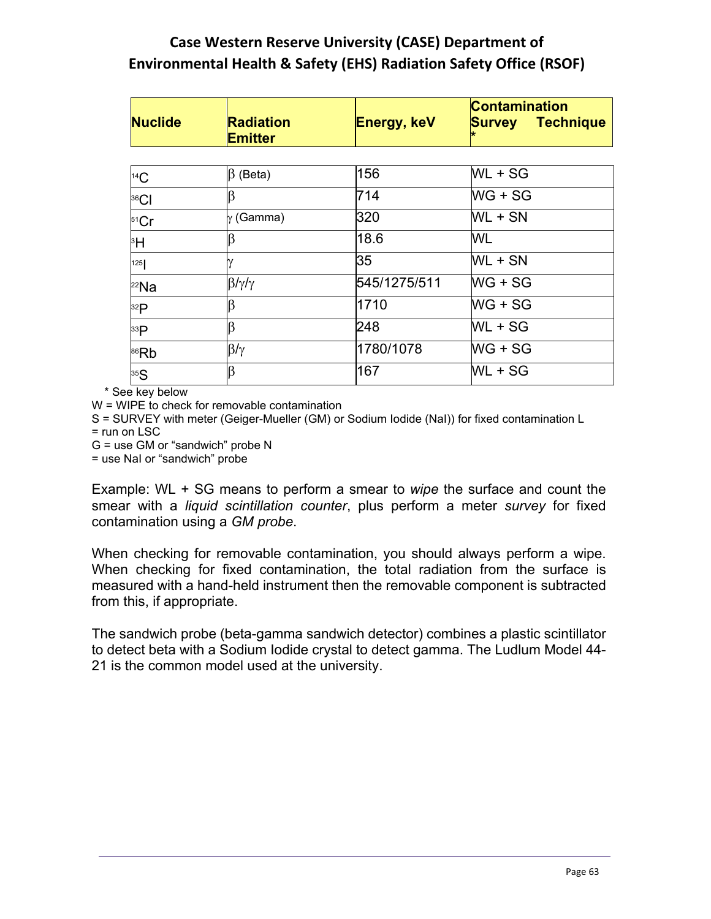# Case Western Reserve University (CASE) Department of Environmental Health & Safety (EHS) Radiation Safety Office (RSOF)

| **Nuclide** | **Radiation Emitter** | **Energy, keV** | **Contamination Survey Technique \*** |
|---|---|---|---|
| $^{14}C$ | β (Beta) | 156 | WL + SG |
| $^{36}Cl$ | β | 714 | WG + SG |
| $^{51}Cr$ | γ (Gamma) | 320 | WL + SN |
| $^{3}H$ | β | 18.6 | WL |
| $^{125}I$ | γ | 35 | WL + SN |
| $^{22}Na$ | β/γ/γ | 545/1275/511 | WG + SG |
| $^{32}P$ | β | 1710 | WG + SG |
| $^{33}P$ | β | 248 | WL + SG |
| $^{86}Rb$ | β/γ | 1780/1078 | WG + SG |
| $^{35}S$ | β | 167 | WL + SG |

\* See key below

W = WIPE to check for removable contamination

S = SURVEY with meter (Geiger-Mueller (GM) or Sodium Iodide (NaI)) for fixed contamination

L = run on LSC

G = use GM or "sandwich" probe

N = use NaI or "sandwich" probe

Example: WL + SG means to perform a smear to *wipe* the surface and count the smear with a *liquid scintillation counter*, plus perform a meter *survey* for fixed contamination using a *GM probe*.

When checking for removable contamination, you should always perform a wipe. When checking for fixed contamination, the total radiation from the surface is measured with a hand-held instrument then the removable component is subtracted from this, if appropriate.

The sandwich probe (beta-gamma sandwich detector) combines a plastic scintillator to detect beta with a Sodium Iodide crystal to detect gamma. The Ludlum Model 44-21 is the common model used at the university.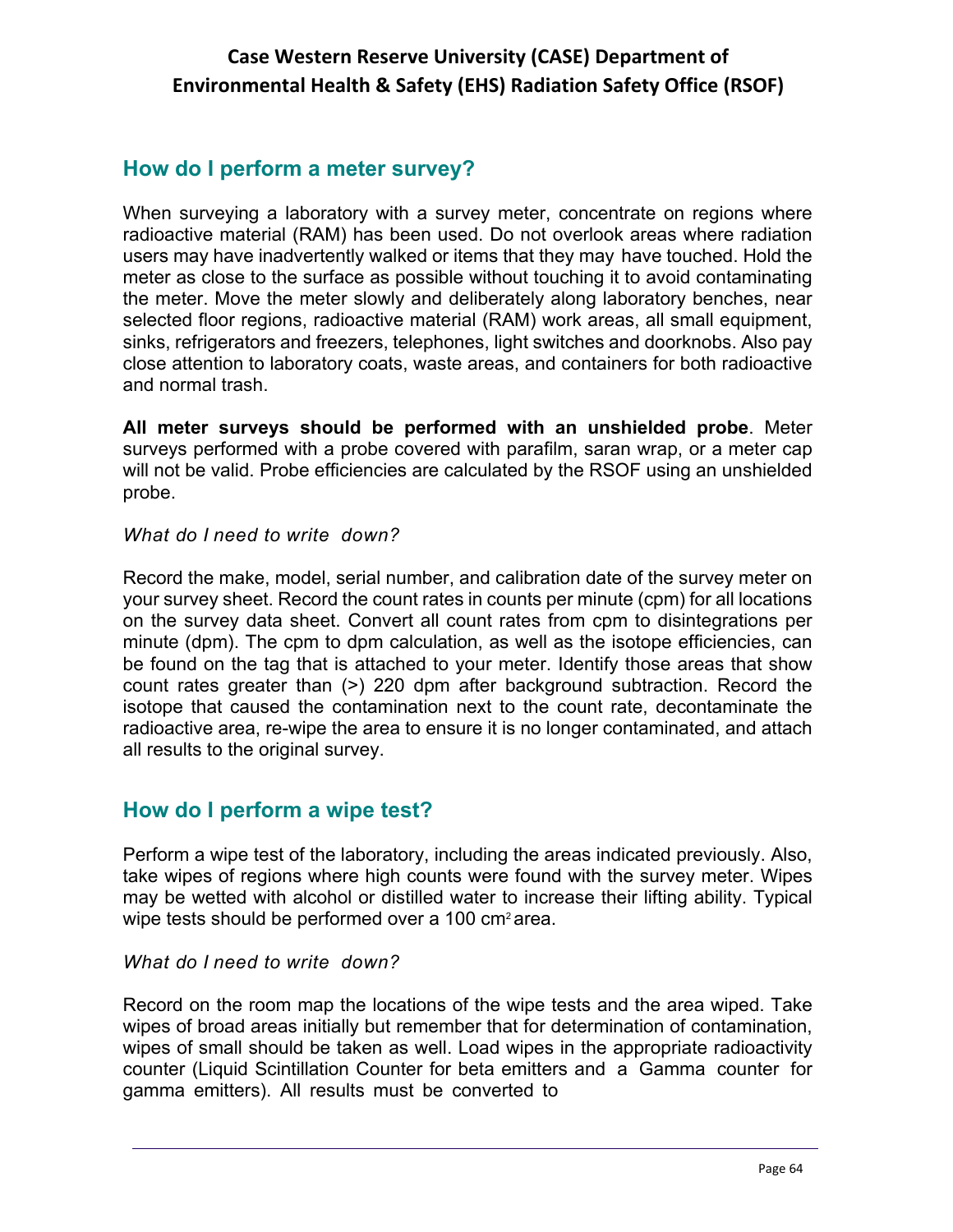## How do I perform a meter survey?

When surveying a laboratory with a survey meter, concentrate on regions where radioactive material (RAM) has been used. Do not overlook areas where radiation users may have inadvertently walked or items that they may have touched. Hold the meter as close to the surface as possible without touching it to avoid contaminating the meter. Move the meter slowly and deliberately along laboratory benches, near selected floor regions, radioactive material (RAM) work areas, all small equipment, sinks, refrigerators and freezers, telephones, light switches and doorknobs. Also pay close attention to laboratory coats, waste areas, and containers for both radioactive and normal trash.

**All meter surveys should be performed with an unshielded probe**. Meter surveys performed with a probe covered with parafilm, saran wrap, or a meter cap will not be valid. Probe efficiencies are calculated by the RSOF using an unshielded probe.

*What do I need to write down?*

Record the make, model, serial number, and calibration date of the survey meter on your survey sheet. Record the count rates in counts per minute (cpm) for all locations on the survey data sheet. Convert all count rates from cpm to disintegrations per minute (dpm). The cpm to dpm calculation, as well as the isotope efficiencies, can be found on the tag that is attached to your meter. Identify those areas that show count rates greater than (>) 220 dpm after background subtraction. Record the isotope that caused the contamination next to the count rate, decontaminate the radioactive area, re-wipe the area to ensure it is no longer contaminated, and attach all results to the original survey.

## How do I perform a wipe test?

Perform a wipe test of the laboratory, including the areas indicated previously. Also, take wipes of regions where high counts were found with the survey meter. Wipes may be wetted with alcohol or distilled water to increase their lifting ability. Typical wipe tests should be performed over a 100 $cm^2$ area.

*What do I need to write down?*

Record on the room map the locations of the wipe tests and the area wiped. Take wipes of broad areas initially but remember that for determination of contamination, wipes of small should be taken as well. Load wipes in the appropriate radioactivity counter (Liquid Scintillation Counter for beta emitters and a Gamma counter for gamma emitters). All results must be converted to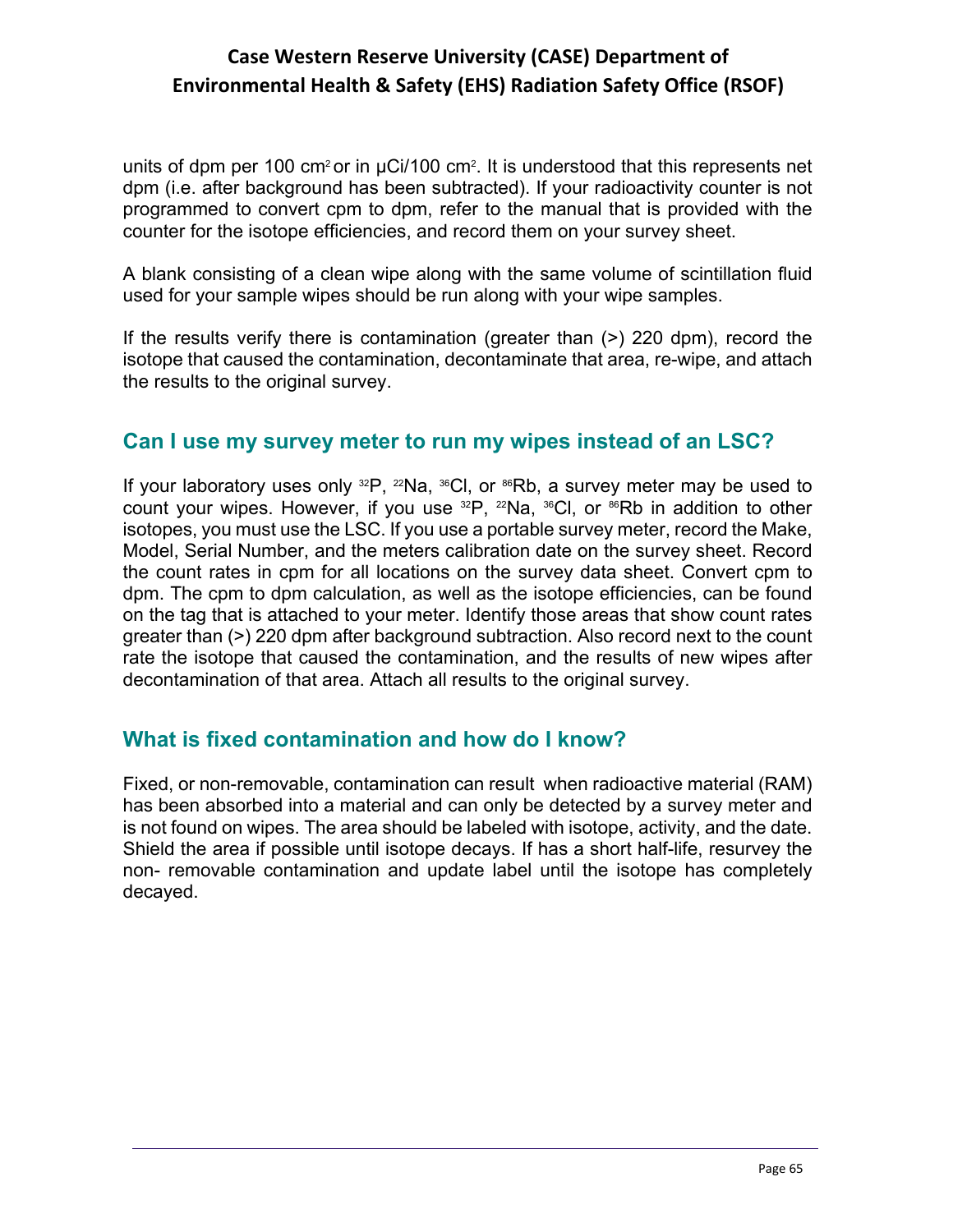units of dpm per 100 $cm^2$ or in µCi/100 $cm^2$. It is understood that this represents net dpm (i.e. after background has been subtracted). If your radioactivity counter is not programmed to convert cpm to dpm, refer to the manual that is provided with the counter for the isotope efficiencies, and record them on your survey sheet.

A blank consisting of a clean wipe along with the same volume of scintillation fluid used for your sample wipes should be run along with your wipe samples.

If the results verify there is contamination (greater than (>) 220 dpm), record the isotope that caused the contamination, decontaminate that area, re-wipe, and attach the results to the original survey.

## Can I use my survey meter to run my wipes instead of an LSC?

If your laboratory uses only $^{32}P$, $^{22}Na$, $^{36}Cl$, or $^{86}Rb$, a survey meter may be used to count your wipes. However, if you use $^{32}P$, $^{22}Na$, $^{36}Cl$, or $^{86}Rb$ in addition to other isotopes, you must use the LSC. If you use a portable survey meter, record the Make, Model, Serial Number, and the meters calibration date on the survey sheet. Record the count rates in cpm for all locations on the survey data sheet. Convert cpm to dpm. The cpm to dpm calculation, as well as the isotope efficiencies, can be found on the tag that is attached to your meter. Identify those areas that show count rates greater than (>) 220 dpm after background subtraction. Also record next to the count rate the isotope that caused the contamination, and the results of new wipes after decontamination of that area. Attach all results to the original survey.

## What is fixed contamination and how do I know?

Fixed, or non-removable, contamination can result when radioactive material (RAM) has been absorbed into a material and can only be detected by a survey meter and is not found on wipes. The area should be labeled with isotope, activity, and the date. Shield the area if possible until isotope decays. If has a short half-life, resurvey the non- removable contamination and update label until the isotope has completely decayed.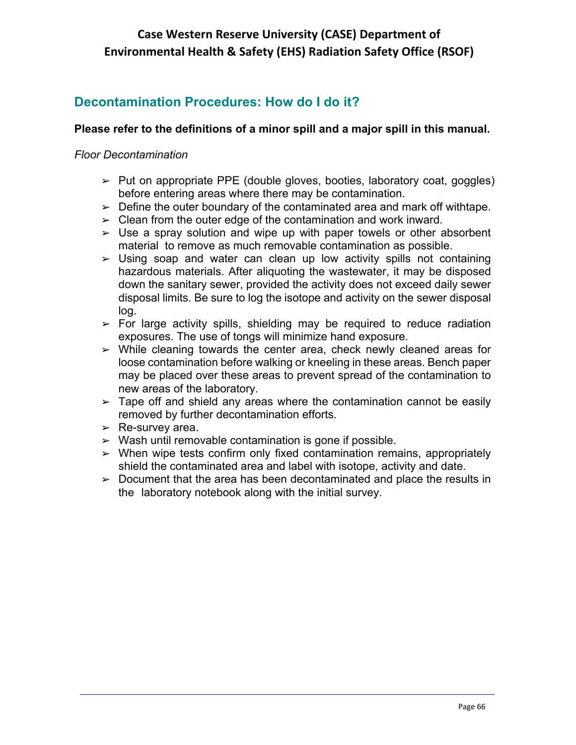## Decontamination Procedures: How do I do it?

**Please refer to the definitions of a minor spill and a major spill in this manual.**

*Floor Decontamination*

- Put on appropriate PPE (double gloves, booties, laboratory coat, goggles) before entering areas where there may be contamination.
- Define the outer boundary of the contaminated area and mark off withtape.
- Clean from the outer edge of the contamination and work inward.
- Use a spray solution and wipe up with paper towels or other absorbent material to remove as much removable contamination as possible.
- Using soap and water can clean up low activity spills not containing hazardous materials. After aliquoting the wastewater, it may be disposed down the sanitary sewer, provided the activity does not exceed daily sewer disposal limits. Be sure to log the isotope and activity on the sewer disposal log.
- For large activity spills, shielding may be required to reduce radiation exposures. The use of tongs will minimize hand exposure.
- While cleaning towards the center area, check newly cleaned areas for loose contamination before walking or kneeling in these areas. Bench paper may be placed over these areas to prevent spread of the contamination to new areas of the laboratory.
- Tape off and shield any areas where the contamination cannot be easily removed by further decontamination efforts.
- Re-survey area.
- Wash until removable contamination is gone if possible.
- When wipe tests confirm only fixed contamination remains, appropriately shield the contaminated area and label with isotope, activity and date.
- Document that the area has been decontaminated and place the results in the laboratory notebook along with the initial survey.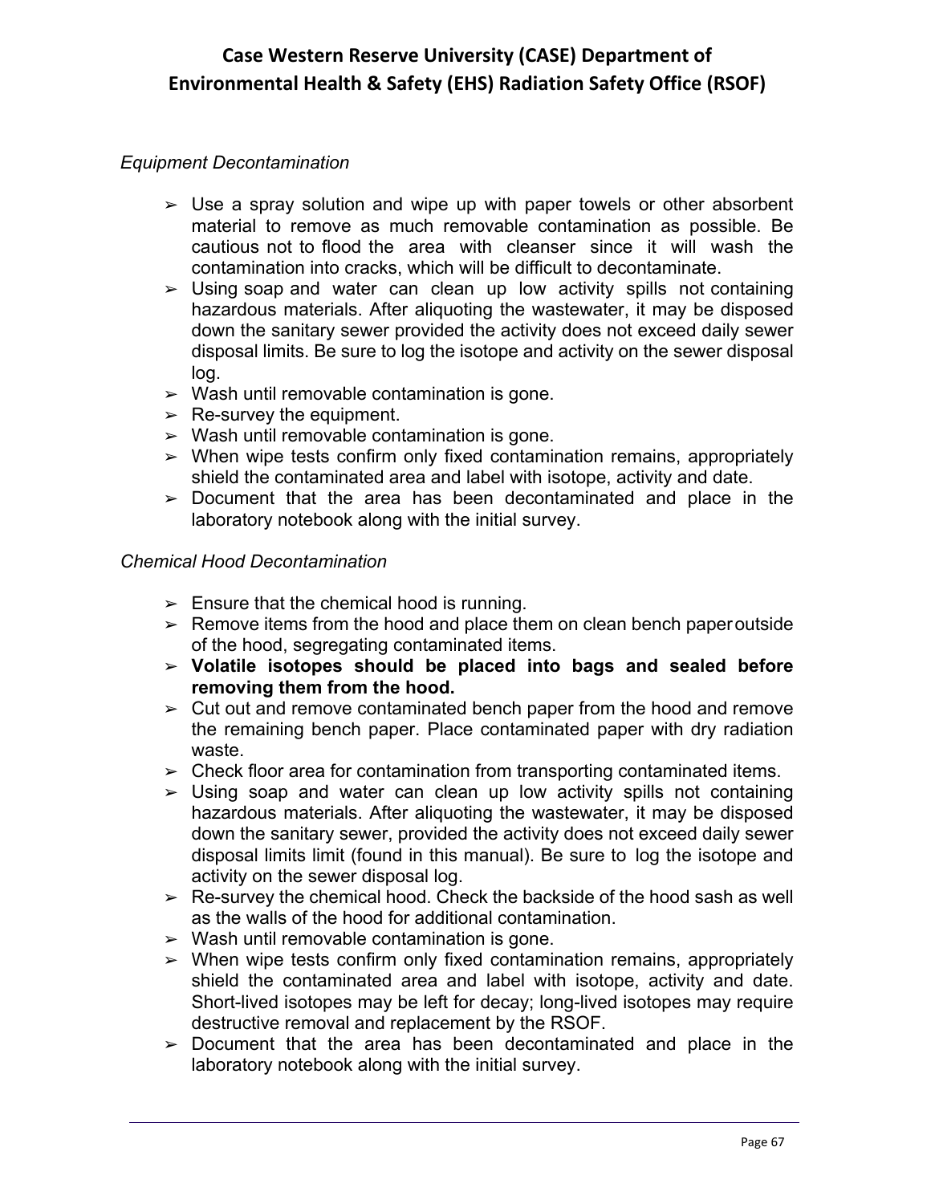*Equipment Decontamination*

- Use a spray solution and wipe up with paper towels or other absorbent material to remove as much removable contamination as possible. Be cautious not to flood the area with cleanser since it will wash the contamination into cracks, which will be difficult to decontaminate.
- Using soap and water can clean up low activity spills not containing hazardous materials. After aliquoting the wastewater, it may be disposed down the sanitary sewer provided the activity does not exceed daily sewer disposal limits. Be sure to log the isotope and activity on the sewer disposal log.
- Wash until removable contamination is gone.
- Re-survey the equipment.
- Wash until removable contamination is gone.
- When wipe tests confirm only fixed contamination remains, appropriately shield the contaminated area and label with isotope, activity and date.
- Document that the area has been decontaminated and place in the laboratory notebook along with the initial survey.

*Chemical Hood Decontamination*

- Ensure that the chemical hood is running.
- Remove items from the hood and place them on clean bench paper outside of the hood, segregating contaminated items.
- **Volatile isotopes should be placed into bags and sealed before removing them from the hood.**
- Cut out and remove contaminated bench paper from the hood and remove the remaining bench paper. Place contaminated paper with dry radiation waste.
- Check floor area for contamination from transporting contaminated items.
- Using soap and water can clean up low activity spills not containing hazardous materials. After aliquoting the wastewater, it may be disposed down the sanitary sewer, provided the activity does not exceed daily sewer disposal limits limit (found in this manual). Be sure to log the isotope and activity on the sewer disposal log.
- Re-survey the chemical hood. Check the backside of the hood sash as well as the walls of the hood for additional contamination.
- Wash until removable contamination is gone.
- When wipe tests confirm only fixed contamination remains, appropriately shield the contaminated area and label with isotope, activity and date. Short-lived isotopes may be left for decay; long-lived isotopes may require destructive removal and replacement by the RSOF.
- Document that the area has been decontaminated and place in the laboratory notebook along with the initial survey.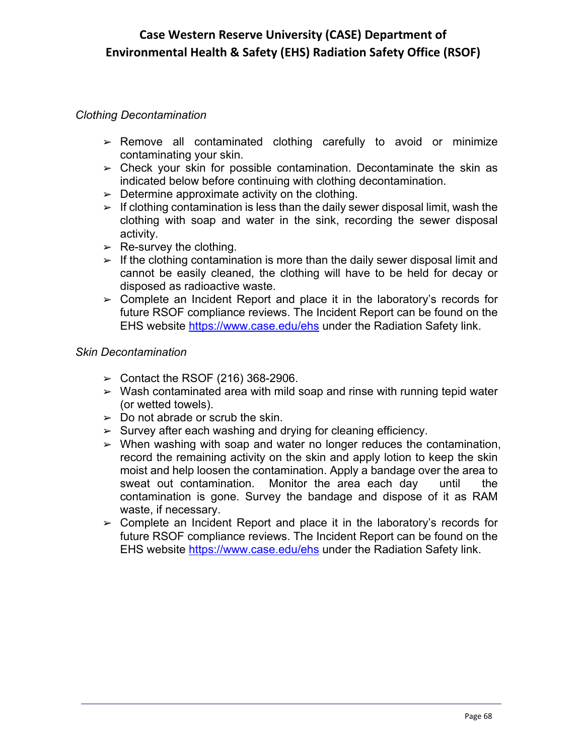*Clothing Decontamination*

- Remove all contaminated clothing carefully to avoid or minimize contaminating your skin.
- Check your skin for possible contamination. Decontaminate the skin as indicated below before continuing with clothing decontamination.
- Determine approximate activity on the clothing.
- If clothing contamination is less than the daily sewer disposal limit, wash the clothing with soap and water in the sink, recording the sewer disposal activity.
- Re-survey the clothing.
- If the clothing contamination is more than the daily sewer disposal limit and cannot be easily cleaned, the clothing will have to be held for decay or disposed as radioactive waste.
- Complete an Incident Report and place it in the laboratory's records for future RSOF compliance reviews. The Incident Report can be found on the EHS website https://www.case.edu/ehs under the Radiation Safety link.

*Skin Decontamination*

- Contact the RSOF (216) 368-2906.
- Wash contaminated area with mild soap and rinse with running tepid water (or wetted towels).
- Do not abrade or scrub the skin.
- Survey after each washing and drying for cleaning efficiency.
- When washing with soap and water no longer reduces the contamination, record the remaining activity on the skin and apply lotion to keep the skin moist and help loosen the contamination. Apply a bandage over the area to sweat out contamination. Monitor the area each day until the contamination is gone. Survey the bandage and dispose of it as RAM waste, if necessary.
- Complete an Incident Report and place it in the laboratory's records for future RSOF compliance reviews. The Incident Report can be found on the EHS website https://www.case.edu/ehs under the Radiation Safety link.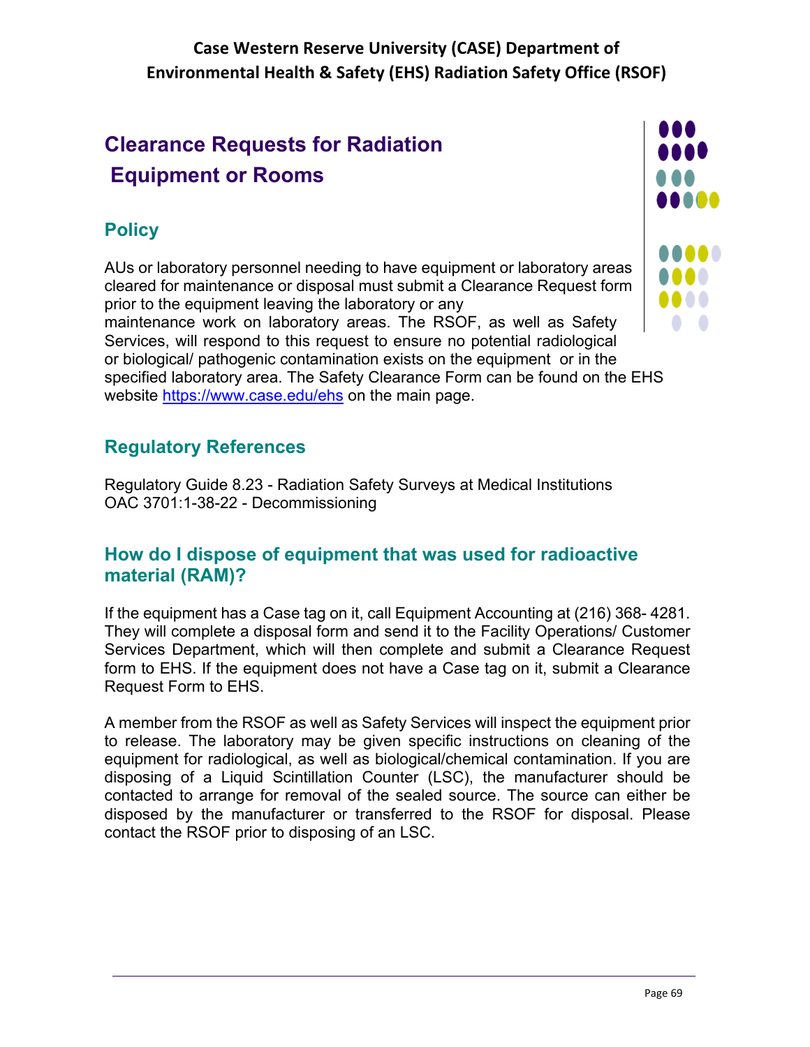# Clearance Requests for Radiation Equipment or Rooms

## Policy

AUs or laboratory personnel needing to have equipment or laboratory areas cleared for maintenance or disposal must submit a Clearance Request form prior to the equipment leaving the laboratory or any maintenance work on laboratory areas. The RSOF, as well as Safety Services, will respond to this request to ensure no potential radiological or biological/ pathogenic contamination exists on the equipment or in the specified laboratory area. The Safety Clearance Form can be found on the EHS website https://www.case.edu/ehs on the main page.

## Regulatory References

Regulatory Guide 8.23 - Radiation Safety Surveys at Medical Institutions
OAC 3701:1-38-22 - Decommissioning

## How do I dispose of equipment that was used for radioactive material (RAM)?

If the equipment has a Case tag on it, call Equipment Accounting at (216) 368- 4281. They will complete a disposal form and send it to the Facility Operations/ Customer Services Department, which will then complete and submit a Clearance Request form to EHS. If the equipment does not have a Case tag on it, submit a Clearance Request Form to EHS.

A member from the RSOF as well as Safety Services will inspect the equipment prior to release. The laboratory may be given specific instructions on cleaning of the equipment for radiological, as well as biological/chemical contamination. If you are disposing of a Liquid Scintillation Counter (LSC), the manufacturer should be contacted to arrange for removal of the sealed source. The source can either be disposed by the manufacturer or transferred to the RSOF for disposal. Please contact the RSOF prior to disposing of an LSC.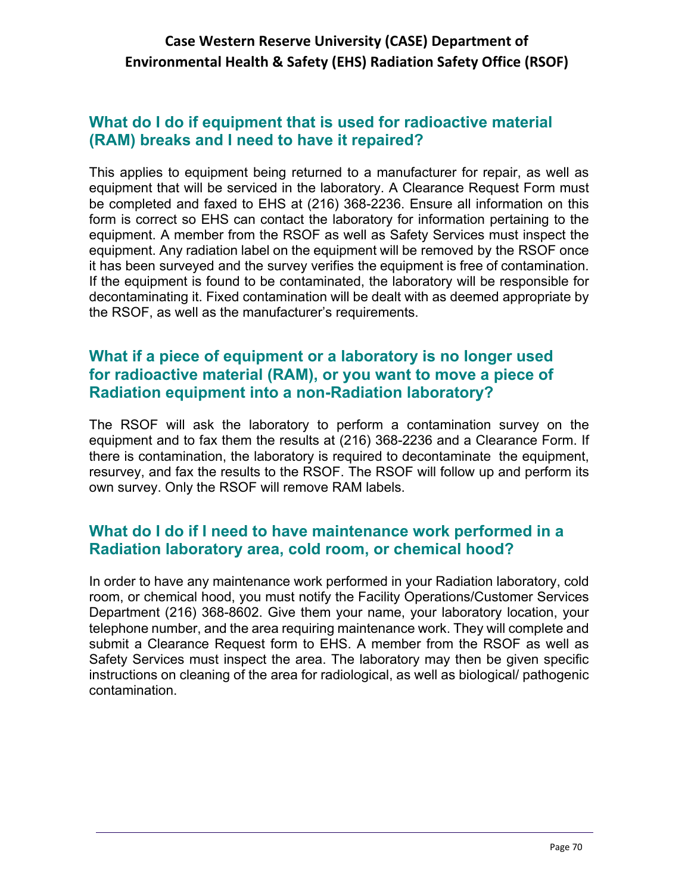## What do I do if equipment that is used for radioactive material (RAM) breaks and I need to have it repaired?

This applies to equipment being returned to a manufacturer for repair, as well as equipment that will be serviced in the laboratory. A Clearance Request Form must be completed and faxed to EHS at (216) 368-2236. Ensure all information on this form is correct so EHS can contact the laboratory for information pertaining to the equipment. A member from the RSOF as well as Safety Services must inspect the equipment. Any radiation label on the equipment will be removed by the RSOF once it has been surveyed and the survey verifies the equipment is free of contamination. If the equipment is found to be contaminated, the laboratory will be responsible for decontaminating it. Fixed contamination will be dealt with as deemed appropriate by the RSOF, as well as the manufacturer's requirements.

## What if a piece of equipment or a laboratory is no longer used for radioactive material (RAM), or you want to move a piece of Radiation equipment into a non-Radiation laboratory?

The RSOF will ask the laboratory to perform a contamination survey on the equipment and to fax them the results at (216) 368-2236 and a Clearance Form. If there is contamination, the laboratory is required to decontaminate the equipment, resurvey, and fax the results to the RSOF. The RSOF will follow up and perform its own survey. Only the RSOF will remove RAM labels.

## What do I do if I need to have maintenance work performed in a Radiation laboratory area, cold room, or chemical hood?

In order to have any maintenance work performed in your Radiation laboratory, cold room, or chemical hood, you must notify the Facility Operations/Customer Services Department (216) 368-8602. Give them your name, your laboratory location, your telephone number, and the area requiring maintenance work. They will complete and submit a Clearance Request form to EHS. A member from the RSOF as well as Safety Services must inspect the area. The laboratory may then be given specific instructions on cleaning of the area for radiological, as well as biological/ pathogenic contamination.